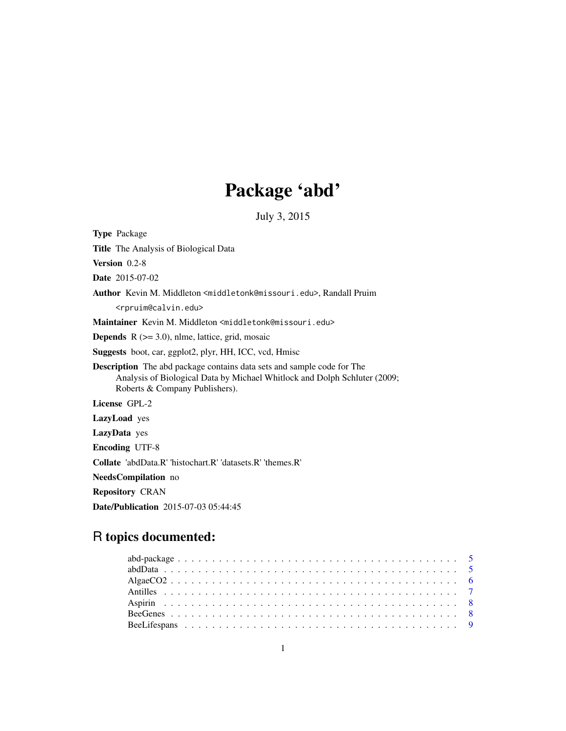# Package 'abd'

July 3, 2015

**Type** Package

**Title** The Analysis of Biological Data

**Version** 0.2-8

**Date** 2015-07-02

**Author** Kevin M. Middleton <middletonk@missouri.edu>, Randall Pruim <rpruim@calvin.edu>

**Maintainer** Kevin M. Middleton <middletonk@missouri.edu>

**Depends** R (>= 3.0), nlme, lattice, grid, mosaic

**Suggests** boot, car, ggplot2, plyr, HH, ICC, vcd, Hmisc

**Description** The abd package contains data sets and sample code for The Analysis of Biological Data by Michael Whitlock and Dolph Schluter (2009; Roberts & Company Publishers).

**License** GPL-2

**LazyLoad** yes

**LazyData** yes

**Encoding** UTF-8

**Collate** 'abdData.R' 'histochart.R' 'datasets.R' 'themes.R'

**NeedsCompilation** no

**Repository** CRAN

**Date/Publication** 2015-07-03 05:44:45

## R topics documented:

abd-package . . . . . . . . . . . . . . . . . . . . . . . . . . . . . . . . . . . . . . 5
abdData . . . . . . . . . . . . . . . . . . . . . . . . . . . . . . . . . . . . . . . . 5
AlgaeCO2 . . . . . . . . . . . . . . . . . . . . . . . . . . . . . . . . . . . . . . . 6
Antilles . . . . . . . . . . . . . . . . . . . . . . . . . . . . . . . . . . . . . . . . 7
Aspirin . . . . . . . . . . . . . . . . . . . . . . . . . . . . . . . . . . . . . . . . 8
BeeGenes . . . . . . . . . . . . . . . . . . . . . . . . . . . . . . . . . . . . . . . 8
BeeLifespans . . . . . . . . . . . . . . . . . . . . . . . . . . . . . . . . . . . . . 9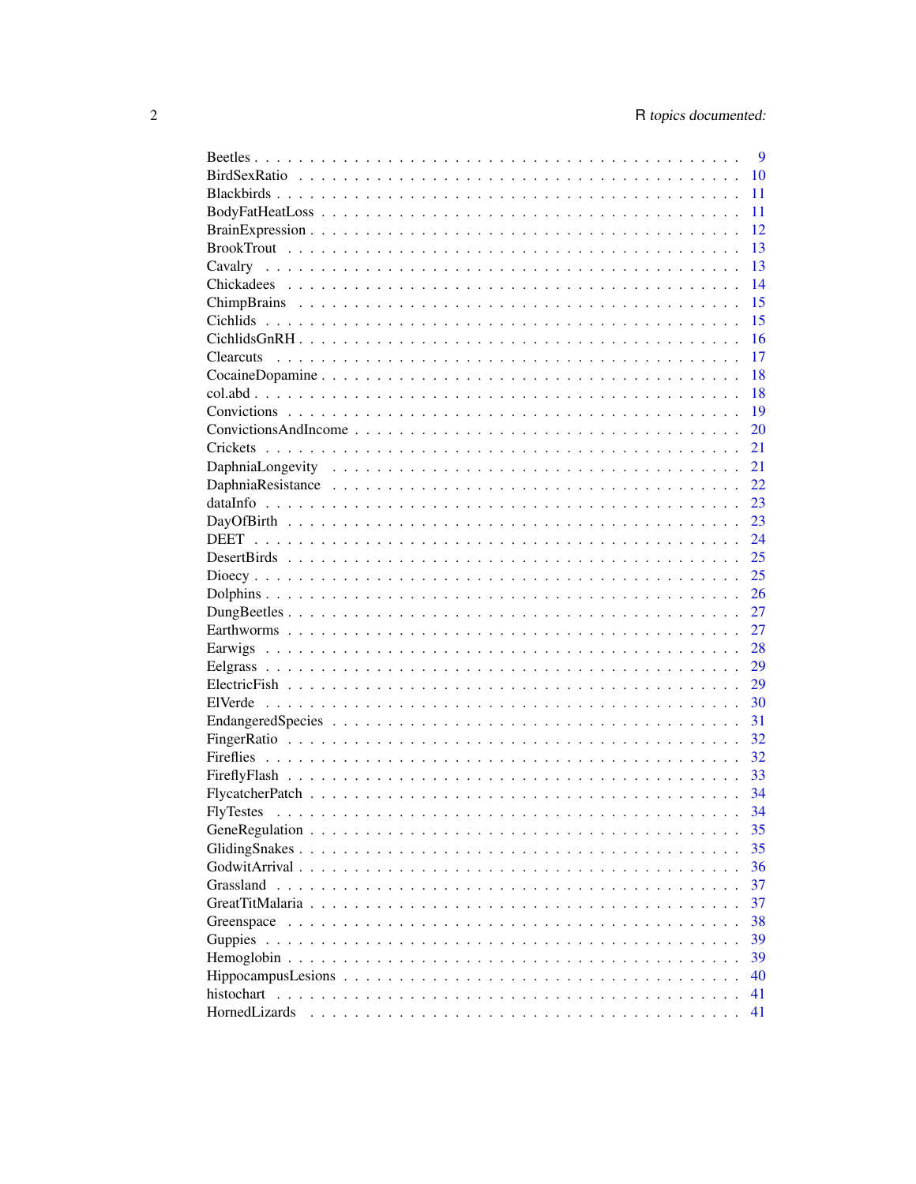| | |
|---|---|
| Beetles | 9 |
| BirdSexRatio | 10 |
| Blackbirds | 11 |
| BodyFatHeatLoss | 11 |
| BrainExpression | 12 |
| BrookTrout | 13 |
| Cavalry | 13 |
| Chickadees | 14 |
| ChimpBrains | 15 |
| Cichlids | 15 |
| CichlidsGnRH | 16 |
| Clearcuts | 17 |
| CocaineDopamine | 18 |
| col.abd | 18 |
| Convictions | 19 |
| ConvictionsAndIncome | 20 |
| Crickets | 21 |
| DaphniaLongevity | 21 |
| DaphniaResistance | 22 |
| dataInfo | 23 |
| DayOfBirth | 23 |
| DEET | 24 |
| DesertBirds | 25 |
| Dioecy | 25 |
| Dolphins | 26 |
| DungBeetles | 27 |
| Earthworms | 27 |
| Earwigs | 28 |
| Eelgrass | 29 |
| ElectricFish | 29 |
| ElVerde | 30 |
| EndangeredSpecies | 31 |
| FingerRatio | 32 |
| Fireflies | 32 |
| FireflyFlash | 33 |
| FlycatcherPatch | 34 |
| FlyTestes | 34 |
| GeneRegulation | 35 |
| GlidingSnakes | 35 |
| GodwitArrival | 36 |
| Grassland | 37 |
| GreatTitMalaria | 37 |
| Greenspace | 38 |
| Guppies | 39 |
| Hemoglobin | 39 |
| HippocampusLesions | 40 |
| histochart | 41 |
| HornedLizards | 41 |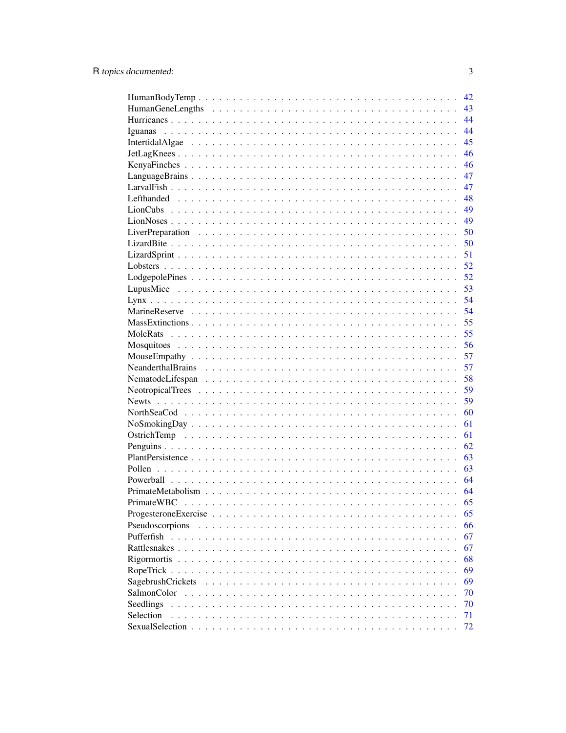HumanBodyTemp . . . . . . . . . . . . . . . . . . . . . . . . . . . . . . . . . . . . . 42
HumanGeneLengths . . . . . . . . . . . . . . . . . . . . . . . . . . . . . . . . . . . 43
Hurricanes . . . . . . . . . . . . . . . . . . . . . . . . . . . . . . . . . . . . . . . . 44
Iguanas . . . . . . . . . . . . . . . . . . . . . . . . . . . . . . . . . . . . . . . . . 44
IntertidalAlgae . . . . . . . . . . . . . . . . . . . . . . . . . . . . . . . . . . . . . 45
JetLagKnees . . . . . . . . . . . . . . . . . . . . . . . . . . . . . . . . . . . . . . . 46
KenyaFinches . . . . . . . . . . . . . . . . . . . . . . . . . . . . . . . . . . . . . . 46
LanguageBrains . . . . . . . . . . . . . . . . . . . . . . . . . . . . . . . . . . . . . 47
LarvalFish . . . . . . . . . . . . . . . . . . . . . . . . . . . . . . . . . . . . . . . . 47
Lefthanded . . . . . . . . . . . . . . . . . . . . . . . . . . . . . . . . . . . . . . . . 48
LionCubs . . . . . . . . . . . . . . . . . . . . . . . . . . . . . . . . . . . . . . . . . 49
LionNoses . . . . . . . . . . . . . . . . . . . . . . . . . . . . . . . . . . . . . . . . 49
LiverPreparation . . . . . . . . . . . . . . . . . . . . . . . . . . . . . . . . . . . . 50
LizardBite . . . . . . . . . . . . . . . . . . . . . . . . . . . . . . . . . . . . . . . . 50
LizardSprint . . . . . . . . . . . . . . . . . . . . . . . . . . . . . . . . . . . . . . . 51
Lobsters . . . . . . . . . . . . . . . . . . . . . . . . . . . . . . . . . . . . . . . . . 52
LodgepolePines . . . . . . . . . . . . . . . . . . . . . . . . . . . . . . . . . . . . . 52
LupusMice . . . . . . . . . . . . . . . . . . . . . . . . . . . . . . . . . . . . . . . . 53
Lynx . . . . . . . . . . . . . . . . . . . . . . . . . . . . . . . . . . . . . . . . . . . 54
MarineReserve . . . . . . . . . . . . . . . . . . . . . . . . . . . . . . . . . . . . . . 54
MassExtinctions . . . . . . . . . . . . . . . . . . . . . . . . . . . . . . . . . . . . . 55
MoleRats . . . . . . . . . . . . . . . . . . . . . . . . . . . . . . . . . . . . . . . . . 55
Mosquitoes . . . . . . . . . . . . . . . . . . . . . . . . . . . . . . . . . . . . . . . . 56
MouseEmpathy . . . . . . . . . . . . . . . . . . . . . . . . . . . . . . . . . . . . . . 57
NeanderthalBrains . . . . . . . . . . . . . . . . . . . . . . . . . . . . . . . . . . . 57
NematodeLifespan . . . . . . . . . . . . . . . . . . . . . . . . . . . . . . . . . . . . 58
NeotropicalTrees . . . . . . . . . . . . . . . . . . . . . . . . . . . . . . . . . . . . 59
Newts . . . . . . . . . . . . . . . . . . . . . . . . . . . . . . . . . . . . . . . . . . 59
NorthSeaCod . . . . . . . . . . . . . . . . . . . . . . . . . . . . . . . . . . . . . . . 60
NoSmokingDay . . . . . . . . . . . . . . . . . . . . . . . . . . . . . . . . . . . . . . 61
OstrichTemp . . . . . . . . . . . . . . . . . . . . . . . . . . . . . . . . . . . . . . . 61
Penguins . . . . . . . . . . . . . . . . . . . . . . . . . . . . . . . . . . . . . . . . . 62
PlantPersistence . . . . . . . . . . . . . . . . . . . . . . . . . . . . . . . . . . . . 63
Pollen . . . . . . . . . . . . . . . . . . . . . . . . . . . . . . . . . . . . . . . . . . 63
Powerball . . . . . . . . . . . . . . . . . . . . . . . . . . . . . . . . . . . . . . . . 64
PrimateMetabolism . . . . . . . . . . . . . . . . . . . . . . . . . . . . . . . . . . . 64
PrimateWBC . . . . . . . . . . . . . . . . . . . . . . . . . . . . . . . . . . . . . . . 65
ProgesteroneExercise . . . . . . . . . . . . . . . . . . . . . . . . . . . . . . . . . . 65
Pseudoscorpions . . . . . . . . . . . . . . . . . . . . . . . . . . . . . . . . . . . . 66
Pufferfish . . . . . . . . . . . . . . . . . . . . . . . . . . . . . . . . . . . . . . . . 67
Rattlesnakes . . . . . . . . . . . . . . . . . . . . . . . . . . . . . . . . . . . . . . . 67
Rigormortis . . . . . . . . . . . . . . . . . . . . . . . . . . . . . . . . . . . . . . . 68
RopeTrick . . . . . . . . . . . . . . . . . . . . . . . . . . . . . . . . . . . . . . . . 69
SagebrushCrickets . . . . . . . . . . . . . . . . . . . . . . . . . . . . . . . . . . . 69
SalmonColor . . . . . . . . . . . . . . . . . . . . . . . . . . . . . . . . . . . . . . . 70
Seedlings . . . . . . . . . . . . . . . . . . . . . . . . . . . . . . . . . . . . . . . . 70
Selection . . . . . . . . . . . . . . . . . . . . . . . . . . . . . . . . . . . . . . . . 71
SexualSelection . . . . . . . . . . . . . . . . . . . . . . . . . . . . . . . . . . . . . 72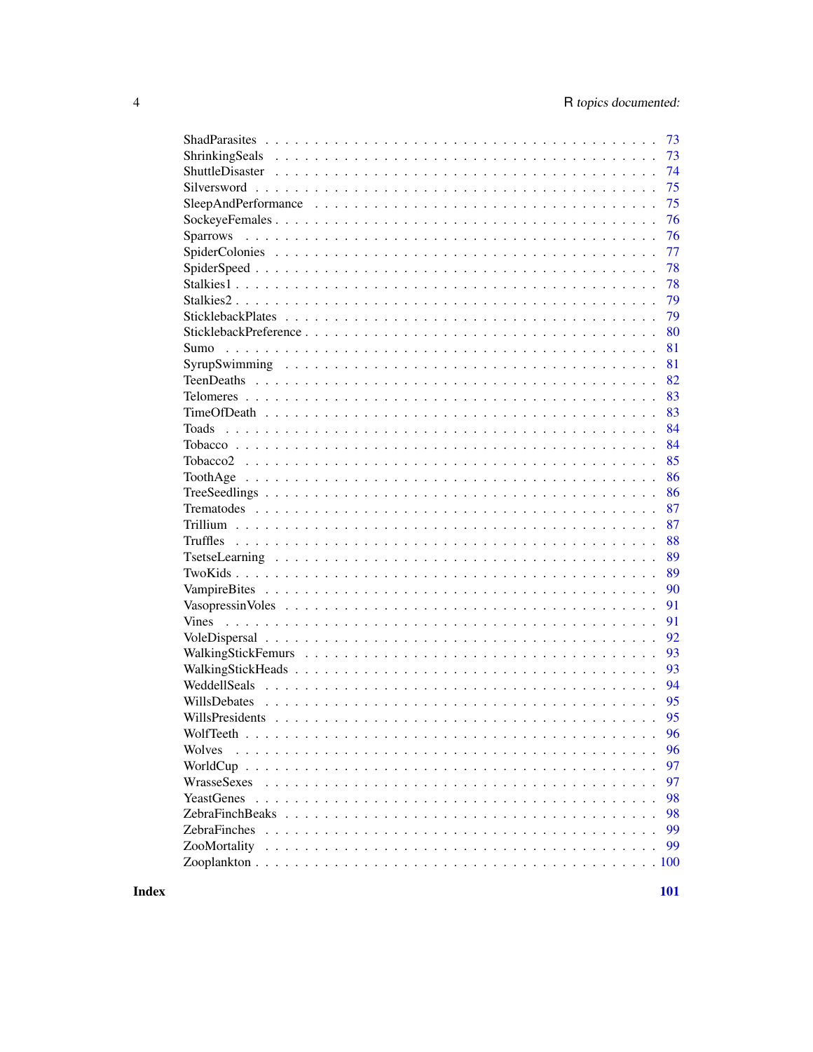| | |
|---|---|
| ShadParasites | 73 |
| ShrinkingSeals | 73 |
| ShuttleDisaster | 74 |
| Silversword | 75 |
| SleepAndPerformance | 75 |
| SockeyeFemales | 76 |
| Sparrows | 76 |
| SpiderColonies | 77 |
| SpiderSpeed | 78 |
| Stalkies1 | 78 |
| Stalkies2 | 79 |
| SticklebackPlates | 79 |
| SticklebackPreference | 80 |
| Sumo | 81 |
| SyrupSwimming | 81 |
| TeenDeaths | 82 |
| Telomeres | 83 |
| TimeOfDeath | 83 |
| Toads | 84 |
| Tobacco | 84 |
| Tobacco2 | 85 |
| ToothAge | 86 |
| TreeSeedlings | 86 |
| Trematodes | 87 |
| Trillium | 87 |
| Truffles | 88 |
| TsetseLearning | 89 |
| TwoKids | 89 |
| VampireBites | 90 |
| VasopressinVoles | 91 |
| Vines | 91 |
| VoleDispersal | 92 |
| WalkingStickFemurs | 93 |
| WalkingStickHeads | 93 |
| WeddellSeals | 94 |
| WillsDebates | 95 |
| WillsPresidents | 95 |
| WolfTeeth | 96 |
| Wolves | 96 |
| WorldCup | 97 |
| WrasseSexes | 97 |
| YeastGenes | 98 |
| ZebraFinchBeaks | 98 |
| ZebraFinches | 99 |
| ZooMortality | 99 |
| Zooplankton | 100 |

**Index** **101**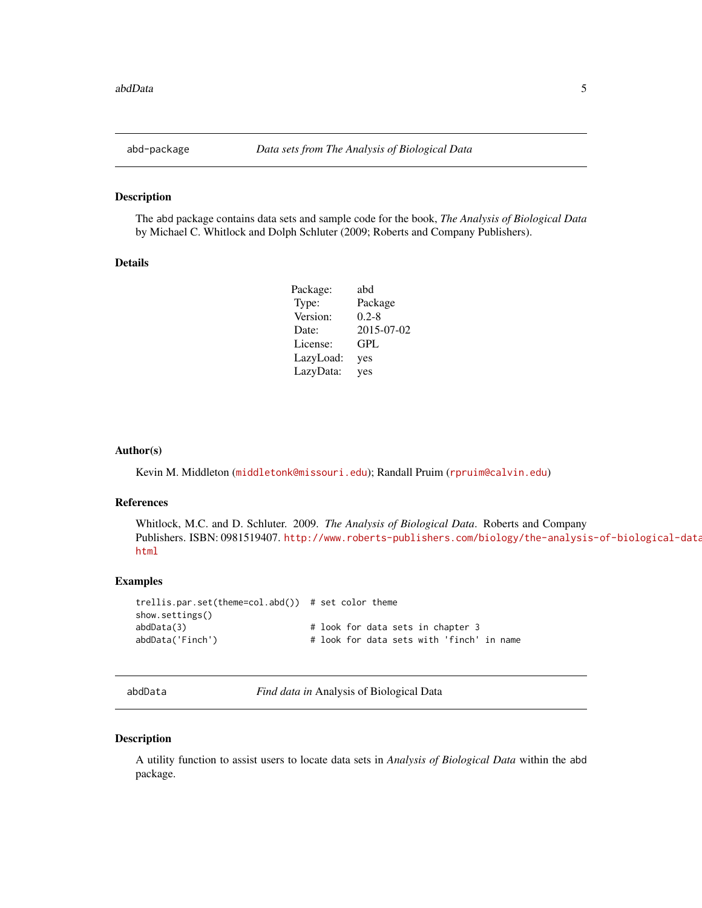## abd-package — *Data sets from The Analysis of Biological Data*

### Description

The abd package contains data sets and sample code for the book, *The Analysis of Biological Data* by Michael C. Whitlock and Dolph Schluter (2009; Roberts and Company Publishers).

### Details

| | |
|---|---|
| Package: | abd |
| Type: | Package |
| Version: | 0.2-8 |
| Date: | 2015-07-02 |
| License: | GPL |
| LazyLoad: | yes |
| LazyData: | yes |

### Author(s)

Kevin M. Middleton (middletonk@missouri.edu); Randall Pruim (rpruim@calvin.edu)

### References

Whitlock, M.C. and D. Schluter. 2009. *The Analysis of Biological Data*. Roberts and Company Publishers. ISBN: 0981519407. http://www.roberts-publishers.com/biology/the-analysis-of-biological-data.html

### Examples

```
trellis.par.set(theme=col.abd())  # set color theme
show.settings()
abdData(3)                        # look for data sets in chapter 3
abdData('Finch')                  # look for data sets with 'finch' in name
```

## abdData — *Find data in* Analysis of Biological Data

### Description

A utility function to assist users to locate data sets in *Analysis of Biological Data* within the abd package.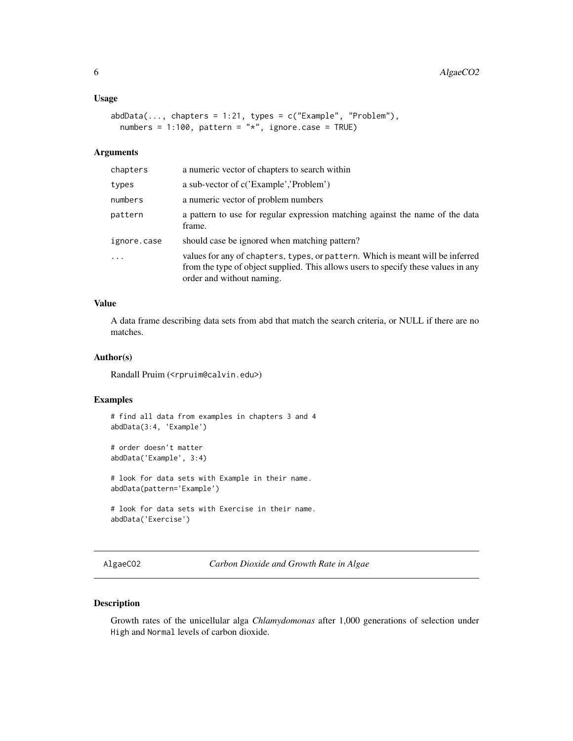## Usage

```
abdData(..., chapters = 1:21, types = c("Example", "Problem"),
  numbers = 1:100, pattern = "*", ignore.case = TRUE)
```

## Arguments

| | |
|---|---|
| chapters | a numeric vector of chapters to search within |
| types | a sub-vector of c('Example','Problem') |
| numbers | a numeric vector of problem numbers |
| pattern | a pattern to use for regular expression matching against the name of the data frame. |
| ignore.case | should case be ignored when matching pattern? |
| ... | values for any of chapters, types, or pattern. Which is meant will be inferred from the type of object supplied. This allows users to specify these values in any order and without naming. |

## Value

A data frame describing data sets from abd that match the search criteria, or NULL if there are no matches.

## Author(s)

Randall Pruim (<rpruim@calvin.edu>)

## Examples

```
# find all data from examples in chapters 3 and 4
abdData(3:4, 'Example')

# order doesn't matter
abdData('Example', 3:4)

# look for data sets with Example in their name.
abdData(pattern='Example')

# look for data sets with Exercise in their name.
abdData('Exercise')
```

---

# AlgaeCO2 — *Carbon Dioxide and Growth Rate in Algae*

## Description

Growth rates of the unicellular alga *Chlamydomonas* after 1,000 generations of selection under High and Normal levels of carbon dioxide.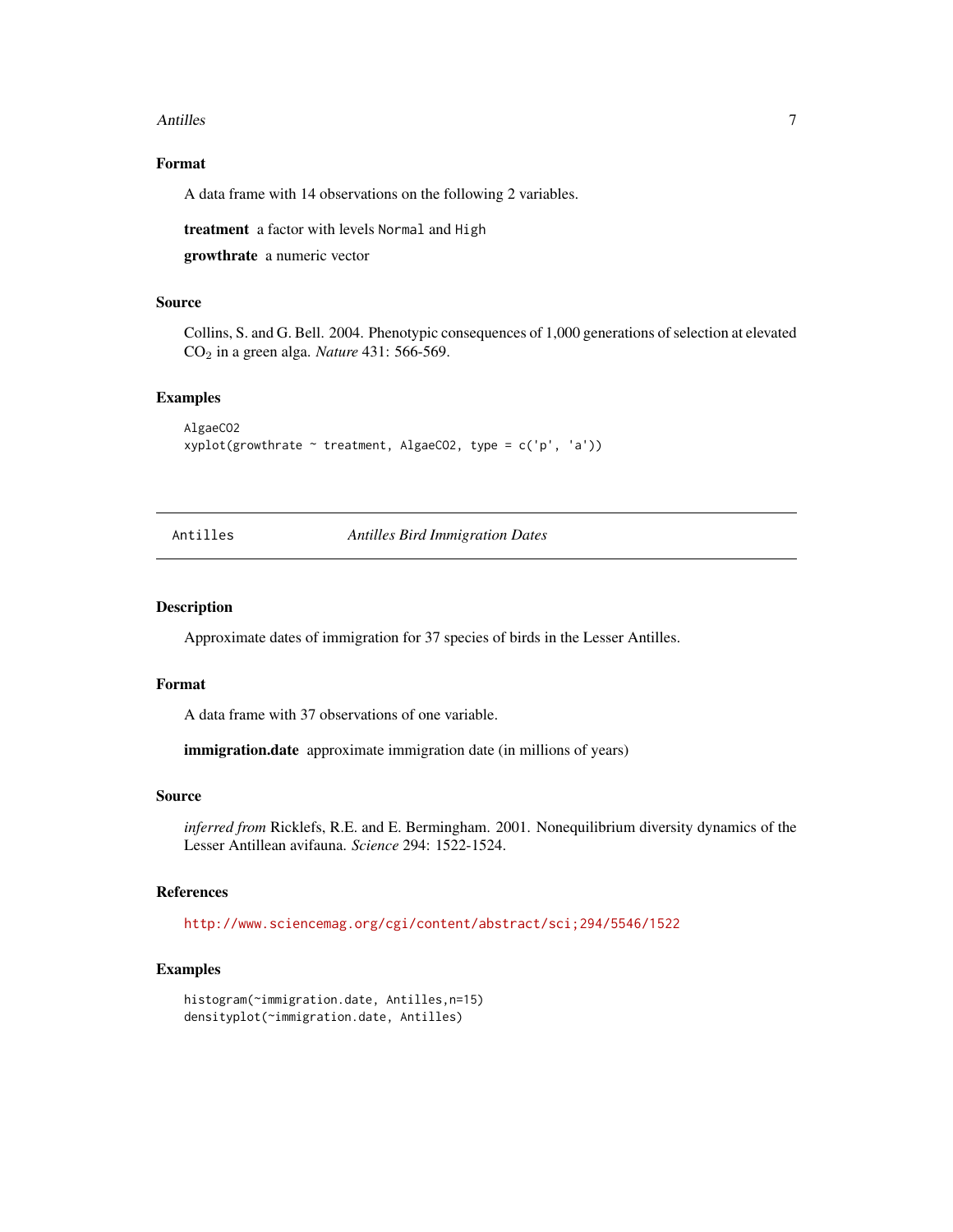### Format

A data frame with 14 observations on the following 2 variables.

**treatment** a factor with levels `Normal` and `High`

**growthrate** a numeric vector

### Source

Collins, S. and G. Bell. 2004. Phenotypic consequences of 1,000 generations of selection at elevated $CO_2$ in a green alga. *Nature* 431: 566-569.

### Examples

```
AlgaeCO2
xyplot(growthrate ~ treatment, AlgaeCO2, type = c('p', 'a'))
```

---

## Antilles *Antilles Bird Immigration Dates*

---

### Description

Approximate dates of immigration for 37 species of birds in the Lesser Antilles.

### Format

A data frame with 37 observations of one variable.

**immigration.date** approximate immigration date (in millions of years)

### Source

*inferred from* Ricklefs, R.E. and E. Bermingham. 2001. Nonequilibrium diversity dynamics of the Lesser Antillean avifauna. *Science* 294: 1522-1524.

### References

http://www.sciencemag.org/cgi/content/abstract/sci;294/5546/1522

### Examples

```
histogram(~immigration.date, Antilles,n=15)
densityplot(~immigration.date, Antilles)
```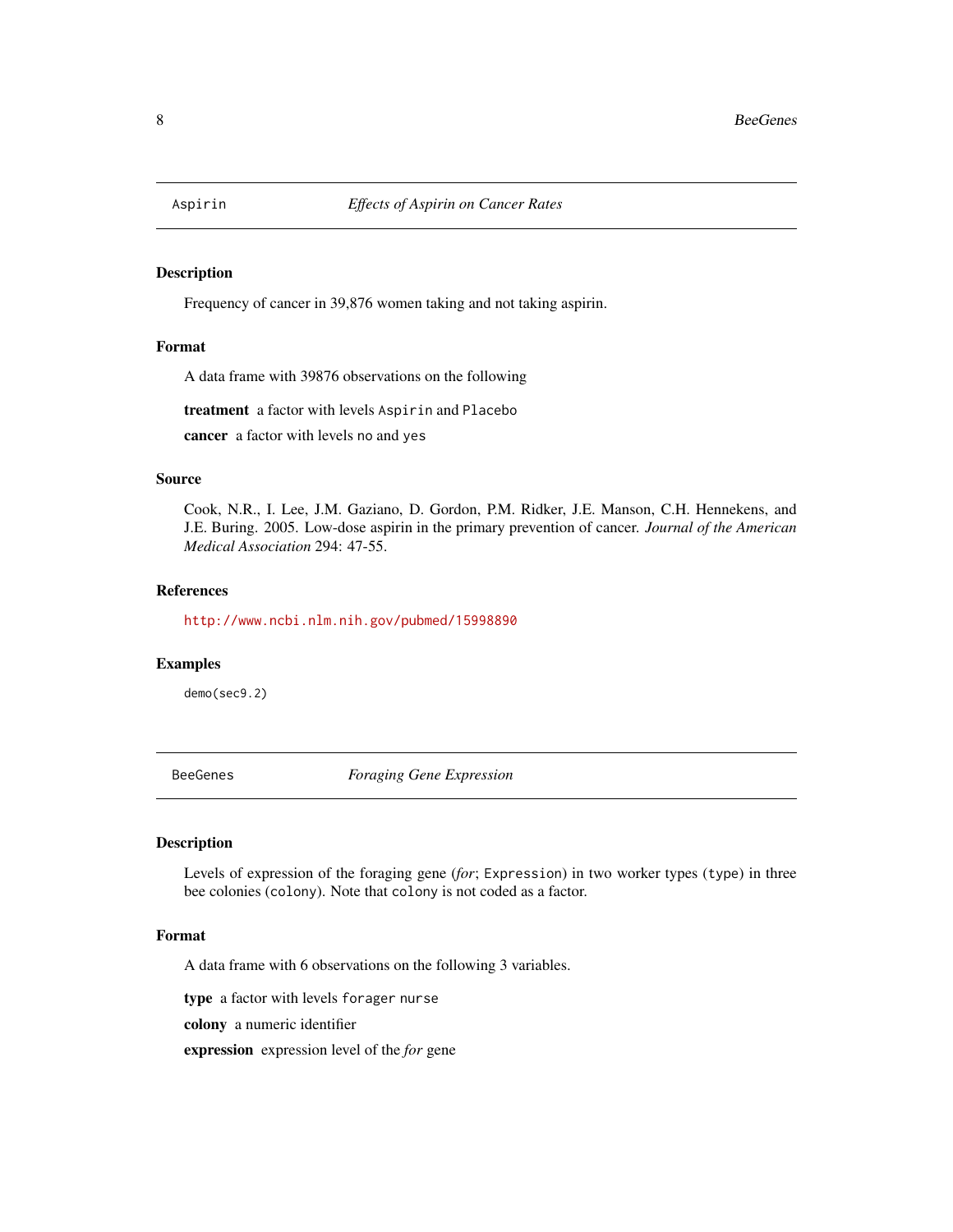## Aspirin — *Effects of Aspirin on Cancer Rates*

### Description

Frequency of cancer in 39,876 women taking and not taking aspirin.

### Format

A data frame with 39876 observations on the following

**treatment** a factor with levels `Aspirin` and `Placebo`

**cancer** a factor with levels `no` and `yes`

### Source

Cook, N.R., I. Lee, J.M. Gaziano, D. Gordon, P.M. Ridker, J.E. Manson, C.H. Hennekens, and J.E. Buring. 2005. Low-dose aspirin in the primary prevention of cancer. *Journal of the American Medical Association* 294: 47-55.

### References

http://www.ncbi.nlm.nih.gov/pubmed/15998890

### Examples

```
demo(sec9.2)
```

## BeeGenes — *Foraging Gene Expression*

### Description

Levels of expression of the foraging gene (*for*; `Expression`) in two worker types (`type`) in three bee colonies (`colony`). Note that `colony` is not coded as a factor.

### Format

A data frame with 6 observations on the following 3 variables.

**type** a factor with levels `forager` `nurse`

**colony** a numeric identifier

**expression** expression level of the *for* gene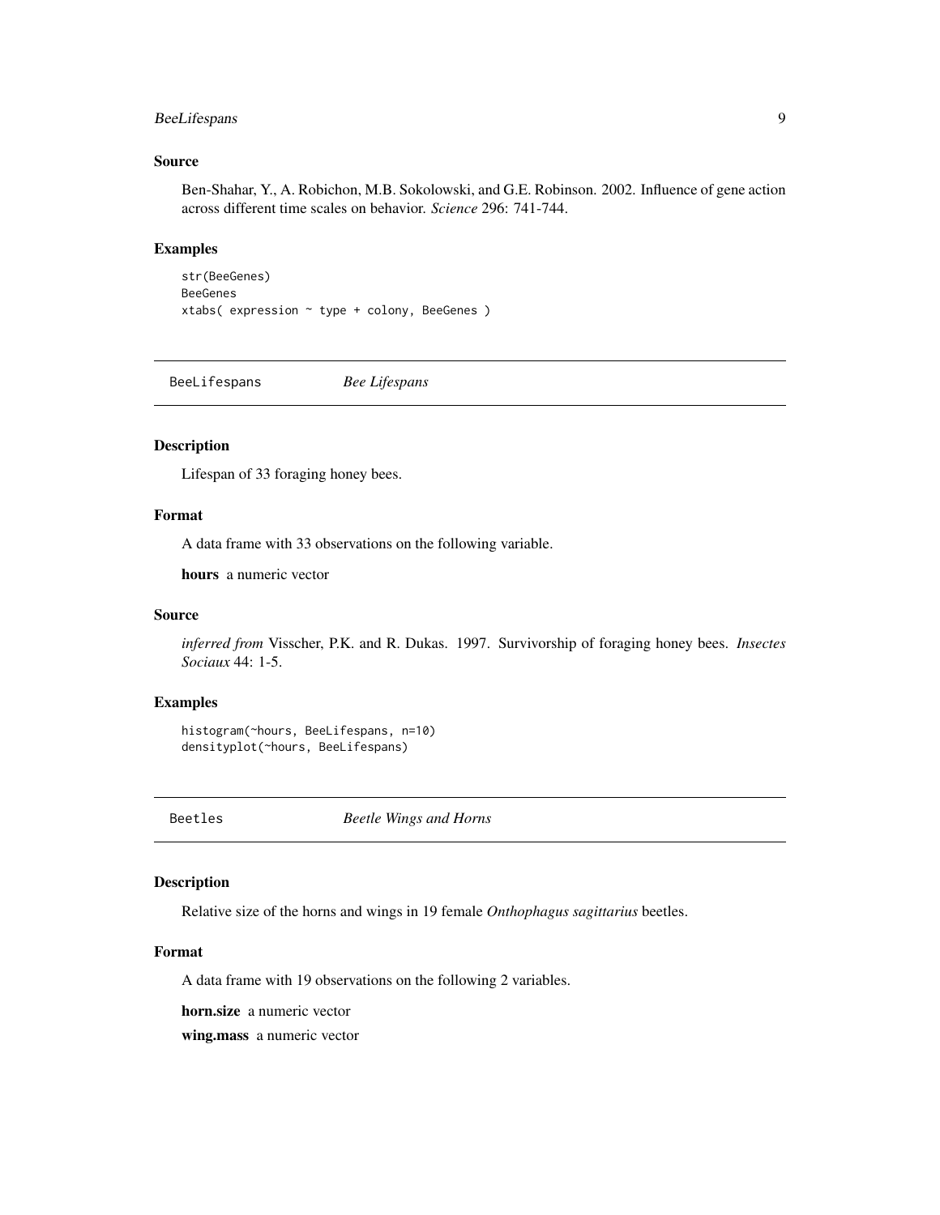### Source

Ben-Shahar, Y., A. Robichon, M.B. Sokolowski, and G.E. Robinson. 2002. Influence of gene action across different time scales on behavior. *Science* 296: 741-744.

### Examples

```
str(BeeGenes)
BeeGenes
xtabs( expression ~ type + colony, BeeGenes )
```

## BeeLifespans *Bee Lifespans*

### Description

Lifespan of 33 foraging honey bees.

### Format

A data frame with 33 observations on the following variable.

**hours** a numeric vector

### Source

*inferred from* Visscher, P.K. and R. Dukas. 1997. Survivorship of foraging honey bees. *Insectes Sociaux* 44: 1-5.

### Examples

```
histogram(~hours, BeeLifespans, n=10)
densityplot(~hours, BeeLifespans)
```

## Beetles *Beetle Wings and Horns*

### Description

Relative size of the horns and wings in 19 female *Onthophagus sagittarius* beetles.

### Format

A data frame with 19 observations on the following 2 variables.

**horn.size** a numeric vector

**wing.mass** a numeric vector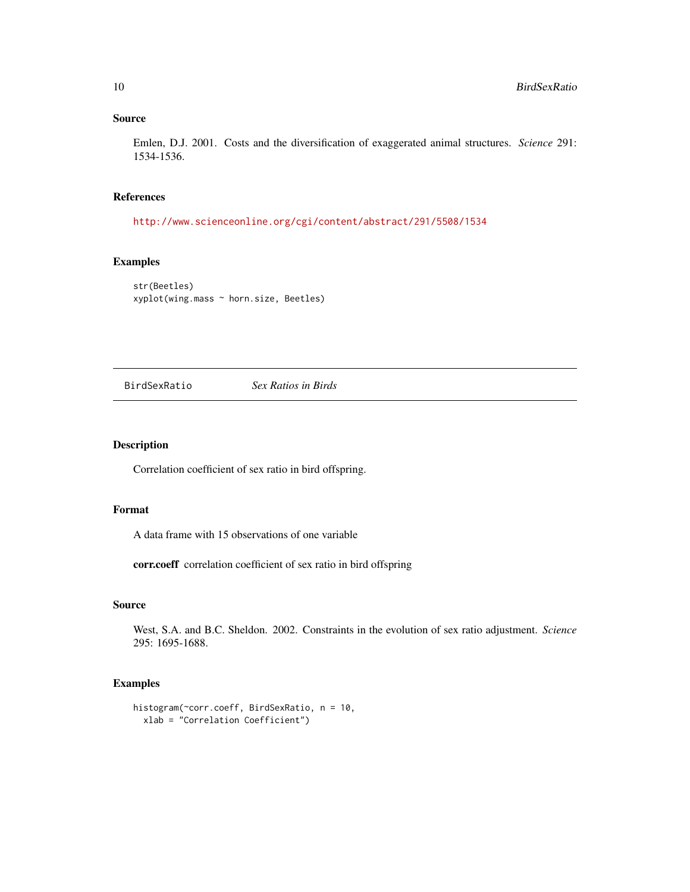### Source

Emlen, D.J. 2001. Costs and the diversification of exaggerated animal structures. *Science* 291: 1534-1536.

### References

http://www.scienceonline.org/cgi/content/abstract/291/5508/1534

### Examples

```
str(Beetles)
xyplot(wing.mass ~ horn.size, Beetles)
```

---

## BirdSexRatio *Sex Ratios in Birds*

---

### Description

Correlation coefficient of sex ratio in bird offspring.

### Format

A data frame with 15 observations of one variable

**corr.coeff** correlation coefficient of sex ratio in bird offspring

### Source

West, S.A. and B.C. Sheldon. 2002. Constraints in the evolution of sex ratio adjustment. *Science* 295: 1695-1688.

### Examples

```
histogram(~corr.coeff, BirdSexRatio, n = 10,
  xlab = "Correlation Coefficient")
```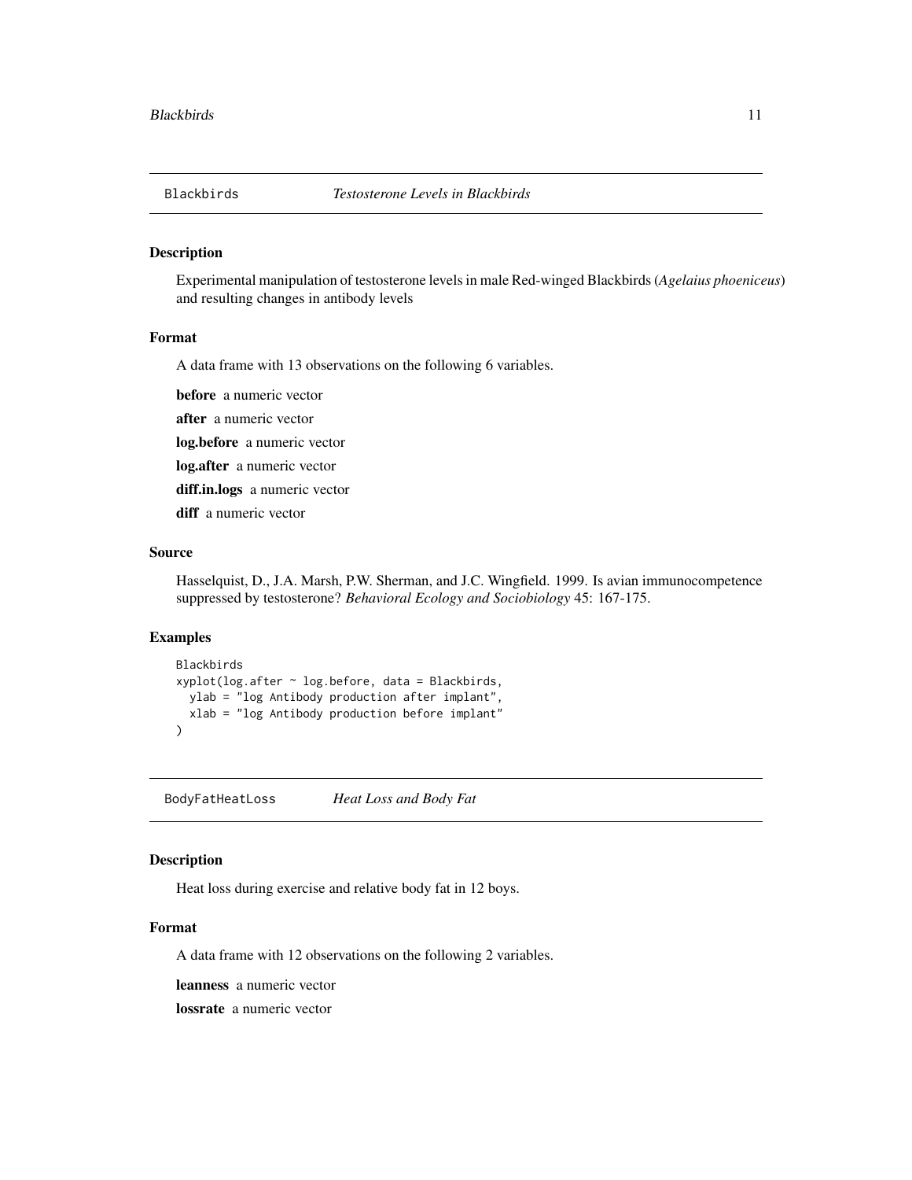## Blackbirds *Testosterone Levels in Blackbirds*

### Description

Experimental manipulation of testosterone levels in male Red-winged Blackbirds (*Agelaius phoeniceus*) and resulting changes in antibody levels

### Format

A data frame with 13 observations on the following 6 variables.

**before** a numeric vector

**after** a numeric vector

**log.before** a numeric vector

**log.after** a numeric vector

**diff.in.logs** a numeric vector

**diff** a numeric vector

### Source

Hasselquist, D., J.A. Marsh, P.W. Sherman, and J.C. Wingfield. 1999. Is avian immunocompetence suppressed by testosterone? *Behavioral Ecology and Sociobiology* 45: 167-175.

### Examples

```
Blackbirds
xyplot(log.after ~ log.before, data = Blackbirds,
  ylab = "log Antibody production after implant",
  xlab = "log Antibody production before implant"
)
```

## BodyFatHeatLoss *Heat Loss and Body Fat*

### Description

Heat loss during exercise and relative body fat in 12 boys.

### Format

A data frame with 12 observations on the following 2 variables.

**leanness** a numeric vector

**lossrate** a numeric vector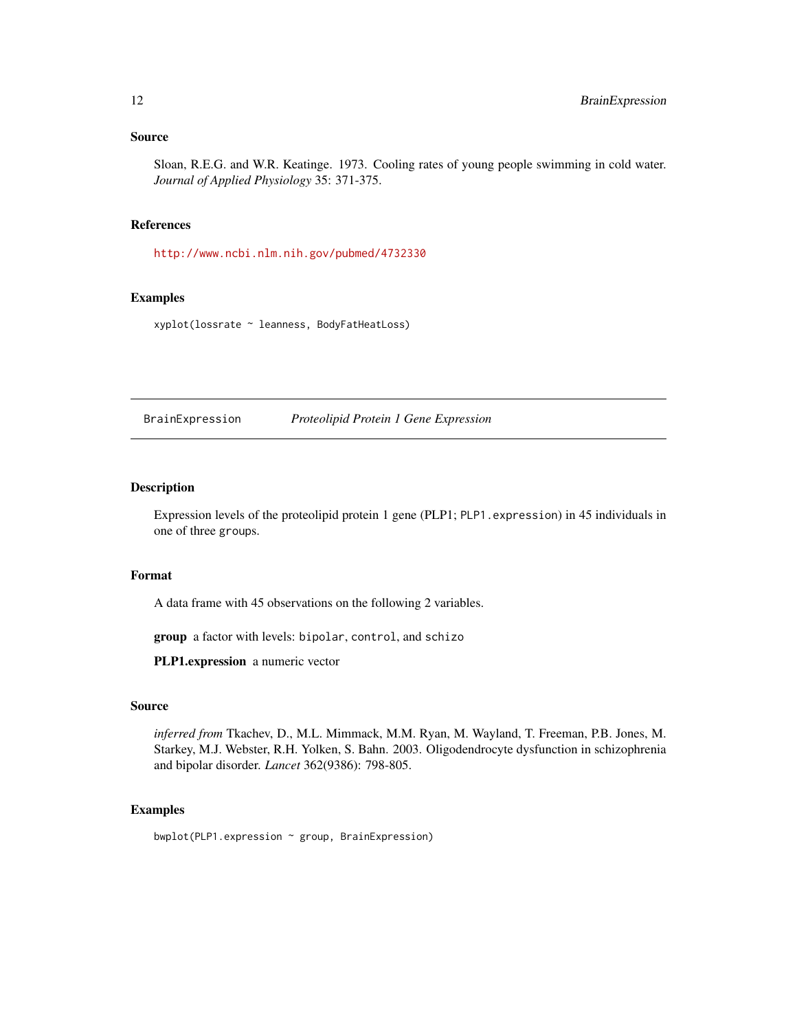## Source

Sloan, R.E.G. and W.R. Keatinge. 1973. Cooling rates of young people swimming in cold water. *Journal of Applied Physiology* 35: 371-375.

## References

http://www.ncbi.nlm.nih.gov/pubmed/4732330

## Examples

```
xyplot(lossrate ~ leanness, BodyFatHeatLoss)
```

---

# BrainExpression *Proteolipid Protein 1 Gene Expression*

---

## Description

Expression levels of the proteolipid protein 1 gene (PLP1; `PLP1.expression`) in 45 individuals in one of three `groups`.

## Format

A data frame with 45 observations on the following 2 variables.

**group** a factor with levels: `bipolar`, `control`, and `schizo`

**PLP1.expression** a numeric vector

## Source

*inferred from* Tkachev, D., M.L. Mimmack, M.M. Ryan, M. Wayland, T. Freeman, P.B. Jones, M. Starkey, M.J. Webster, R.H. Yolken, S. Bahn. 2003. Oligodendrocyte dysfunction in schizophrenia and bipolar disorder. *Lancet* 362(9386): 798-805.

## Examples

```
bwplot(PLP1.expression ~ group, BrainExpression)
```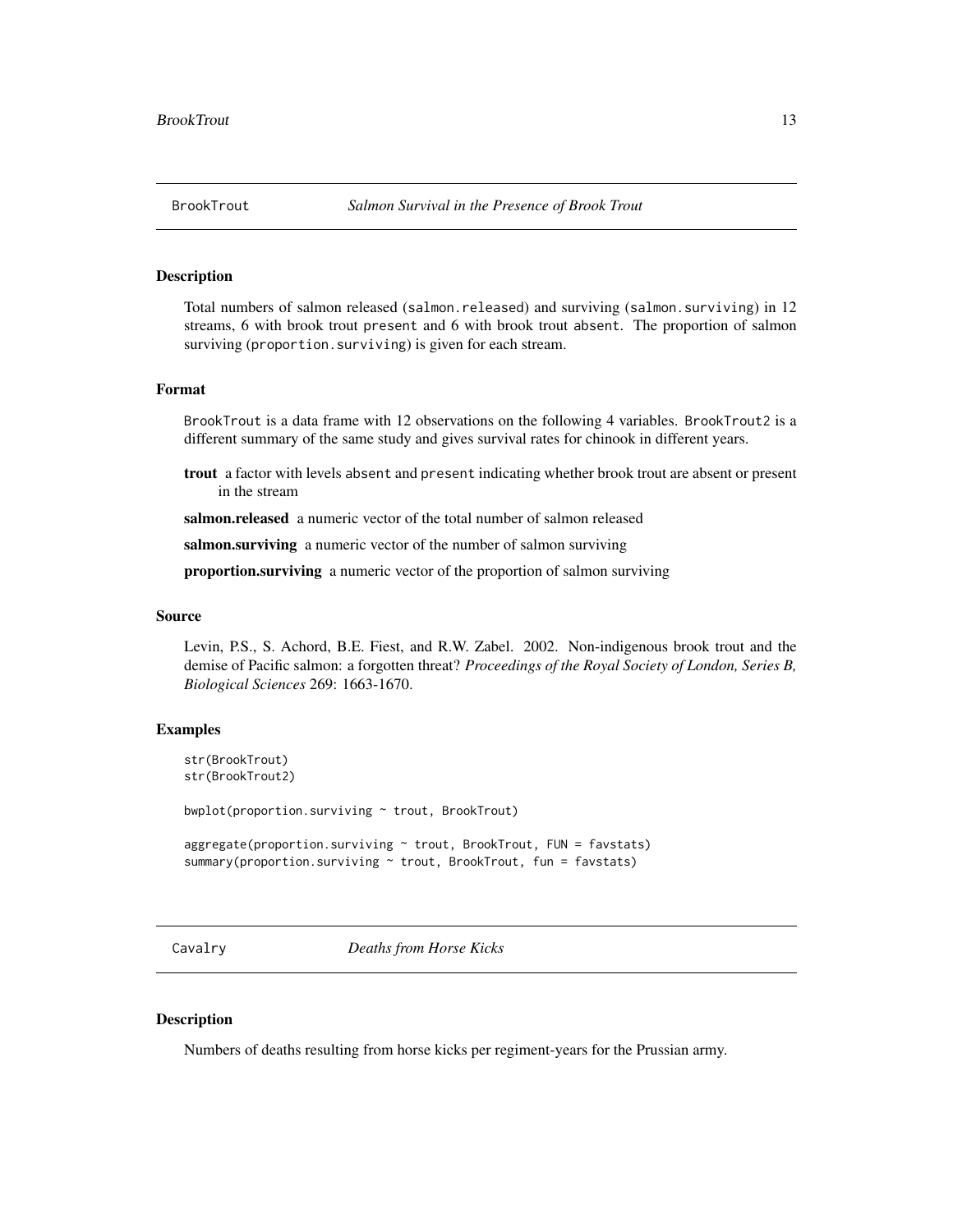## BrookTrout — *Salmon Survival in the Presence of Brook Trout*

### Description

Total numbers of salmon released (salmon.released) and surviving (salmon.surviving) in 12 streams, 6 with brook trout present and 6 with brook trout absent. The proportion of salmon surviving (proportion.surviving) is given for each stream.

### Format

BrookTrout is a data frame with 12 observations on the following 4 variables. BrookTrout2 is a different summary of the same study and gives survival rates for chinook in different years.

- **trout** a factor with levels absent and present indicating whether brook trout are absent or present in the stream
- **salmon.released** a numeric vector of the total number of salmon released
- **salmon.surviving** a numeric vector of the number of salmon surviving
- **proportion.surviving** a numeric vector of the proportion of salmon surviving

### Source

Levin, P.S., S. Achord, B.E. Fiest, and R.W. Zabel. 2002. Non-indigenous brook trout and the demise of Pacific salmon: a forgotten threat? *Proceedings of the Royal Society of London, Series B, Biological Sciences* 269: 1663-1670.

### Examples

```
str(BrookTrout)
str(BrookTrout2)

bwplot(proportion.surviving ~ trout, BrookTrout)

aggregate(proportion.surviving ~ trout, BrookTrout, FUN = favstats)
summary(proportion.surviving ~ trout, BrookTrout, fun = favstats)
```

## Cavalry — *Deaths from Horse Kicks*

### Description

Numbers of deaths resulting from horse kicks per regiment-years for the Prussian army.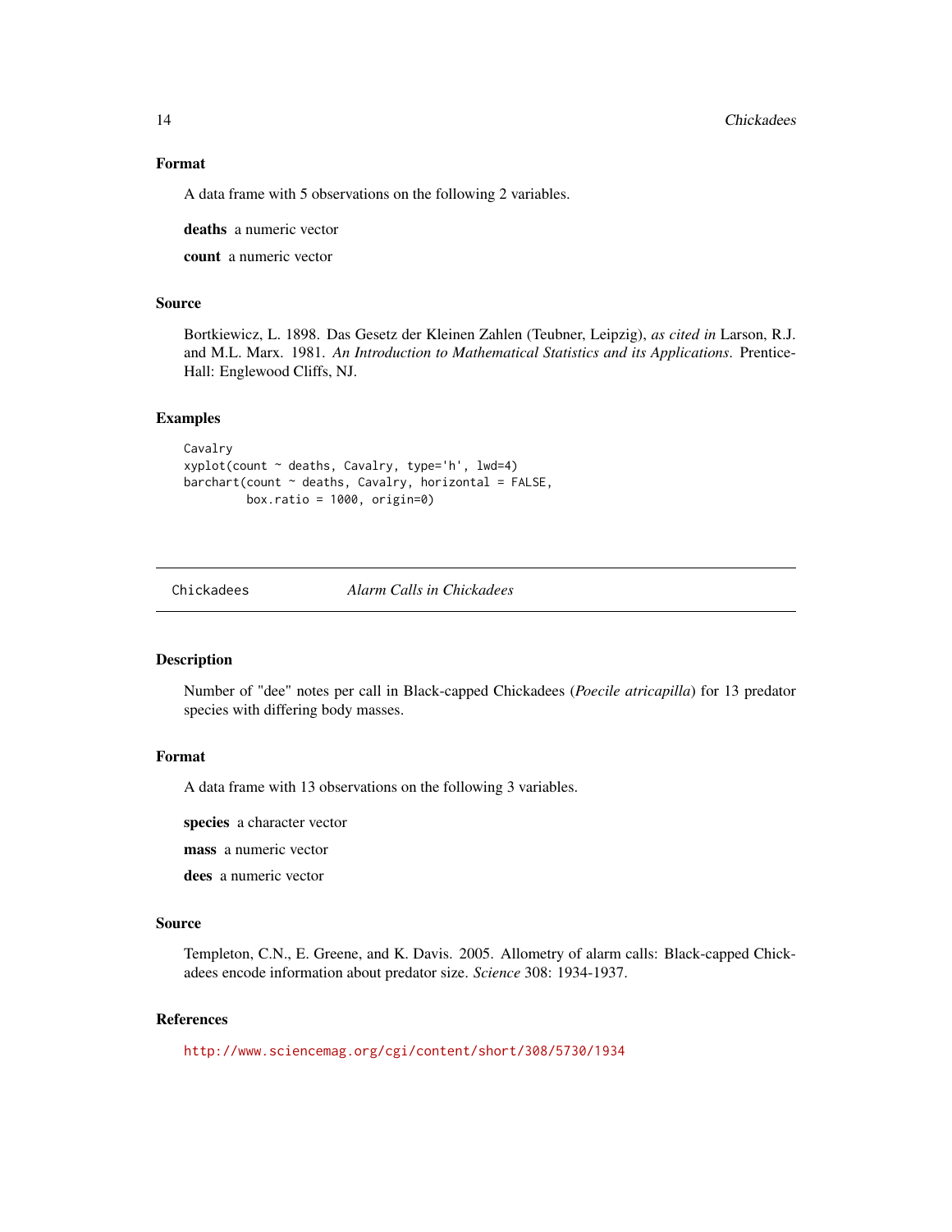### Format

A data frame with 5 observations on the following 2 variables.

**deaths** a numeric vector

**count** a numeric vector

### Source

Bortkiewicz, L. 1898. Das Gesetz der Kleinen Zahlen (Teubner, Leipzig), *as cited in* Larson, R.J. and M.L. Marx. 1981. *An Introduction to Mathematical Statistics and its Applications*. Prentice-Hall: Englewood Cliffs, NJ.

### Examples

```
Cavalry
xyplot(count ~ deaths, Cavalry, type='h', lwd=4)
barchart(count ~ deaths, Cavalry, horizontal = FALSE,
         box.ratio = 1000, origin=0)
```

---

## Chickadees *Alarm Calls in Chickadees*

### Description

Number of "dee" notes per call in Black-capped Chickadees (*Poecile atricapilla*) for 13 predator species with differing body masses.

### Format

A data frame with 13 observations on the following 3 variables.

**species** a character vector

**mass** a numeric vector

**dees** a numeric vector

### Source

Templeton, C.N., E. Greene, and K. Davis. 2005. Allometry of alarm calls: Black-capped Chickadees encode information about predator size. *Science* 308: 1934-1937.

### References

http://www.sciencemag.org/cgi/content/short/308/5730/1934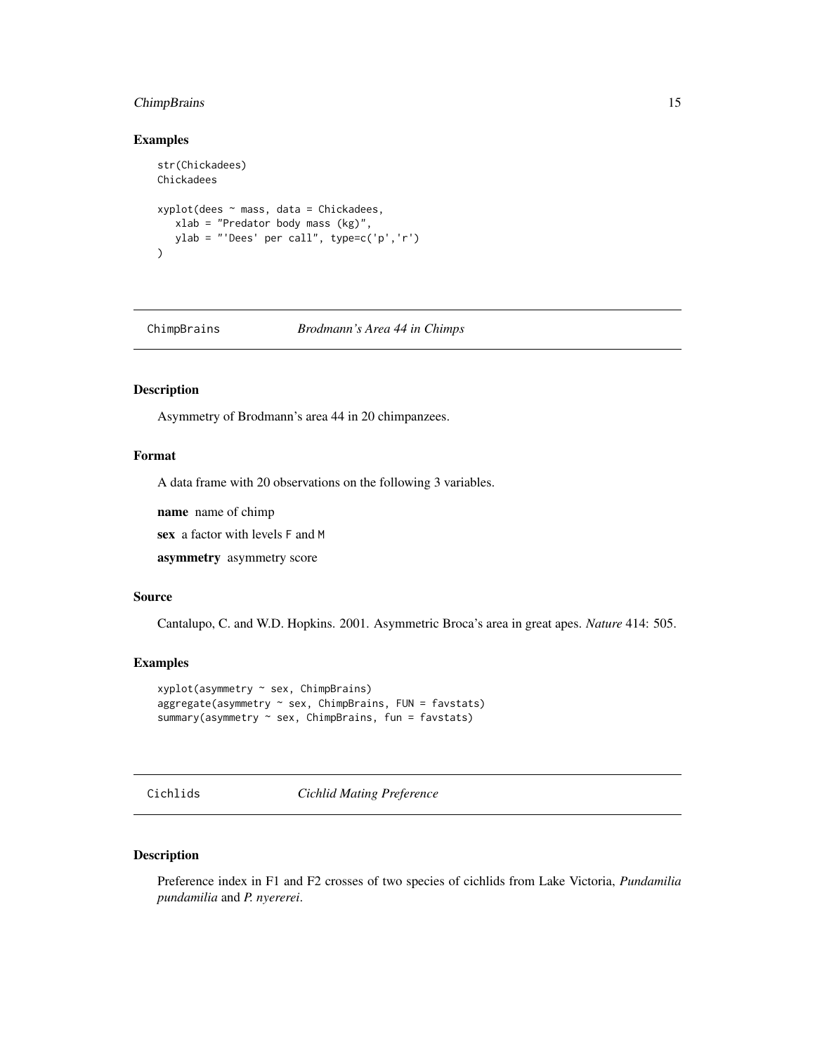### Examples

```
str(Chickadees)
Chickadees

xyplot(dees ~ mass, data = Chickadees,
   xlab = "Predator body mass (kg)",
   ylab = "'Dees' per call", type=c('p','r')
)
```

---

## ChimpBrains — *Brodmann's Area 44 in Chimps*

### Description

Asymmetry of Brodmann's area 44 in 20 chimpanzees.

### Format

A data frame with 20 observations on the following 3 variables.

**name** name of chimp

**sex** a factor with levels F and M

**asymmetry** asymmetry score

### Source

Cantalupo, C. and W.D. Hopkins. 2001. Asymmetric Broca's area in great apes. *Nature* 414: 505.

### Examples

```
xyplot(asymmetry ~ sex, ChimpBrains)
aggregate(asymmetry ~ sex, ChimpBrains, FUN = favstats)
summary(asymmetry ~ sex, ChimpBrains, fun = favstats)
```

---

## Cichlids — *Cichlid Mating Preference*

### Description

Preference index in F1 and F2 crosses of two species of cichlids from Lake Victoria, *Pundamilia pundamilia* and *P. nyererei*.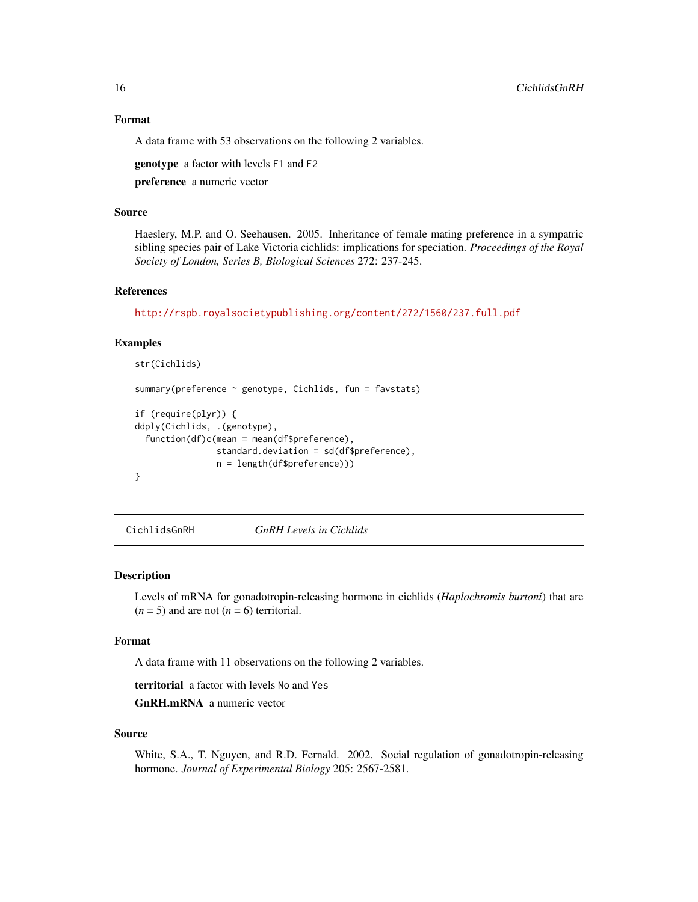### Format

A data frame with 53 observations on the following 2 variables.

**genotype** a factor with levels F1 and F2

**preference** a numeric vector

### Source

Haesler, M.P. and O. Seehausen. 2005. Inheritance of female mating preference in a sympatric sibling species pair of Lake Victoria cichlids: implications for speciation. *Proceedings of the Royal Society of London, Series B, Biological Sciences* 272: 237-245.

### References

http://rspb.royalsocietypublishing.org/content/272/1560/237.full.pdf

### Examples

```
str(Cichlids)

summary(preference ~ genotype, Cichlids, fun = favstats)

if (require(plyr)) {
ddply(Cichlids, .(genotype),
  function(df)c(mean = mean(df$preference),
                standard.deviation = sd(df$preference),
                n = length(df$preference)))
}
```

---

## CichlidsGnRH *GnRH Levels in Cichlids*

---

### Description

Levels of mRNA for gonadotropin-releasing hormone in cichlids (*Haplochromis burtoni*) that are ($n$ = 5) and are not ($n$ = 6) territorial.

### Format

A data frame with 11 observations on the following 2 variables.

**territorial** a factor with levels No and Yes

**GnRH.mRNA** a numeric vector

### Source

White, S.A., T. Nguyen, and R.D. Fernald. 2002. Social regulation of gonadotropin-releasing hormone. *Journal of Experimental Biology* 205: 2567-2581.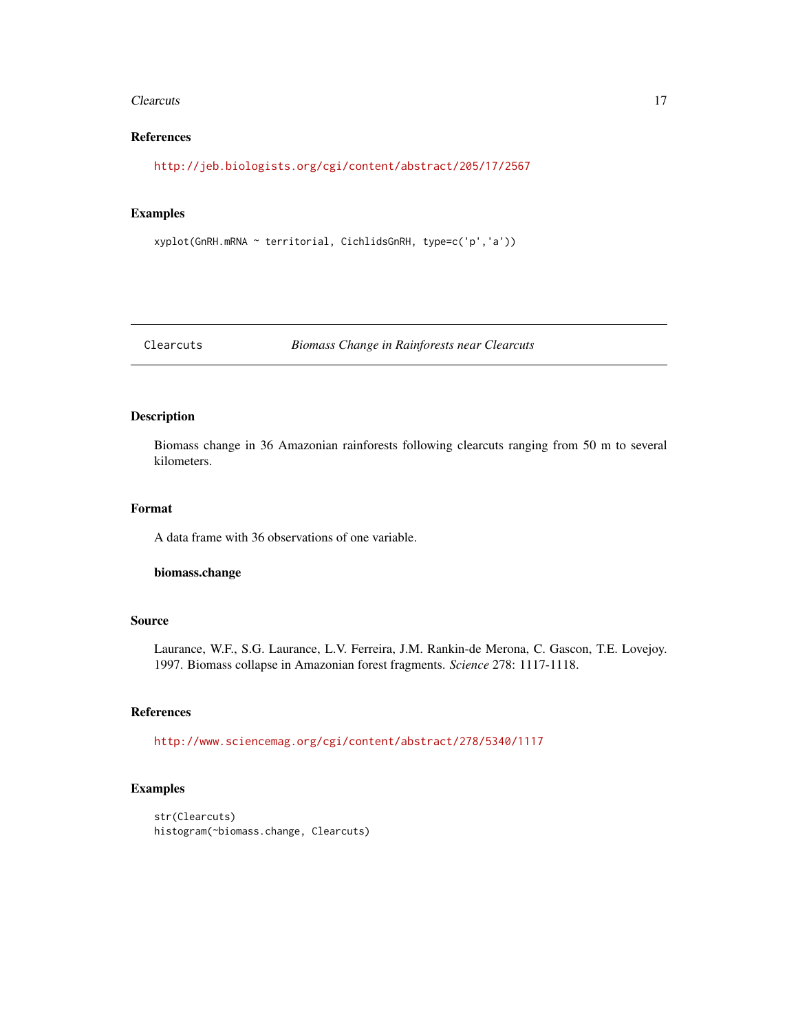## References

http://jeb.biologists.org/cgi/content/abstract/205/17/2567

## Examples

```
xyplot(GnRH.mRNA ~ territorial, CichlidsGnRH, type=c('p','a'))
```

---

# Clearcuts *Biomass Change in Rainforests near Clearcuts*

---

## Description

Biomass change in 36 Amazonian rainforests following clearcuts ranging from 50 m to several kilometers.

## Format

A data frame with 36 observations of one variable.

**biomass.change**

## Source

Laurance, W.F., S.G. Laurance, L.V. Ferreira, J.M. Rankin-de Merona, C. Gascon, T.E. Lovejoy. 1997. Biomass collapse in Amazonian forest fragments. *Science* 278: 1117-1118.

## References

http://www.sciencemag.org/cgi/content/abstract/278/5340/1117

## Examples

```
str(Clearcuts)
histogram(~biomass.change, Clearcuts)
```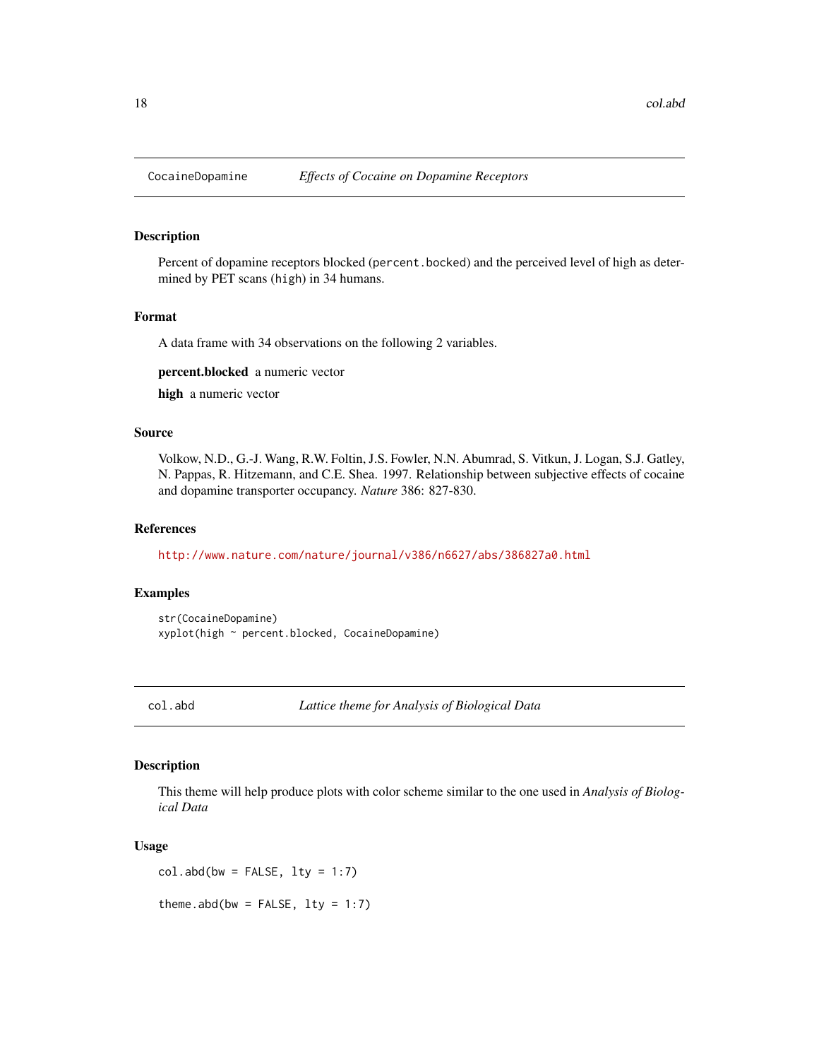## CocaineDopamine — *Effects of Cocaine on Dopamine Receptors*

### Description

Percent of dopamine receptors blocked (`percent.bocked`) and the perceived level of high as determined by PET scans (`high`) in 34 humans.

### Format

A data frame with 34 observations on the following 2 variables.

**percent.blocked** a numeric vector

**high** a numeric vector

### Source

Volkow, N.D., G.-J. Wang, R.W. Foltin, J.S. Fowler, N.N. Abumrad, S. Vitkun, J. Logan, S.J. Gatley, N. Pappas, R. Hitzemann, and C.E. Shea. 1997. Relationship between subjective effects of cocaine and dopamine transporter occupancy. *Nature* 386: 827-830.

### References

http://www.nature.com/nature/journal/v386/n6627/abs/386827a0.html

### Examples

```
str(CocaineDopamine)
xyplot(high ~ percent.blocked, CocaineDopamine)
```

## col.abd — *Lattice theme for Analysis of Biological Data*

### Description

This theme will help produce plots with color scheme similar to the one used in *Analysis of Biological Data*

### Usage

```
col.abd(bw = FALSE, lty = 1:7)

theme.abd(bw = FALSE, lty = 1:7)
```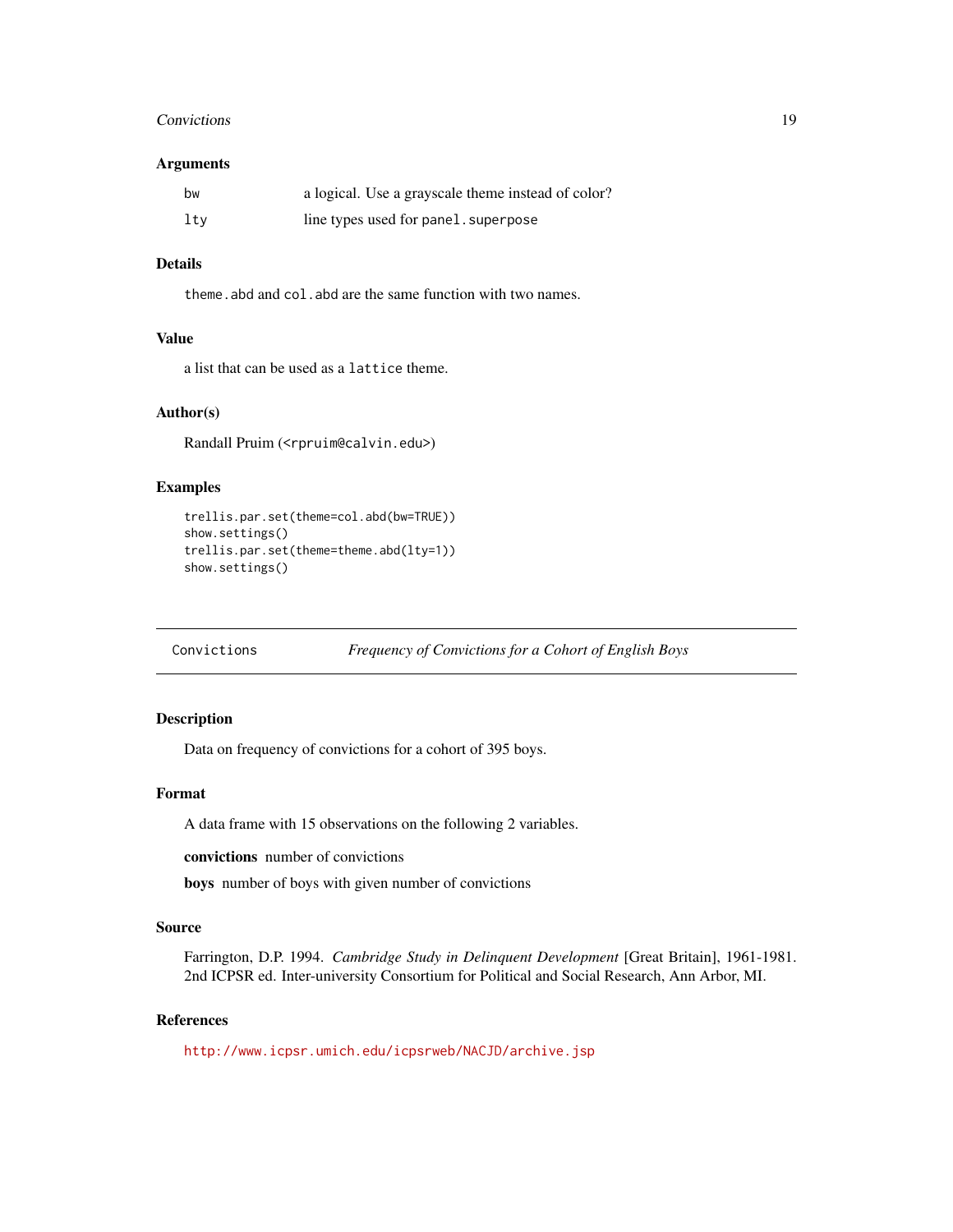### Arguments

| | |
|---|---|
| `bw` | a logical. Use a grayscale theme instead of color? |
| `lty` | line types used for `panel.superpose` |

### Details

`theme.abd` and `col.abd` are the same function with two names.

### Value

a list that can be used as a `lattice` theme.

### Author(s)

Randall Pruim (<rpruim@calvin.edu>)

### Examples

```
trellis.par.set(theme=col.abd(bw=TRUE))
show.settings()
trellis.par.set(theme=theme.abd(lty=1))
show.settings()
```

---

## Convictions — *Frequency of Convictions for a Cohort of English Boys*

---

### Description

Data on frequency of convictions for a cohort of 395 boys.

### Format

A data frame with 15 observations on the following 2 variables.

**convictions** number of convictions

**boys** number of boys with given number of convictions

### Source

Farrington, D.P. 1994. *Cambridge Study in Delinquent Development* [Great Britain], 1961-1981. 2nd ICPSR ed. Inter-university Consortium for Political and Social Research, Ann Arbor, MI.

### References

http://www.icpsr.umich.edu/icpsrweb/NACJD/archive.jsp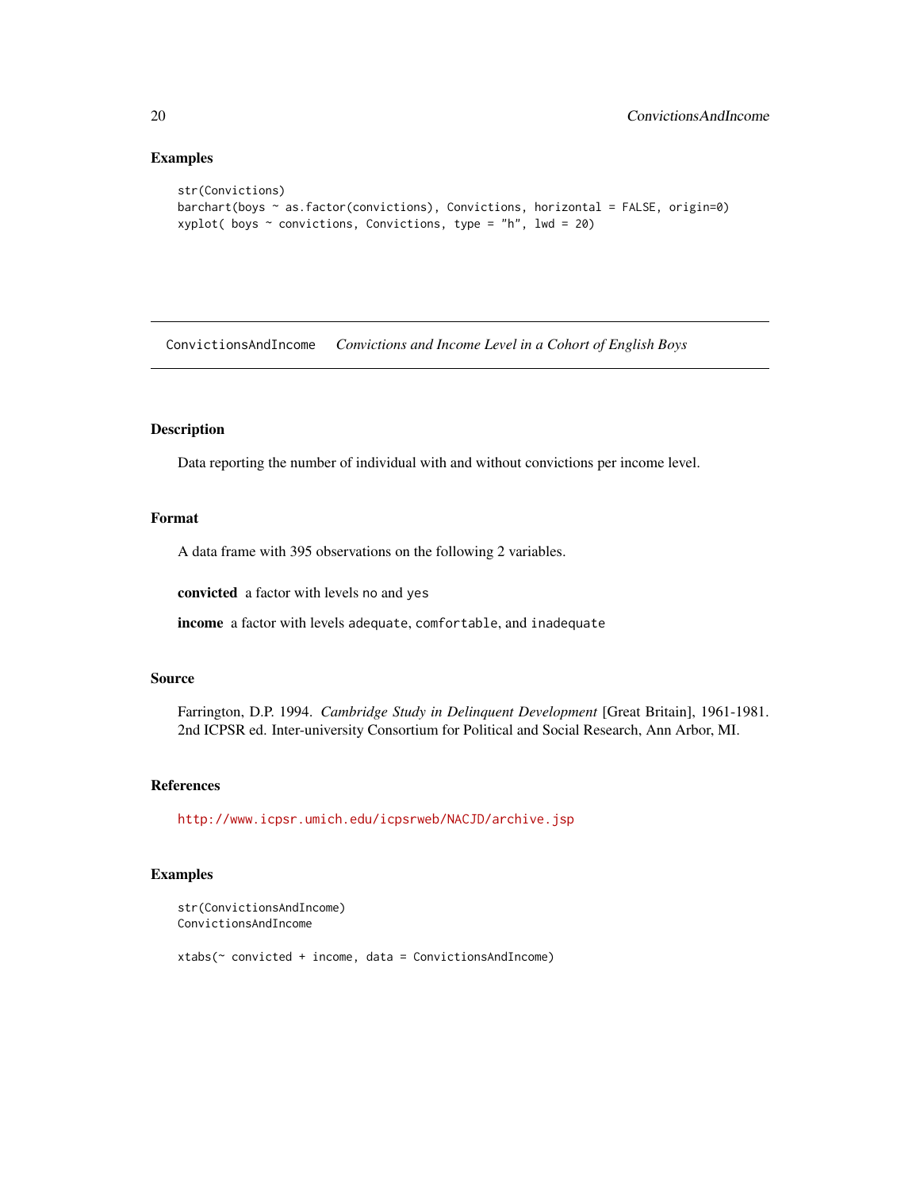### Examples

```
str(Convictions)
barchart(boys ~ as.factor(convictions), Convictions, horizontal = FALSE, origin=0)
xyplot( boys ~ convictions, Convictions, type = "h", lwd = 20)
```

---

## ConvictionsAndIncome *Convictions and Income Level in a Cohort of English Boys*

---

### Description

Data reporting the number of individual with and without convictions per income level.

### Format

A data frame with 395 observations on the following 2 variables.

**convicted** a factor with levels no and yes

**income** a factor with levels adequate, comfortable, and inadequate

### Source

Farrington, D.P. 1994. *Cambridge Study in Delinquent Development* [Great Britain], 1961-1981. 2nd ICPSR ed. Inter-university Consortium for Political and Social Research, Ann Arbor, MI.

### References

http://www.icpsr.umich.edu/icpsrweb/NACJD/archive.jsp

### Examples

```
str(ConvictionsAndIncome)
ConvictionsAndIncome

xtabs(~ convicted + income, data = ConvictionsAndIncome)
```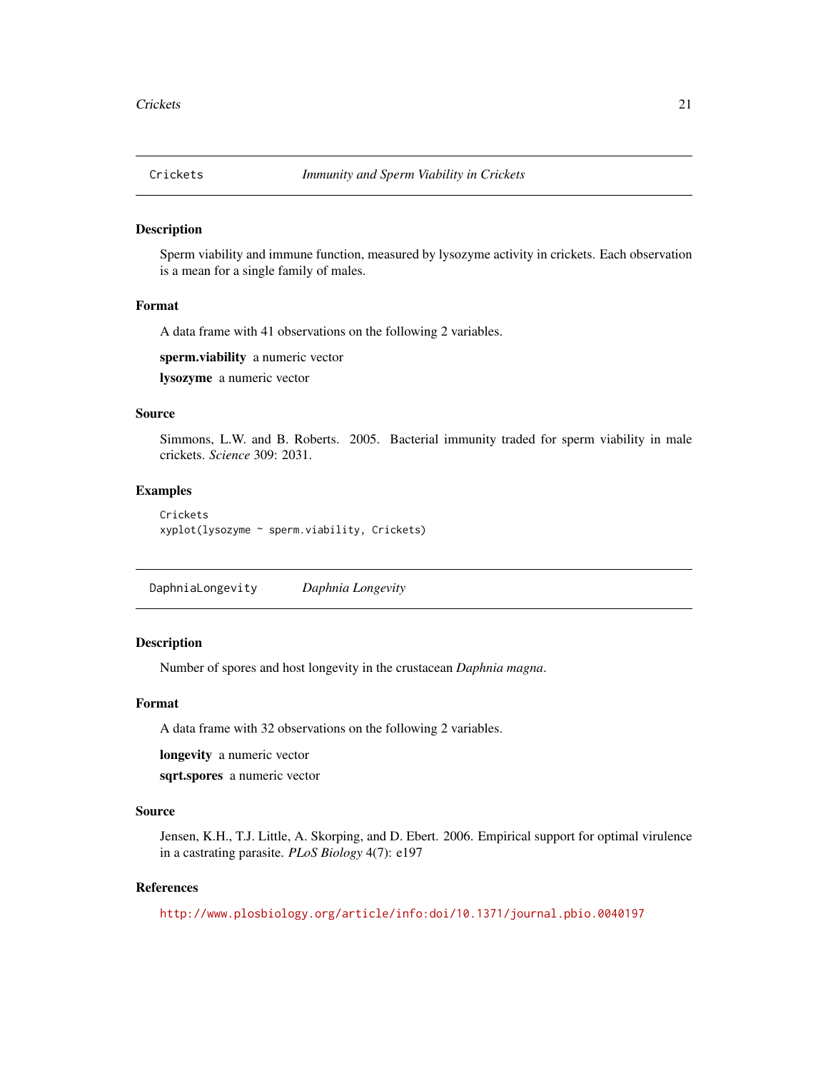## Crickets — *Immunity and Sperm Viability in Crickets*

### Description

Sperm viability and immune function, measured by lysozyme activity in crickets. Each observation is a mean for a single family of males.

### Format

A data frame with 41 observations on the following 2 variables.

**sperm.viability** a numeric vector

**lysozyme** a numeric vector

### Source

Simmons, L.W. and B. Roberts. 2005. Bacterial immunity traded for sperm viability in male crickets. *Science* 309: 2031.

### Examples

```
Crickets
xyplot(lysozyme ~ sperm.viability, Crickets)
```

## DaphniaLongevity — *Daphnia Longevity*

### Description

Number of spores and host longevity in the crustacean *Daphnia magna*.

### Format

A data frame with 32 observations on the following 2 variables.

**longevity** a numeric vector

**sqrt.spores** a numeric vector

### Source

Jensen, K.H., T.J. Little, A. Skorping, and D. Ebert. 2006. Empirical support for optimal virulence in a castrating parasite. *PLoS Biology* 4(7): e197

### References

http://www.plosbiology.org/article/info:doi/10.1371/journal.pbio.0040197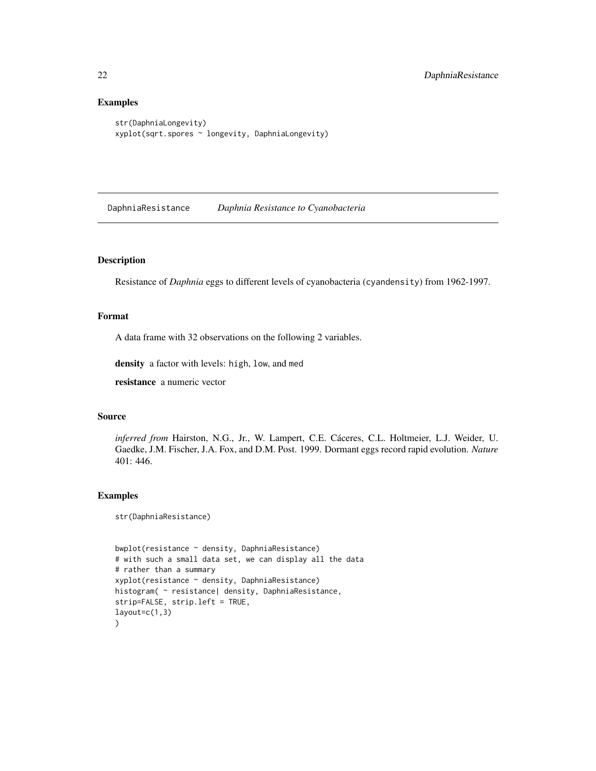### Examples

```
str(DaphniaLongevity)
xyplot(sqrt.spores ~ longevity, DaphniaLongevity)
```

---

## DaphniaResistance    *Daphnia Resistance to Cyanobacteria*

---

### Description

Resistance of *Daphnia* eggs to different levels of cyanobacteria (`cyandensity`) from 1962-1997.

### Format

A data frame with 32 observations on the following 2 variables.

**density** a factor with levels: `high`, `low`, and `med`

**resistance** a numeric vector

### Source

*inferred from* Hairston, N.G., Jr., W. Lampert, C.E. Cáceres, C.L. Holtmeier, L.J. Weider, U. Gaedke, J.M. Fischer, J.A. Fox, and D.M. Post. 1999. Dormant eggs record rapid evolution. *Nature* 401: 446.

### Examples

```
str(DaphniaResistance)


bwplot(resistance ~ density, DaphniaResistance)
# with such a small data set, we can display all the data
# rather than a summary
xyplot(resistance ~ density, DaphniaResistance)
histogram( ~ resistance| density, DaphniaResistance,
strip=FALSE, strip.left = TRUE,
layout=c(1,3)
)
```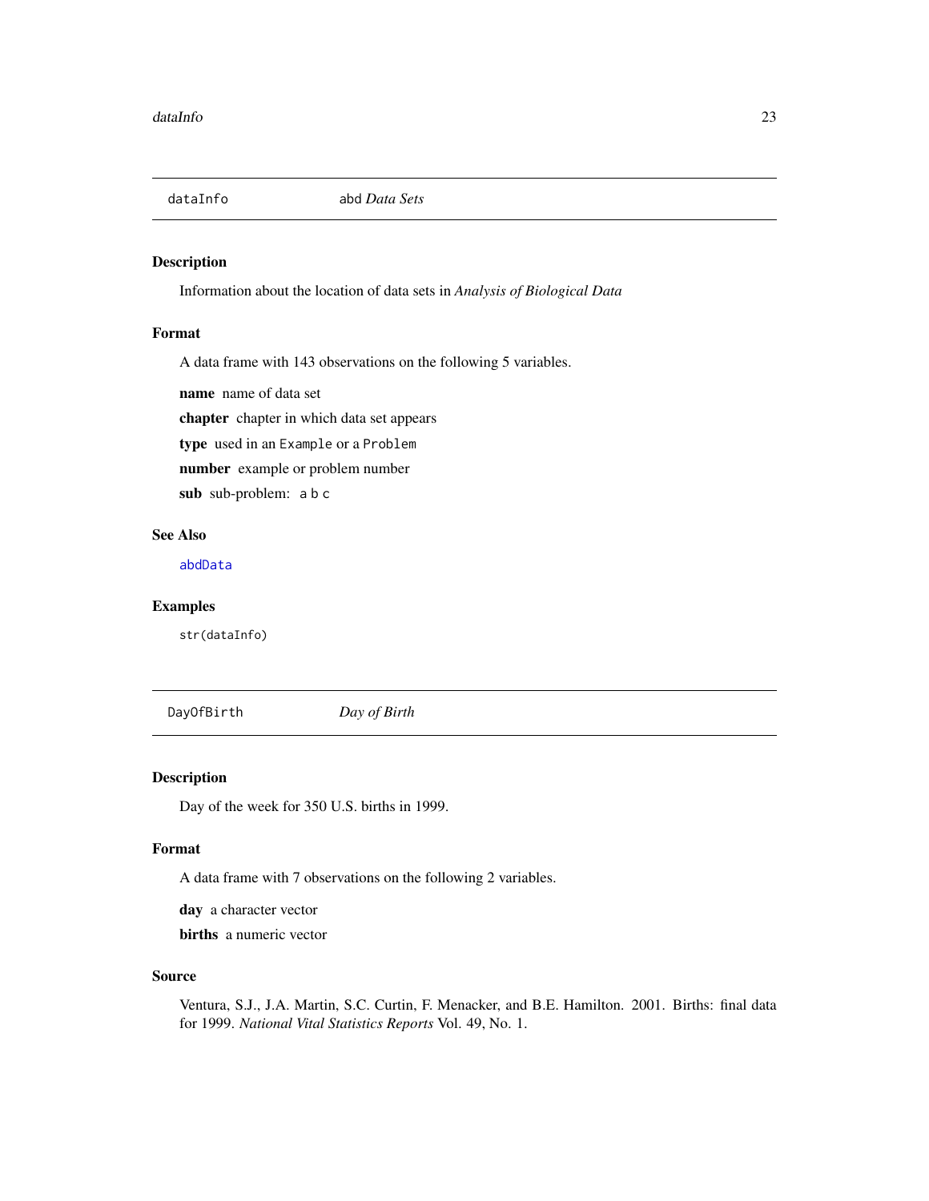## dataInfo — abd *Data Sets*

### Description

Information about the location of data sets in *Analysis of Biological Data*

### Format

A data frame with 143 observations on the following 5 variables.

**name** name of data set

**chapter** chapter in which data set appears

**type** used in an `Example` or a `Problem`

**number** example or problem number

**sub** sub-problem: `a b c`

### See Also

`abdData`

### Examples

```
str(dataInfo)
```

## DayOfBirth — *Day of Birth*

### Description

Day of the week for 350 U.S. births in 1999.

### Format

A data frame with 7 observations on the following 2 variables.

**day** a character vector

**births** a numeric vector

### Source

Ventura, S.J., J.A. Martin, S.C. Curtin, F. Menacker, and B.E. Hamilton. 2001. Births: final data for 1999. *National Vital Statistics Reports* Vol. 49, No. 1.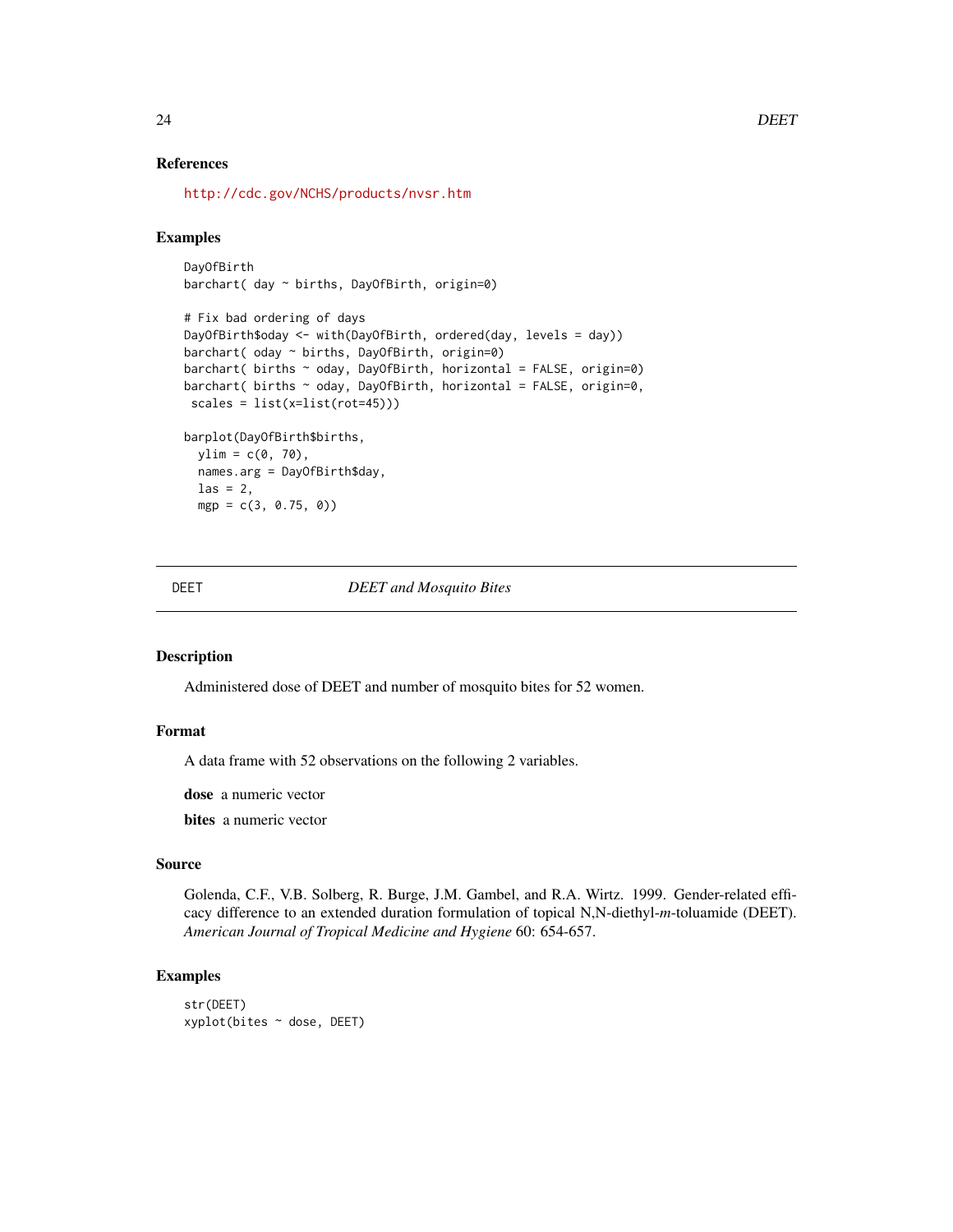## References

http://cdc.gov/NCHS/products/nvsr.htm

## Examples

```
DayOfBirth
barchart( day ~ births, DayOfBirth, origin=0)

# Fix bad ordering of days
DayOfBirth$oday <- with(DayOfBirth, ordered(day, levels = day))
barchart( oday ~ births, DayOfBirth, origin=0)
barchart( births ~ oday, DayOfBirth, horizontal = FALSE, origin=0)
barchart( births ~ oday, DayOfBirth, horizontal = FALSE, origin=0,
 scales = list(x=list(rot=45)))

barplot(DayOfBirth$births,
  ylim = c(0, 70),
  names.arg = DayOfBirth$day,
  las = 2,
  mgp = c(3, 0.75, 0))
```

---

# DEET — *DEET and Mosquito Bites*

## Description

Administered dose of DEET and number of mosquito bites for 52 women.

## Format

A data frame with 52 observations on the following 2 variables.

**dose** a numeric vector

**bites** a numeric vector

## Source

Golenda, C.F., V.B. Solberg, R. Burge, J.M. Gambel, and R.A. Wirtz. 1999. Gender-related efficacy difference to an extended duration formulation of topical N,N-diethyl-*m*-toluamide (DEET). *American Journal of Tropical Medicine and Hygiene* 60: 654-657.

## Examples

```
str(DEET)
xyplot(bites ~ dose, DEET)
```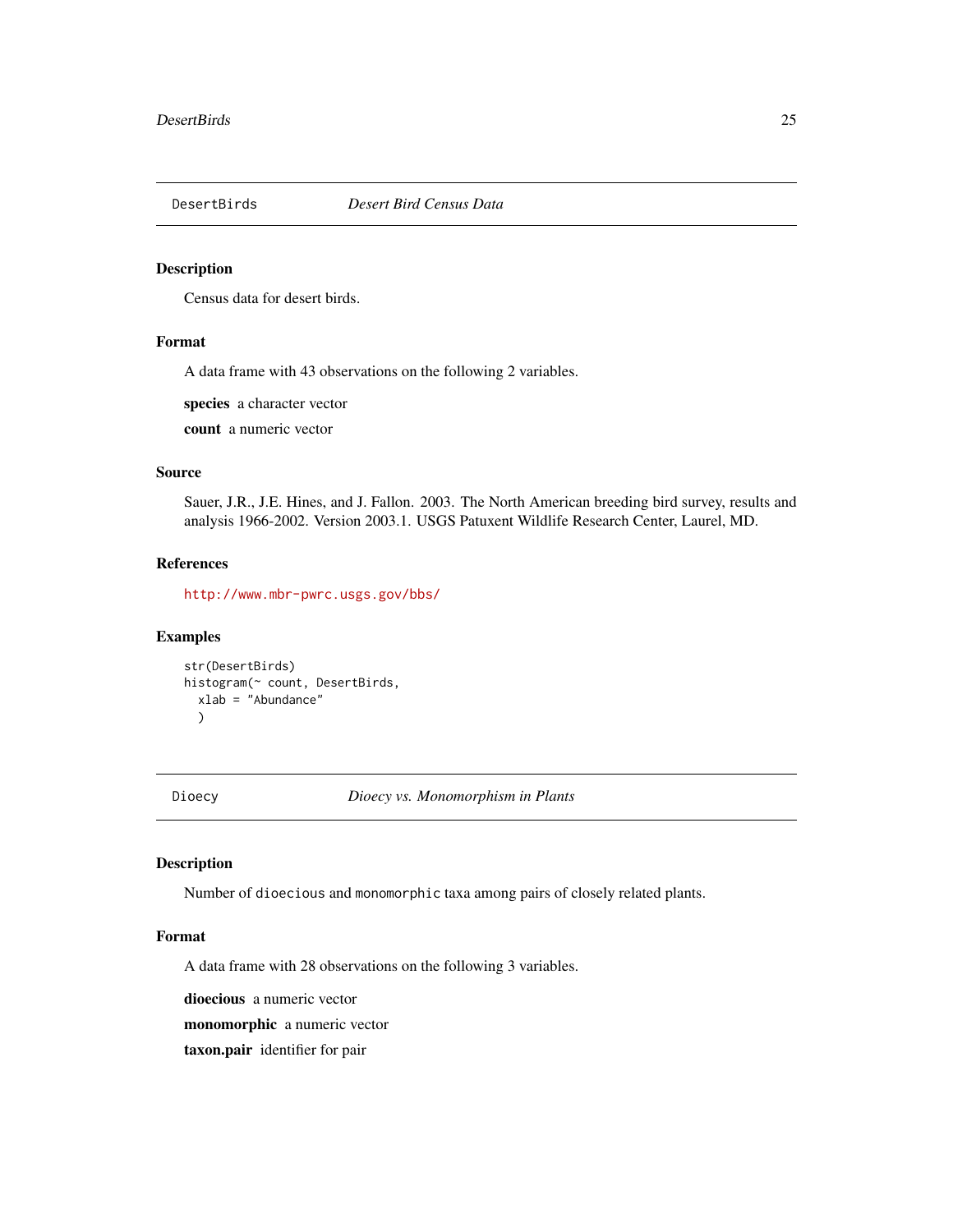## DesertBirds *Desert Bird Census Data*

### Description

Census data for desert birds.

### Format

A data frame with 43 observations on the following 2 variables.

**species** a character vector

**count** a numeric vector

### Source

Sauer, J.R., J.E. Hines, and J. Fallon. 2003. The North American breeding bird survey, results and analysis 1966-2002. Version 2003.1. USGS Patuxent Wildlife Research Center, Laurel, MD.

### References

http://www.mbr-pwrc.usgs.gov/bbs/

### Examples

```
str(DesertBirds)
histogram(~ count, DesertBirds,
  xlab = "Abundance"
  )
```

## Dioecy *Dioecy vs. Monomorphism in Plants*

### Description

Number of `dioecious` and `monomorphic` taxa among pairs of closely related plants.

### Format

A data frame with 28 observations on the following 3 variables.

**dioecious** a numeric vector

**monomorphic** a numeric vector

**taxon.pair** identifier for pair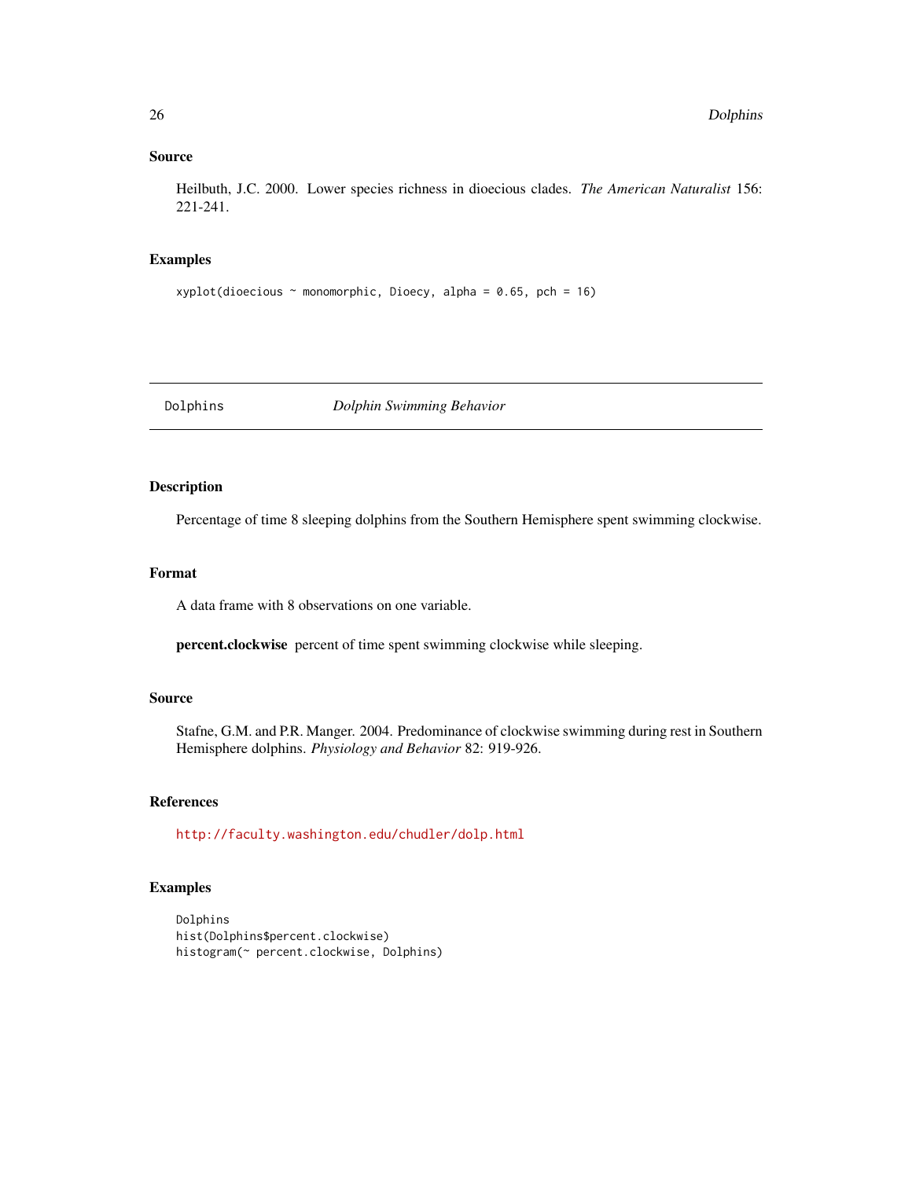## Source

Heilbuth, J.C. 2000. Lower species richness in dioecious clades. *The American Naturalist* 156: 221-241.

## Examples

```
xyplot(dioecious ~ monomorphic, Dioecy, alpha = 0.65, pch = 16)
```

---

# Dolphins — *Dolphin Swimming Behavior*

---

## Description

Percentage of time 8 sleeping dolphins from the Southern Hemisphere spent swimming clockwise.

## Format

A data frame with 8 observations on one variable.

**percent.clockwise** percent of time spent swimming clockwise while sleeping.

## Source

Stafne, G.M. and P.R. Manger. 2004. Predominance of clockwise swimming during rest in Southern Hemisphere dolphins. *Physiology and Behavior* 82: 919-926.

## References

http://faculty.washington.edu/chudler/dolp.html

## Examples

```
Dolphins
hist(Dolphins$percent.clockwise)
histogram(~ percent.clockwise, Dolphins)
```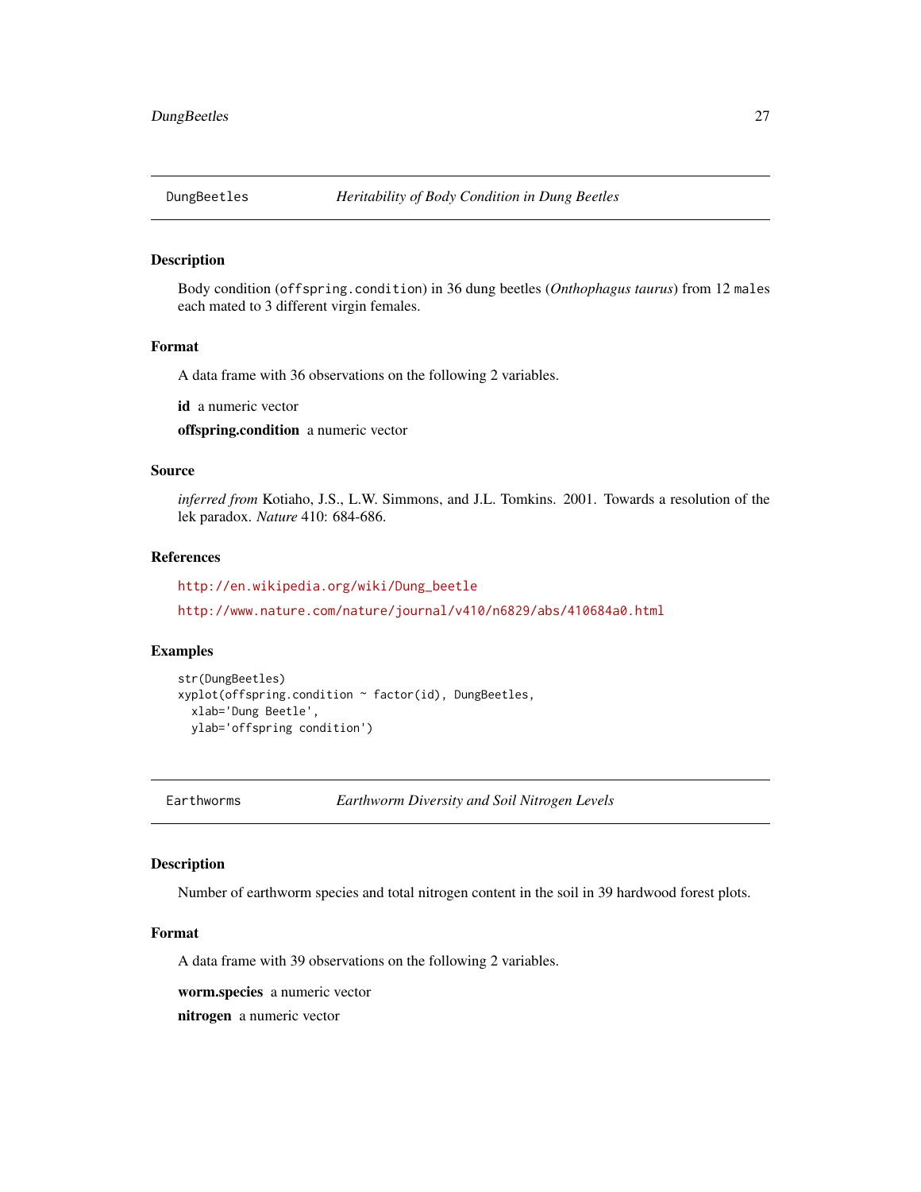## DungBeetles — *Heritability of Body Condition in Dung Beetles*

### Description

Body condition (`offspring.condition`) in 36 dung beetles (*Onthophagus taurus*) from 12 `males` each mated to 3 different virgin females.

### Format

A data frame with 36 observations on the following 2 variables.

**id** a numeric vector

**offspring.condition** a numeric vector

### Source

*inferred from* Kotiaho, J.S., L.W. Simmons, and J.L. Tomkins. 2001. Towards a resolution of the lek paradox. *Nature* 410: 684-686.

### References

http://en.wikipedia.org/wiki/Dung_beetle

http://www.nature.com/nature/journal/v410/n6829/abs/410684a0.html

### Examples

```
str(DungBeetles)
xyplot(offspring.condition ~ factor(id), DungBeetles,
  xlab='Dung Beetle',
  ylab='offspring condition')
```

## Earthworms — *Earthworm Diversity and Soil Nitrogen Levels*

### Description

Number of earthworm species and total nitrogen content in the soil in 39 hardwood forest plots.

### Format

A data frame with 39 observations on the following 2 variables.

**worm.species** a numeric vector

**nitrogen** a numeric vector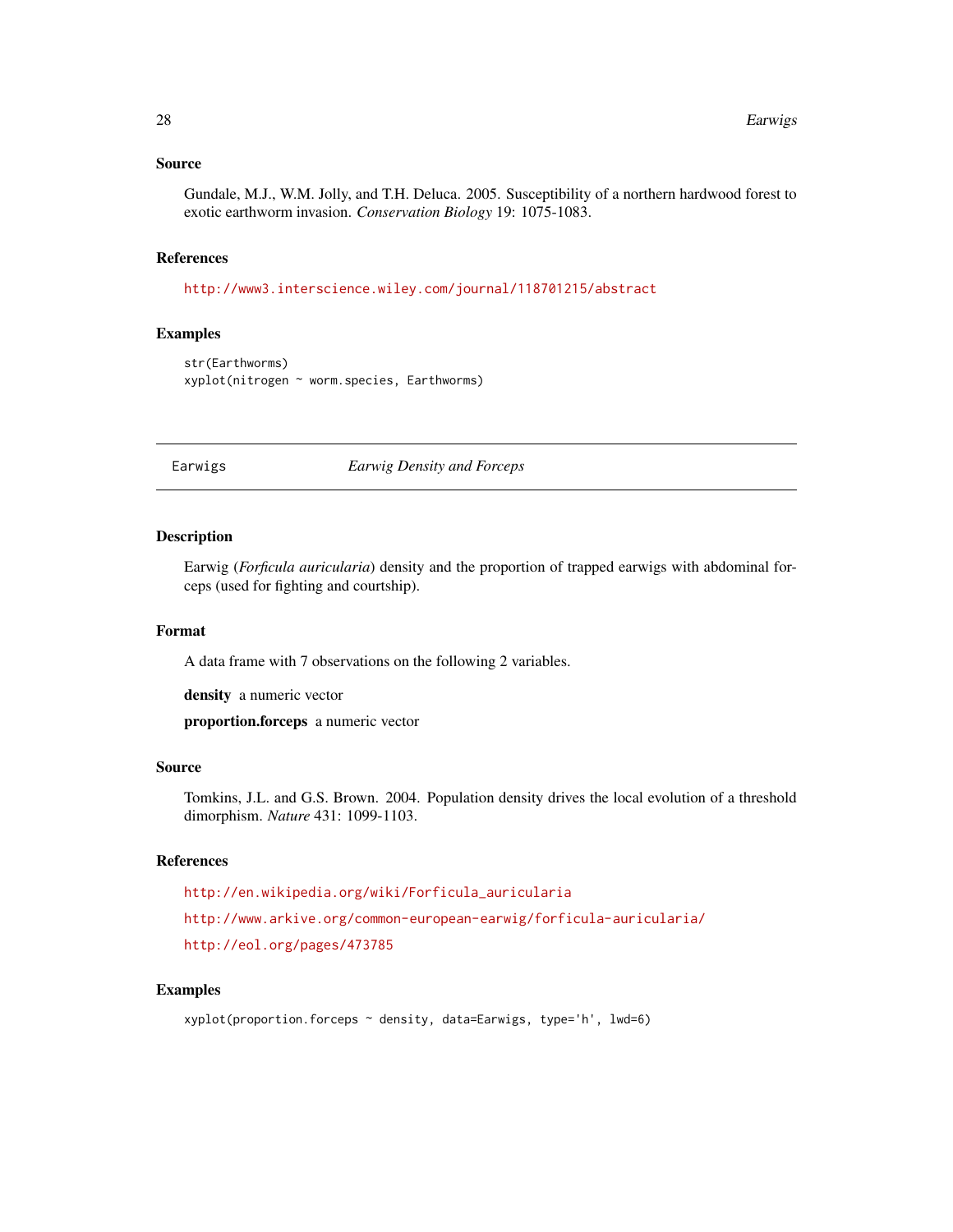### Source

Gundale, M.J., W.M. Jolly, and T.H. Deluca. 2005. Susceptibility of a northern hardwood forest to exotic earthworm invasion. *Conservation Biology* 19: 1075-1083.

### References

http://www3.interscience.wiley.com/journal/118701215/abstract

### Examples

```
str(Earthworms)
xyplot(nitrogen ~ worm.species, Earthworms)
```

---

## Earwigs — *Earwig Density and Forceps*

---

### Description

Earwig (*Forficula auricularia*) density and the proportion of trapped earwigs with abdominal forceps (used for fighting and courtship).

### Format

A data frame with 7 observations on the following 2 variables.

**density** a numeric vector

**proportion.forceps** a numeric vector

### Source

Tomkins, J.L. and G.S. Brown. 2004. Population density drives the local evolution of a threshold dimorphism. *Nature* 431: 1099-1103.

### References

http://en.wikipedia.org/wiki/Forficula_auricularia

http://www.arkive.org/common-european-earwig/forficula-auricularia/

http://eol.org/pages/473785

### Examples

```
xyplot(proportion.forceps ~ density, data=Earwigs, type='h', lwd=6)
```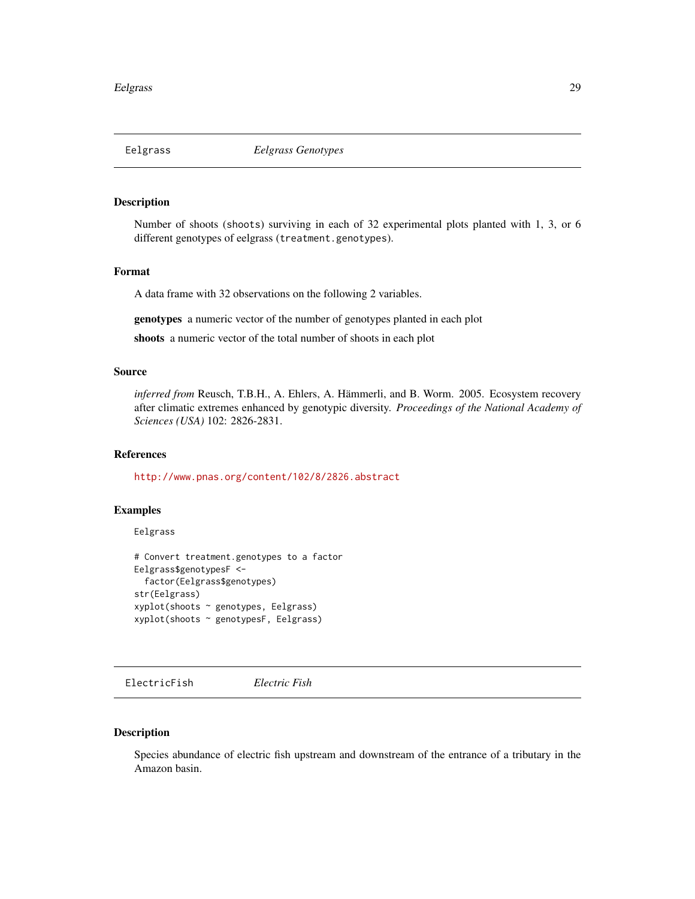## Eelgrass *Eelgrass Genotypes*

### Description

Number of shoots (shoots) surviving in each of 32 experimental plots planted with 1, 3, or 6 different genotypes of eelgrass (treatment.genotypes).

### Format

A data frame with 32 observations on the following 2 variables.

**genotypes** a numeric vector of the number of genotypes planted in each plot

**shoots** a numeric vector of the total number of shoots in each plot

### Source

*inferred from* Reusch, T.B.H., A. Ehlers, A. Hämmerli, and B. Worm. 2005. Ecosystem recovery after climatic extremes enhanced by genotypic diversity. *Proceedings of the National Academy of Sciences (USA)* 102: 2826-2831.

### References

http://www.pnas.org/content/102/8/2826.abstract

### Examples

```
Eelgrass

# Convert treatment.genotypes to a factor
Eelgrass$genotypesF <-
  factor(Eelgrass$genotypes)
str(Eelgrass)
xyplot(shoots ~ genotypes, Eelgrass)
xyplot(shoots ~ genotypesF, Eelgrass)
```

## ElectricFish *Electric Fish*

### Description

Species abundance of electric fish upstream and downstream of the entrance of a tributary in the Amazon basin.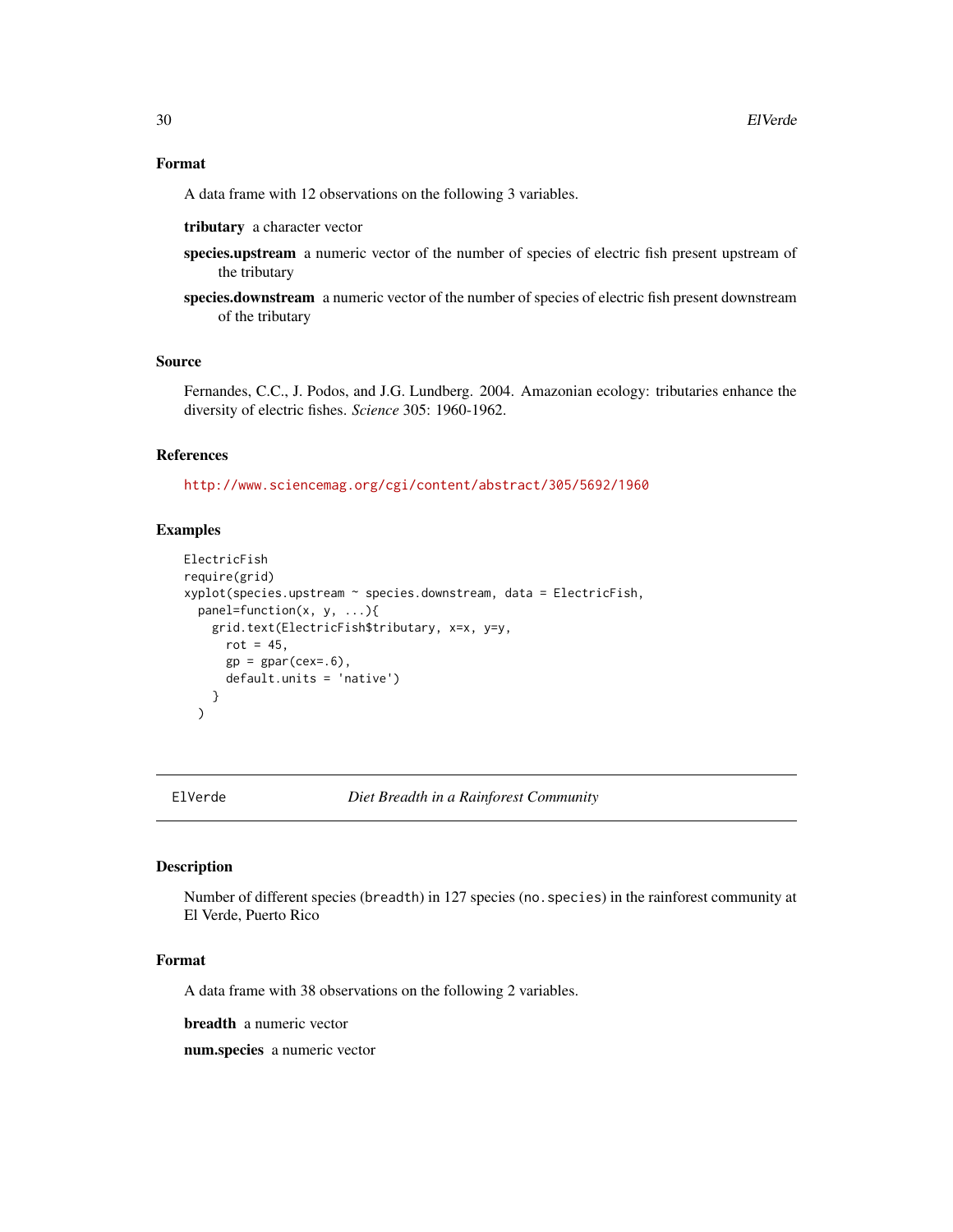### Format

A data frame with 12 observations on the following 3 variables.

**tributary** a character vector

**species.upstream** a numeric vector of the number of species of electric fish present upstream of the tributary

**species.downstream** a numeric vector of the number of species of electric fish present downstream of the tributary

### Source

Fernandes, C.C., J. Podos, and J.G. Lundberg. 2004. Amazonian ecology: tributaries enhance the diversity of electric fishes. *Science* 305: 1960-1962.

### References

http://www.sciencemag.org/cgi/content/abstract/305/5692/1960

### Examples

```
ElectricFish
require(grid)
xyplot(species.upstream ~ species.downstream, data = ElectricFish,
  panel=function(x, y, ...){
    grid.text(ElectricFish$tributary, x=x, y=y,
      rot = 45,
      gp = gpar(cex=.6),
      default.units = 'native')
    }
  )
```

---

## ElVerde *Diet Breadth in a Rainforest Community*

### Description

Number of different species (`breadth`) in 127 species (`no.species`) in the rainforest community at El Verde, Puerto Rico

### Format

A data frame with 38 observations on the following 2 variables.

**breadth** a numeric vector

**num.species** a numeric vector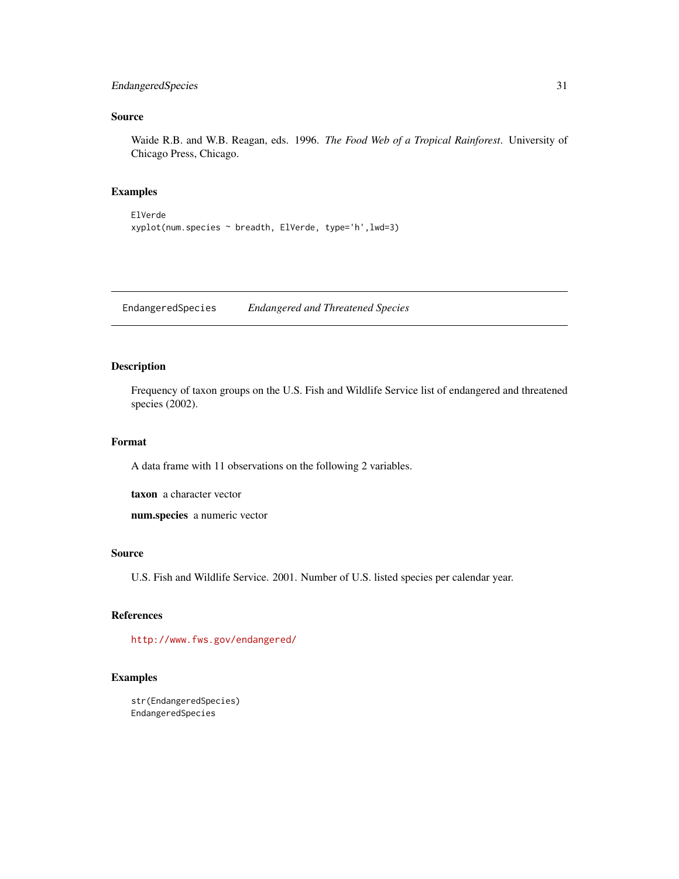## Source

Waide R.B. and W.B. Reagan, eds. 1996. *The Food Web of a Tropical Rainforest*. University of Chicago Press, Chicago.

## Examples

```
ElVerde
xyplot(num.species ~ breadth, ElVerde, type='h',lwd=3)
```

---

# EndangeredSpecies *Endangered and Threatened Species*

---

## Description

Frequency of taxon groups on the U.S. Fish and Wildlife Service list of endangered and threatened species (2002).

## Format

A data frame with 11 observations on the following 2 variables.

**taxon** a character vector

**num.species** a numeric vector

## Source

U.S. Fish and Wildlife Service. 2001. Number of U.S. listed species per calendar year.

## References

http://www.fws.gov/endangered/

## Examples

```
str(EndangeredSpecies)
EndangeredSpecies
```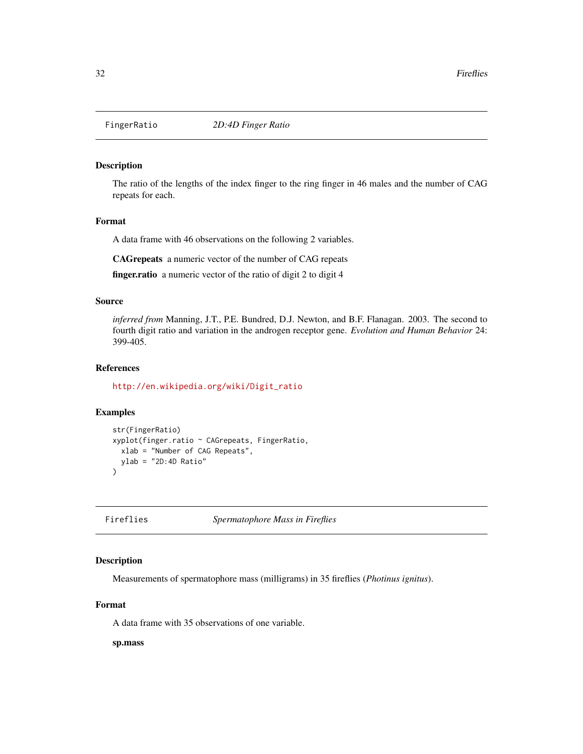## FingerRatio — *2D:4D Finger Ratio*

### Description

The ratio of the lengths of the index finger to the ring finger in 46 males and the number of CAG repeats for each.

### Format

A data frame with 46 observations on the following 2 variables.

**CAGrepeats** a numeric vector of the number of CAG repeats

**finger.ratio** a numeric vector of the ratio of digit 2 to digit 4

### Source

*inferred from* Manning, J.T., P.E. Bundred, D.J. Newton, and B.F. Flanagan. 2003. The second to fourth digit ratio and variation in the androgen receptor gene. *Evolution and Human Behavior* 24: 399-405.

### References

http://en.wikipedia.org/wiki/Digit_ratio

### Examples

```
str(FingerRatio)
xyplot(finger.ratio ~ CAGrepeats, FingerRatio,
  xlab = "Number of CAG Repeats",
  ylab = "2D:4D Ratio"
)
```

## Fireflies — *Spermatophore Mass in Fireflies*

### Description

Measurements of spermatophore mass (milligrams) in 35 fireflies (*Photinus ignitus*).

### Format

A data frame with 35 observations of one variable.

**sp.mass**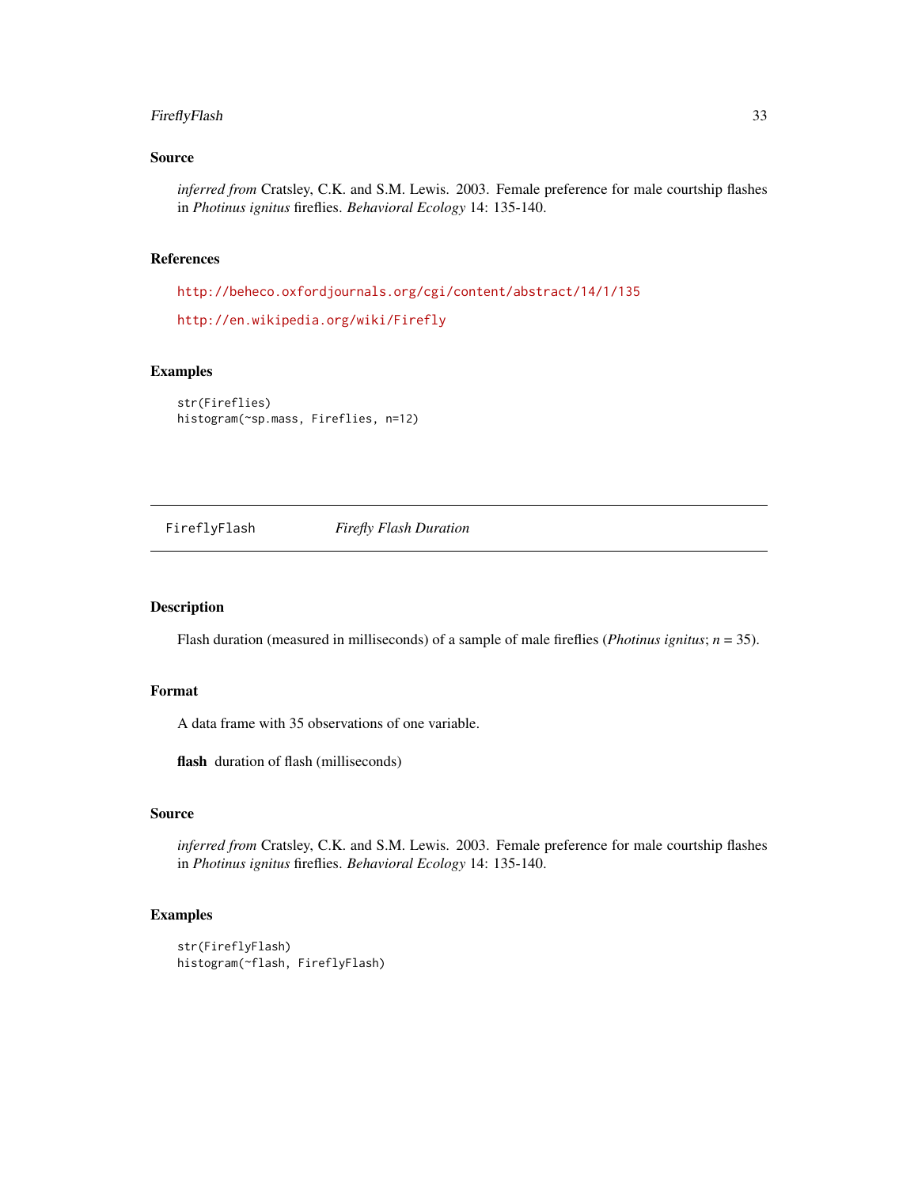### Source

*inferred from* Cratsley, C.K. and S.M. Lewis. 2003. Female preference for male courtship flashes in *Photinus ignitus* fireflies. *Behavioral Ecology* 14: 135-140.

### References

http://beheco.oxfordjournals.org/cgi/content/abstract/14/1/135

http://en.wikipedia.org/wiki/Firefly

### Examples

```
str(Fireflies)
histogram(~sp.mass, Fireflies, n=12)
```

---

## FireflyFlash &nbsp;&nbsp;&nbsp;&nbsp; *Firefly Flash Duration*

---

### Description

Flash duration (measured in milliseconds) of a sample of male fireflies (*Photinus ignitus*; $n$ = 35).

### Format

A data frame with 35 observations of one variable.

**flash** duration of flash (milliseconds)

### Source

*inferred from* Cratsley, C.K. and S.M. Lewis. 2003. Female preference for male courtship flashes in *Photinus ignitus* fireflies. *Behavioral Ecology* 14: 135-140.

### Examples

```
str(FireflyFlash)
histogram(~flash, FireflyFlash)
```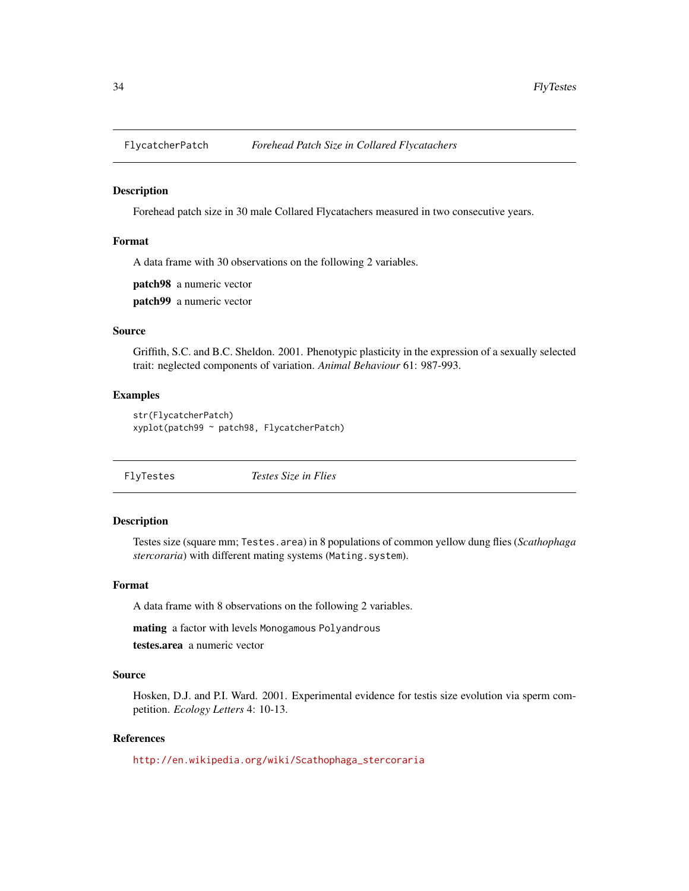## FlycatcherPatch *Forehead Patch Size in Collared Flycatachers*

### Description

Forehead patch size in 30 male Collared Flycatachers measured in two consecutive years.

### Format

A data frame with 30 observations on the following 2 variables.

**patch98** a numeric vector

**patch99** a numeric vector

### Source

Griffith, S.C. and B.C. Sheldon. 2001. Phenotypic plasticity in the expression of a sexually selected trait: neglected components of variation. *Animal Behaviour* 61: 987-993.

### Examples

```
str(FlycatcherPatch)
xyplot(patch99 ~ patch98, FlycatcherPatch)
```

## FlyTestes *Testes Size in Flies*

### Description

Testes size (square mm; `Testes.area`) in 8 populations of common yellow dung flies (*Scathophaga stercoraria*) with different mating systems (`Mating.system`).

### Format

A data frame with 8 observations on the following 2 variables.

**mating** a factor with levels `Monogamous` `Polyandrous`

**testes.area** a numeric vector

### Source

Hosken, D.J. and P.I. Ward. 2001. Experimental evidence for testis size evolution via sperm competition. *Ecology Letters* 4: 10-13.

### References

http://en.wikipedia.org/wiki/Scathophaga_stercoraria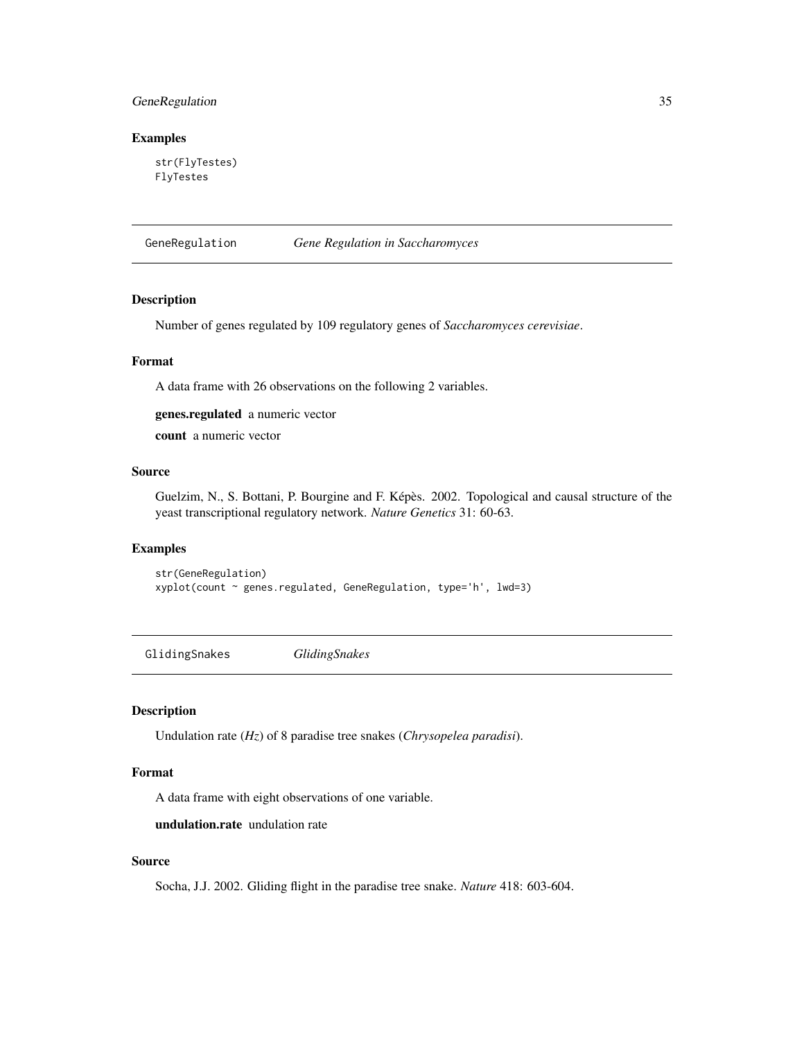### Examples

```
str(FlyTestes)
FlyTestes
```

## GeneRegulation *Gene Regulation in Saccharomyces*

### Description

Number of genes regulated by 109 regulatory genes of *Saccharomyces cerevisiae*.

### Format

A data frame with 26 observations on the following 2 variables.

**genes.regulated** a numeric vector

**count** a numeric vector

### Source

Guelzim, N., S. Bottani, P. Bourgine and F. Képès. 2002. Topological and causal structure of the yeast transcriptional regulatory network. *Nature Genetics* 31: 60-63.

### Examples

```
str(GeneRegulation)
xyplot(count ~ genes.regulated, GeneRegulation, type='h', lwd=3)
```

## GlidingSnakes *GlidingSnakes*

### Description

Undulation rate (*Hz*) of 8 paradise tree snakes (*Chrysopelea paradisi*).

### Format

A data frame with eight observations of one variable.

**undulation.rate** undulation rate

### Source

Socha, J.J. 2002. Gliding flight in the paradise tree snake. *Nature* 418: 603-604.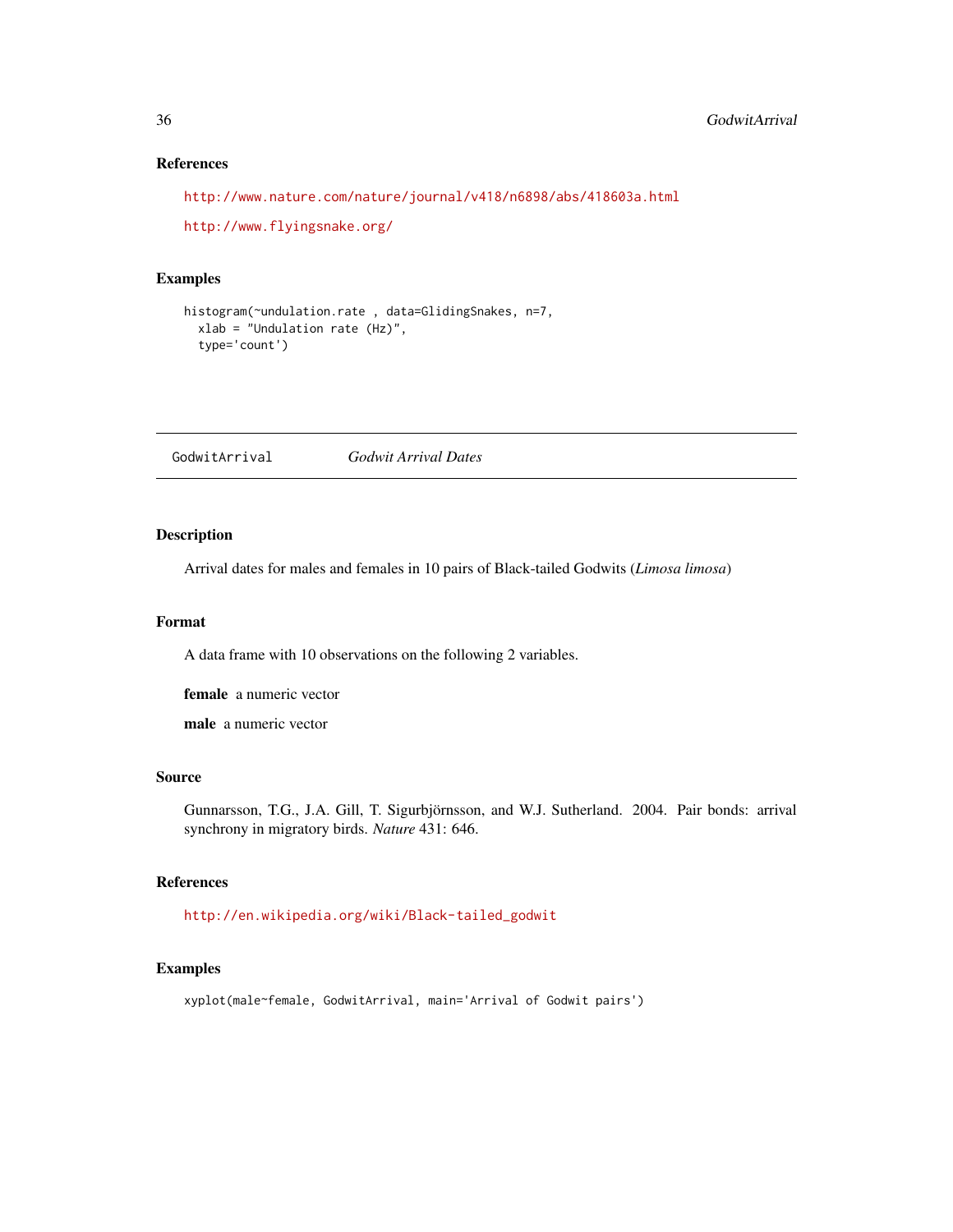### References

http://www.nature.com/nature/journal/v418/n6898/abs/418603a.html

http://www.flyingsnake.org/

### Examples

```
histogram(~undulation.rate , data=GlidingSnakes, n=7,
  xlab = "Undulation rate (Hz)",
  type='count')
```

---

## GodwitArrival — *Godwit Arrival Dates*

---

### Description

Arrival dates for males and females in 10 pairs of Black-tailed Godwits (*Limosa limosa*)

### Format

A data frame with 10 observations on the following 2 variables.

**female** a numeric vector

**male** a numeric vector

### Source

Gunnarsson, T.G., J.A. Gill, T. Sigurbjörnsson, and W.J. Sutherland. 2004. Pair bonds: arrival synchrony in migratory birds. *Nature* 431: 646.

### References

http://en.wikipedia.org/wiki/Black-tailed_godwit

### Examples

```
xyplot(male~female, GodwitArrival, main='Arrival of Godwit pairs')
```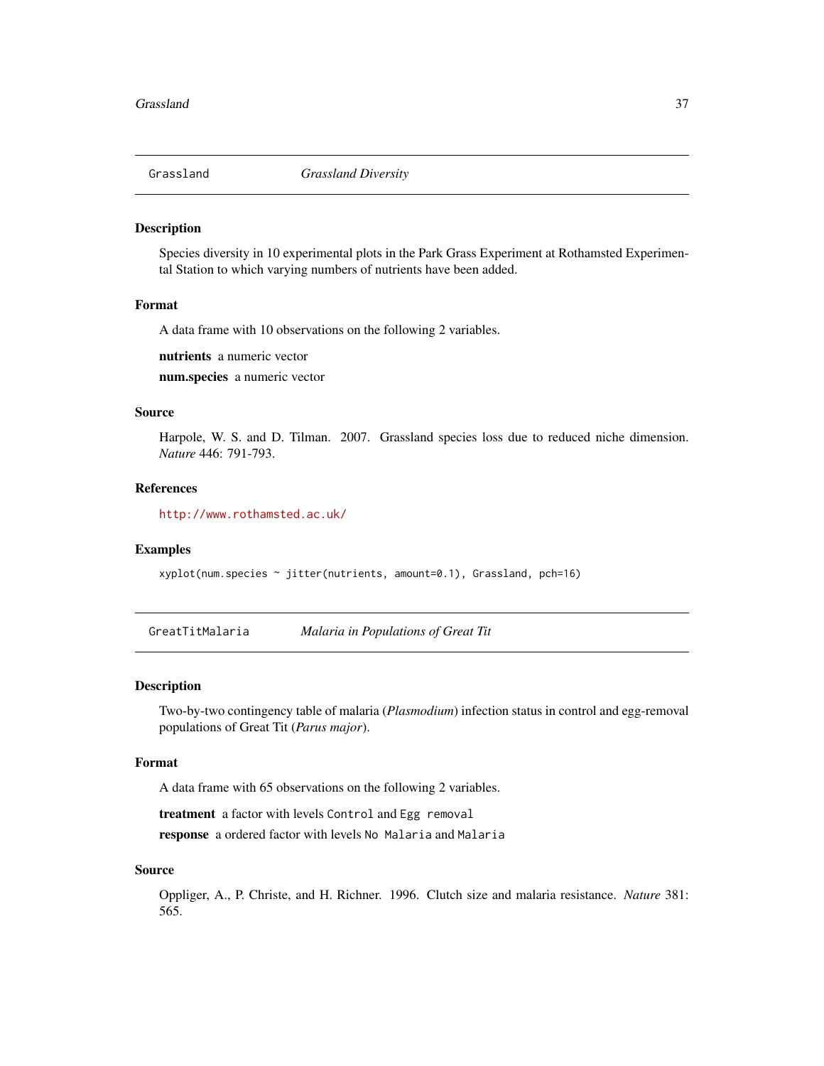## Grassland *Grassland Diversity*

### Description

Species diversity in 10 experimental plots in the Park Grass Experiment at Rothamsted Experimental Station to which varying numbers of nutrients have been added.

### Format

A data frame with 10 observations on the following 2 variables.

**nutrients** a numeric vector

**num.species** a numeric vector

### Source

Harpole, W. S. and D. Tilman. 2007. Grassland species loss due to reduced niche dimension. *Nature* 446: 791-793.

### References

http://www.rothamsted.ac.uk/

### Examples

```
xyplot(num.species ~ jitter(nutrients, amount=0.1), Grassland, pch=16)
```

## GreatTitMalaria *Malaria in Populations of Great Tit*

### Description

Two-by-two contingency table of malaria (*Plasmodium*) infection status in control and egg-removal populations of Great Tit (*Parus major*).

### Format

A data frame with 65 observations on the following 2 variables.

**treatment** a factor with levels `Control` and `Egg removal`

**response** a ordered factor with levels `No Malaria` and `Malaria`

### Source

Oppliger, A., P. Christe, and H. Richner. 1996. Clutch size and malaria resistance. *Nature* 381: 565.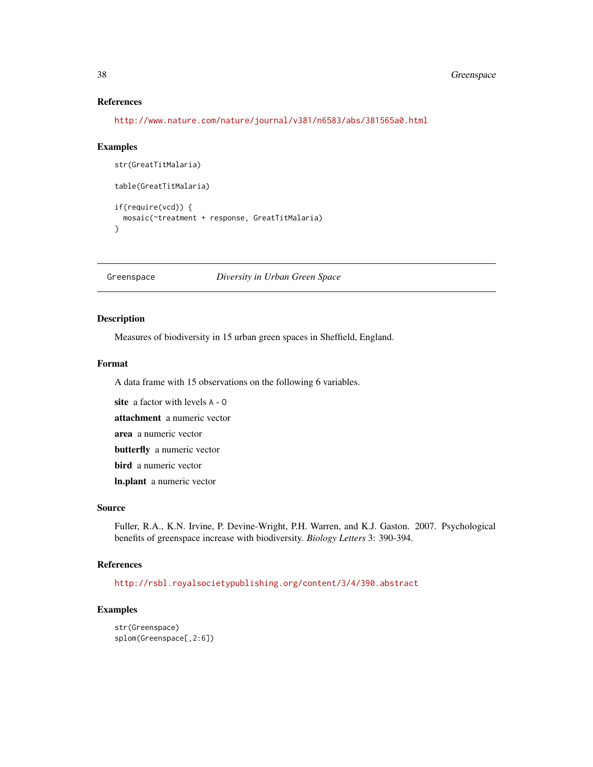### References

http://www.nature.com/nature/journal/v381/n6583/abs/381565a0.html

### Examples

```
str(GreatTitMalaria)

table(GreatTitMalaria)

if(require(vcd)) {
  mosaic(~treatment + response, GreatTitMalaria)
}
```

---

## Greenspace — *Diversity in Urban Green Space*

---

### Description

Measures of biodiversity in 15 urban green spaces in Sheffield, England.

### Format

A data frame with 15 observations on the following 6 variables.

**site** a factor with levels A - O

**attachment** a numeric vector

**area** a numeric vector

**butterfly** a numeric vector

**bird** a numeric vector

**ln.plant** a numeric vector

### Source

Fuller, R.A., K.N. Irvine, P. Devine-Wright, P.H. Warren, and K.J. Gaston. 2007. Psychological benefits of greenspace increase with biodiversity. *Biology Letters* 3: 390-394.

### References

http://rsbl.royalsocietypublishing.org/content/3/4/390.abstract

### Examples

```
str(Greenspace)
splom(Greenspace[,2:6])
```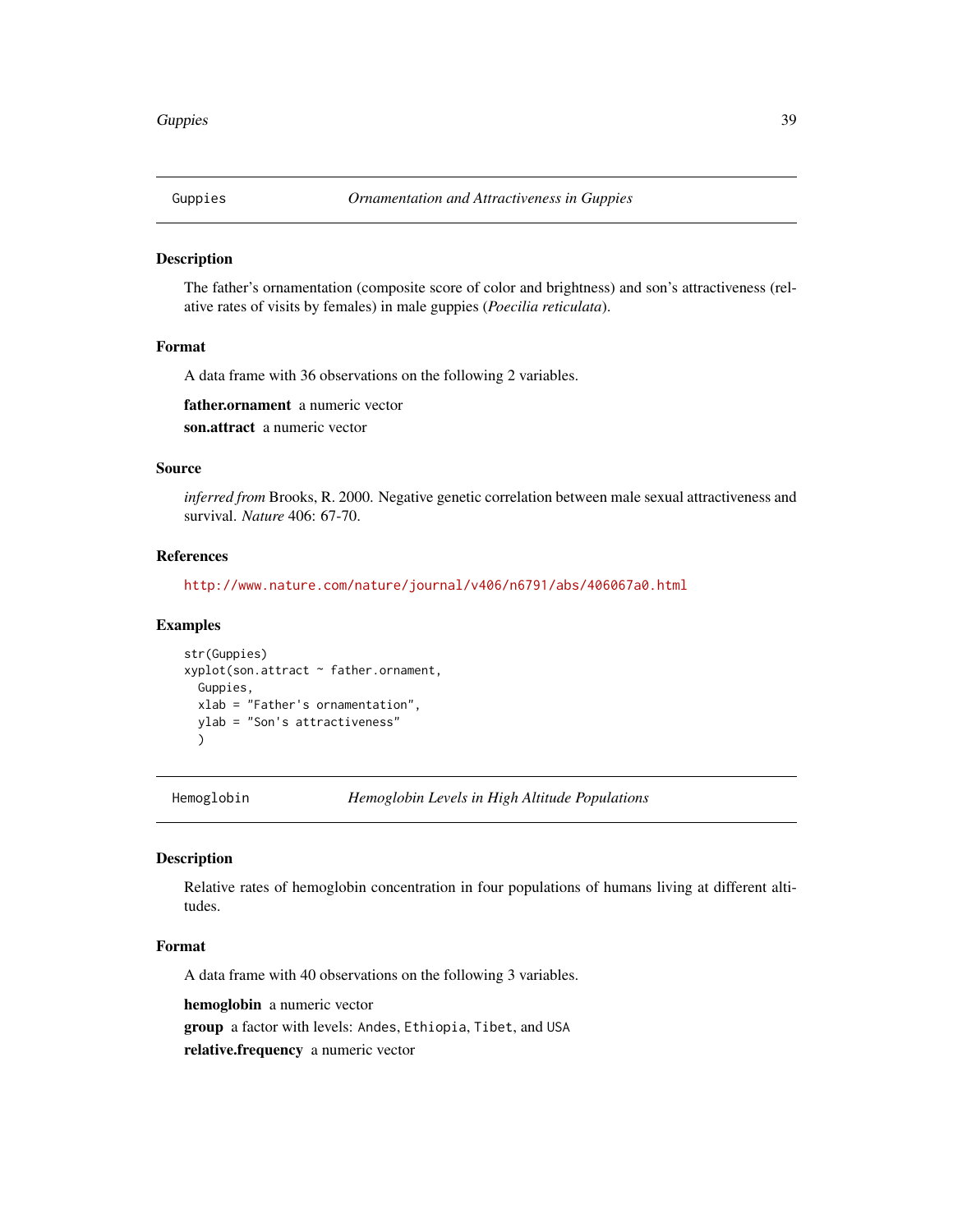## Guppies — *Ornamentation and Attractiveness in Guppies*

### Description

The father's ornamentation (composite score of color and brightness) and son's attractiveness (relative rates of visits by females) in male guppies (*Poecilia reticulata*).

### Format

A data frame with 36 observations on the following 2 variables.

**father.ornament** a numeric vector

**son.attract** a numeric vector

### Source

*inferred from* Brooks, R. 2000. Negative genetic correlation between male sexual attractiveness and survival. *Nature* 406: 67-70.

### References

http://www.nature.com/nature/journal/v406/n6791/abs/406067a0.html

### Examples

```
str(Guppies)
xyplot(son.attract ~ father.ornament,
  Guppies,
  xlab = "Father's ornamentation",
  ylab = "Son's attractiveness"
  )
```

## Hemoglobin — *Hemoglobin Levels in High Altitude Populations*

### Description

Relative rates of hemoglobin concentration in four populations of humans living at different altitudes.

### Format

A data frame with 40 observations on the following 3 variables.

**hemoglobin** a numeric vector

**group** a factor with levels: `Andes`, `Ethiopia`, `Tibet`, and `USA`

**relative.frequency** a numeric vector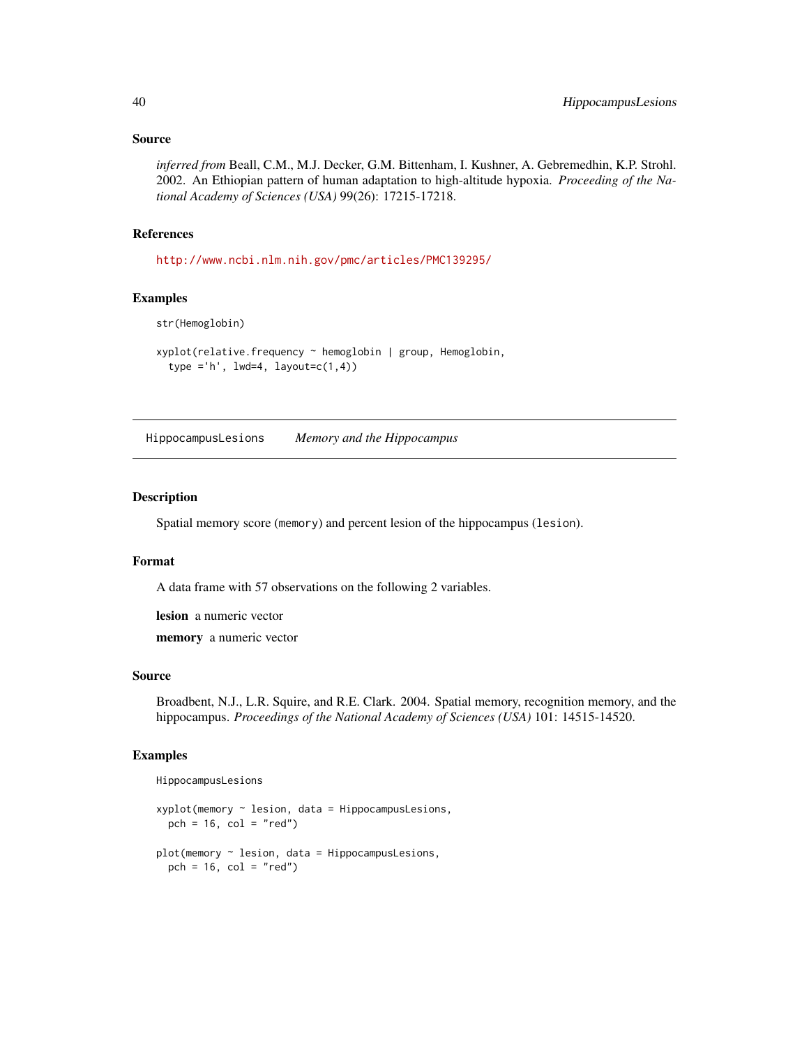### Source

*inferred from* Beall, C.M., M.J. Decker, G.M. Bittenham, I. Kushner, A. Gebremedhin, K.P. Strohl. 2002. An Ethiopian pattern of human adaptation to high-altitude hypoxia. *Proceeding of the National Academy of Sciences (USA)* 99(26): 17215-17218.

### References

http://www.ncbi.nlm.nih.gov/pmc/articles/PMC139295/

### Examples

```
str(Hemoglobin)

xyplot(relative.frequency ~ hemoglobin | group, Hemoglobin,
  type ='h', lwd=4, layout=c(1,4))
```

---

## HippocampusLesions *Memory and the Hippocampus*

---

### Description

Spatial memory score (memory) and percent lesion of the hippocampus (lesion).

### Format

A data frame with 57 observations on the following 2 variables.

**lesion** a numeric vector

**memory** a numeric vector

### Source

Broadbent, N.J., L.R. Squire, and R.E. Clark. 2004. Spatial memory, recognition memory, and the hippocampus. *Proceedings of the National Academy of Sciences (USA)* 101: 14515-14520.

### Examples

```
HippocampusLesions

xyplot(memory ~ lesion, data = HippocampusLesions,
  pch = 16, col = "red")

plot(memory ~ lesion, data = HippocampusLesions,
  pch = 16, col = "red")
```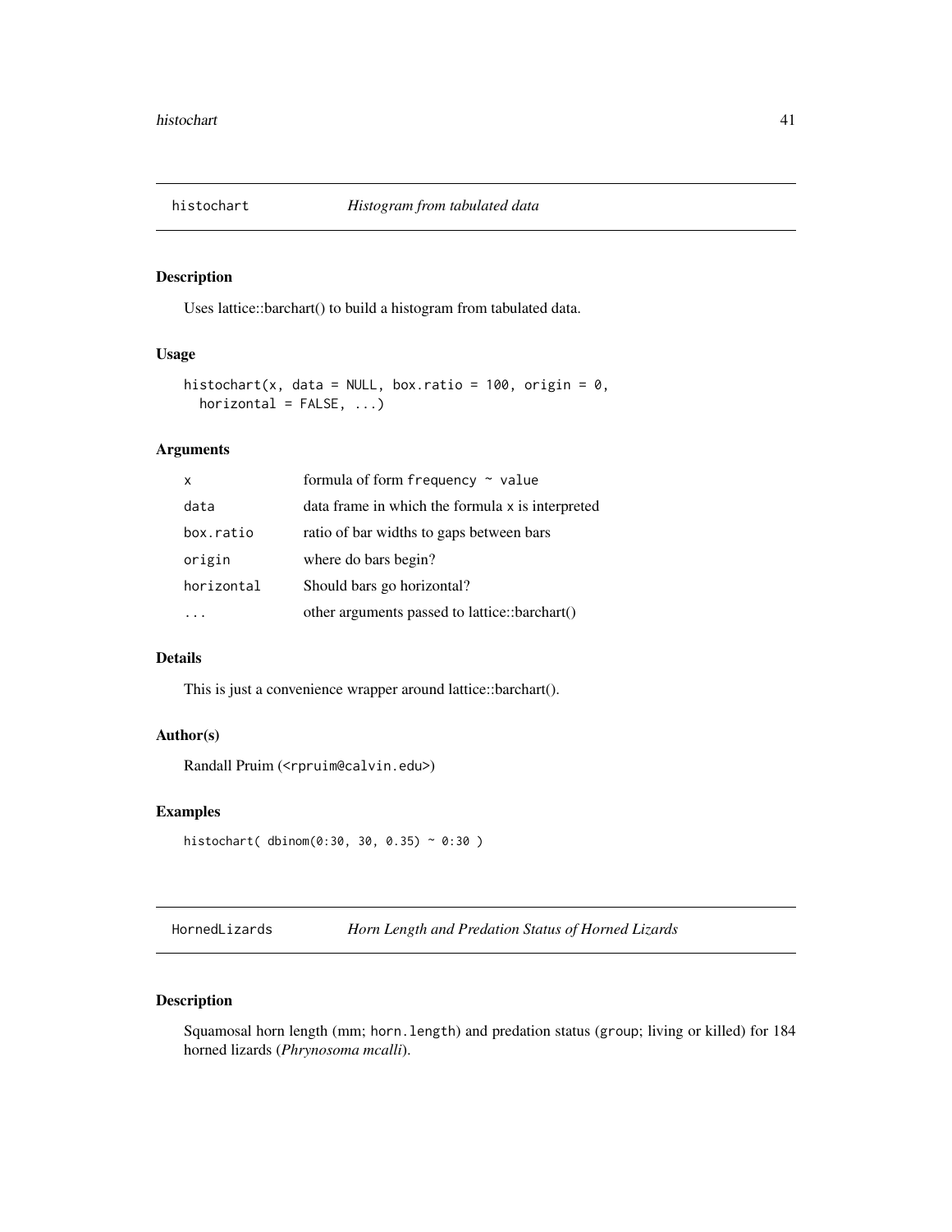## histochart — *Histogram from tabulated data*

### Description

Uses lattice::barchart() to build a histogram from tabulated data.

### Usage

```
histochart(x, data = NULL, box.ratio = 100, origin = 0,
  horizontal = FALSE, ...)
```

### Arguments

| | |
|---|---|
| `x` | formula of form `frequency ~ value` |
| `data` | data frame in which the formula `x` is interpreted |
| `box.ratio` | ratio of bar widths to gaps between bars |
| `origin` | where do bars begin? |
| `horizontal` | Should bars go horizontal? |
| `...` | other arguments passed to lattice::barchart() |

### Details

This is just a convenience wrapper around lattice::barchart().

### Author(s)

Randall Pruim (<`rpruim@calvin.edu`>)

### Examples

```
histochart( dbinom(0:30, 30, 0.35) ~ 0:30 )
```

## HornedLizards — *Horn Length and Predation Status of Horned Lizards*

### Description

Squamosal horn length (mm; `horn.length`) and predation status (`group`; living or killed) for 184 horned lizards (*Phrynosoma mcalli*).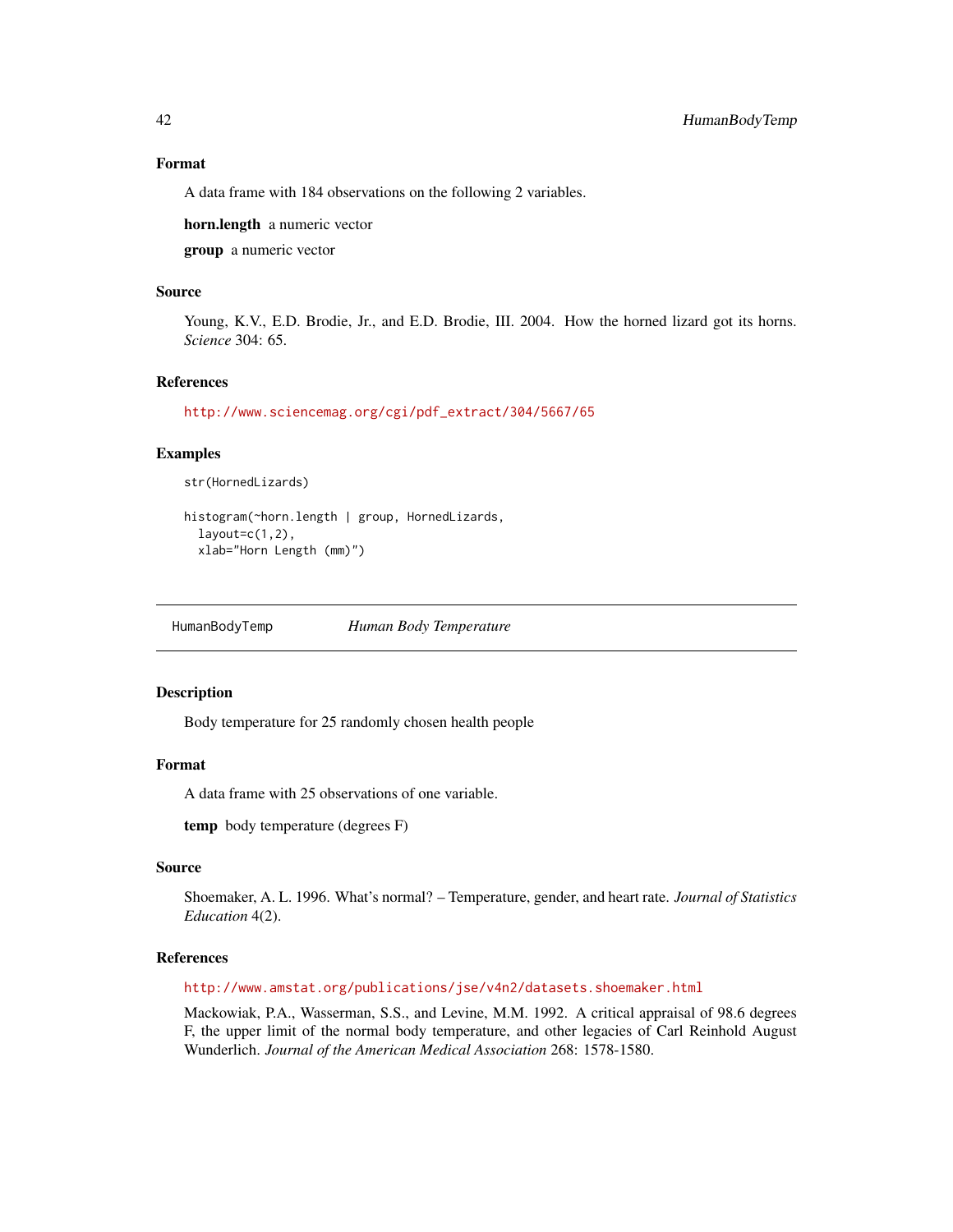### Format

A data frame with 184 observations on the following 2 variables.

**horn.length** a numeric vector

**group** a numeric vector

### Source

Young, K.V., E.D. Brodie, Jr., and E.D. Brodie, III. 2004. How the horned lizard got its horns. *Science* 304: 65.

### References

http://www.sciencemag.org/cgi/pdf_extract/304/5667/65

### Examples

```
str(HornedLizards)

histogram(~horn.length | group, HornedLizards,
  layout=c(1,2),
  xlab="Horn Length (mm)")
```

---

## HumanBodyTemp *Human Body Temperature*

---

### Description

Body temperature for 25 randomly chosen health people

### Format

A data frame with 25 observations of one variable.

**temp** body temperature (degrees F)

### Source

Shoemaker, A. L. 1996. What's normal? – Temperature, gender, and heart rate. *Journal of Statistics Education* 4(2).

### References

http://www.amstat.org/publications/jse/v4n2/datasets.shoemaker.html

Mackowiak, P.A., Wasserman, S.S., and Levine, M.M. 1992. A critical appraisal of 98.6 degrees F, the upper limit of the normal body temperature, and other legacies of Carl Reinhold August Wunderlich. *Journal of the American Medical Association* 268: 1578-1580.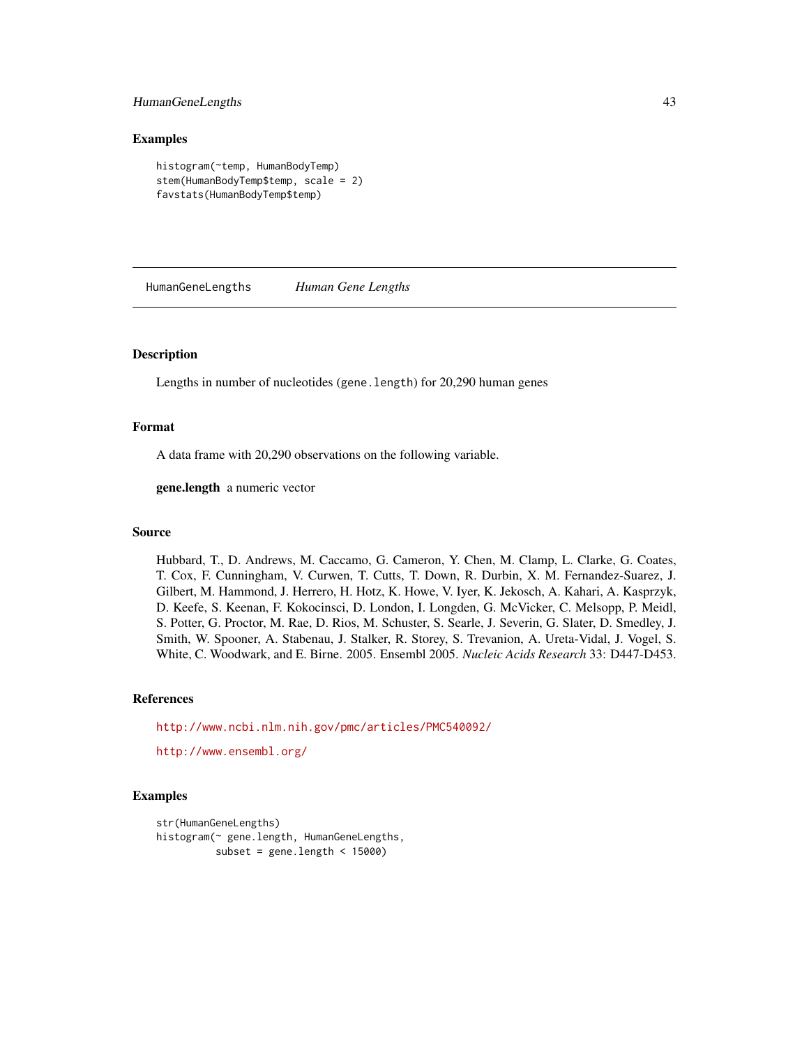### Examples

```
histogram(~temp, HumanBodyTemp)
stem(HumanBodyTemp$temp, scale = 2)
favstats(HumanBodyTemp$temp)
```

---

## HumanGeneLengths *Human Gene Lengths*

---

### Description

Lengths in number of nucleotides (`gene.length`) for 20,290 human genes

### Format

A data frame with 20,290 observations on the following variable.

**gene.length** a numeric vector

### Source

Hubbard, T., D. Andrews, M. Caccamo, G. Cameron, Y. Chen, M. Clamp, L. Clarke, G. Coates, T. Cox, F. Cunningham, V. Curwen, T. Cutts, T. Down, R. Durbin, X. M. Fernandez-Suarez, J. Gilbert, M. Hammond, J. Herrero, H. Hotz, K. Howe, V. Iyer, K. Jekosch, A. Kahari, A. Kasprzyk, D. Keefe, S. Keenan, F. Kokocinsci, D. London, I. Longden, G. McVicker, C. Melsopp, P. Meidl, S. Potter, G. Proctor, M. Rae, D. Rios, M. Schuster, S. Searle, J. Severin, G. Slater, D. Smedley, J. Smith, W. Spooner, A. Stabenau, J. Stalker, R. Storey, S. Trevanion, A. Ureta-Vidal, J. Vogel, S. White, C. Woodwark, and E. Birne. 2005. Ensembl 2005. *Nucleic Acids Research* 33: D447-D453.

### References

http://www.ncbi.nlm.nih.gov/pmc/articles/PMC540092/

http://www.ensembl.org/

### Examples

```
str(HumanGeneLengths)
histogram(~ gene.length, HumanGeneLengths,
          subset = gene.length < 15000)
```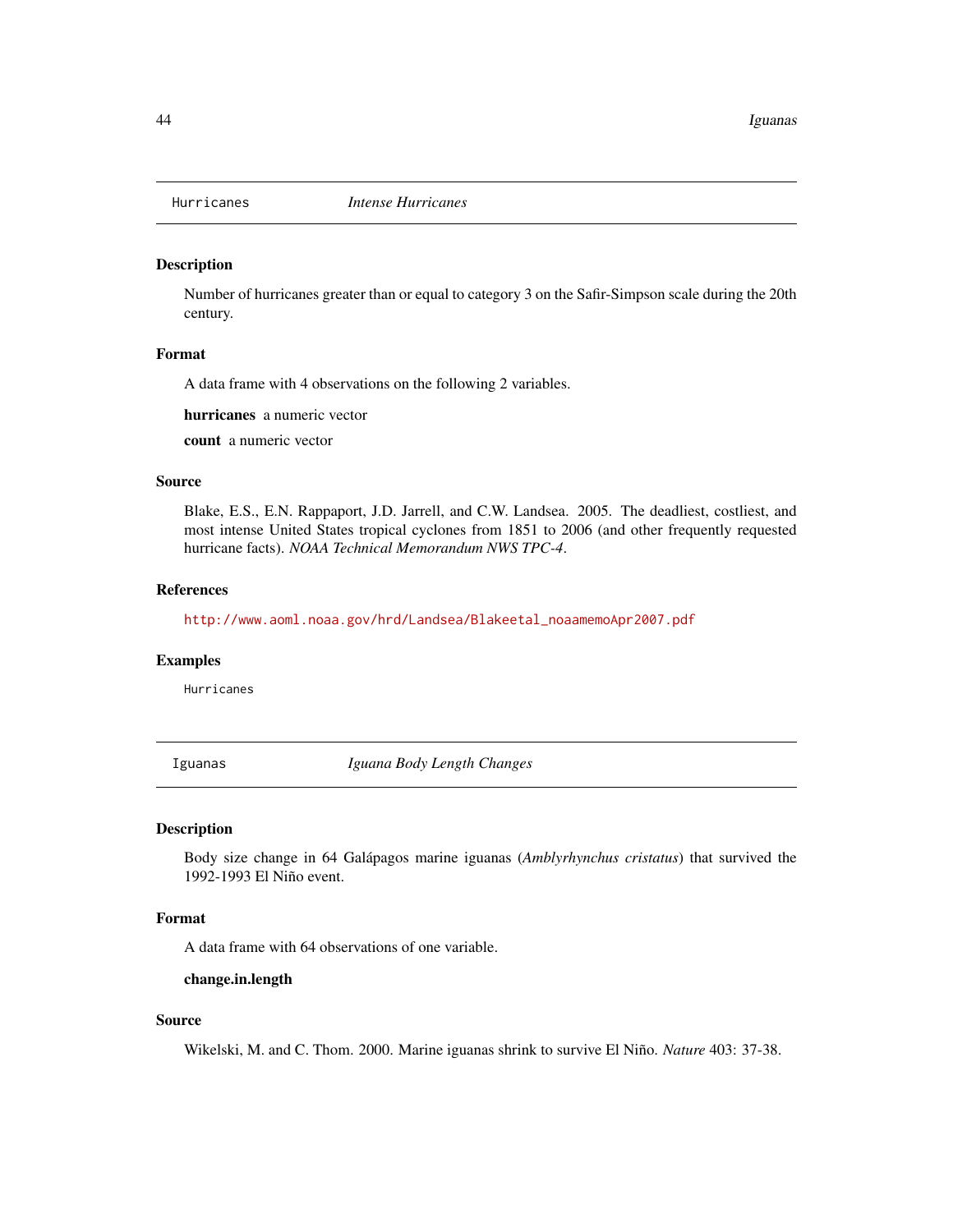## Hurricanes *Intense Hurricanes*

### Description

Number of hurricanes greater than or equal to category 3 on the Safir-Simpson scale during the 20th century.

### Format

A data frame with 4 observations on the following 2 variables.

**hurricanes** a numeric vector

**count** a numeric vector

### Source

Blake, E.S., E.N. Rappaport, J.D. Jarrell, and C.W. Landsea. 2005. The deadliest, costliest, and most intense United States tropical cyclones from 1851 to 2006 (and other frequently requested hurricane facts). *NOAA Technical Memorandum NWS TPC-4*.

### References

http://www.aoml.noaa.gov/hrd/Landsea/Blakeetal_noaamemoApr2007.pdf

### Examples

```
Hurricanes
```

## Iguanas *Iguana Body Length Changes*

### Description

Body size change in 64 Galápagos marine iguanas (*Amblyrhynchus cristatus*) that survived the 1992-1993 El Niño event.

### Format

A data frame with 64 observations of one variable.

**change.in.length**

### Source

Wikelski, M. and C. Thom. 2000. Marine iguanas shrink to survive El Niño. *Nature* 403: 37-38.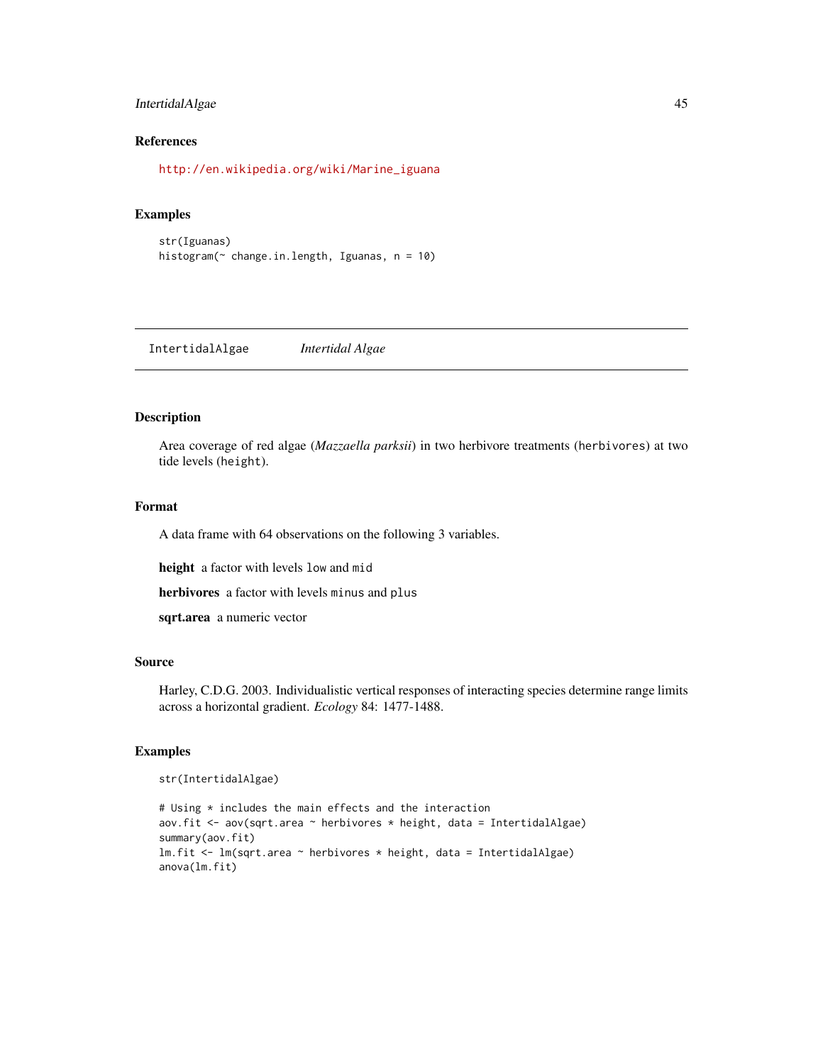## References

http://en.wikipedia.org/wiki/Marine_iguana

## Examples

```
str(Iguanas)
histogram(~ change.in.length, Iguanas, n = 10)
```

---

# IntertidalAlgae *Intertidal Algae*

---

## Description

Area coverage of red algae (*Mazzaella parksii*) in two herbivore treatments (herbivores) at two tide levels (height).

## Format

A data frame with 64 observations on the following 3 variables.

**height** a factor with levels low and mid

**herbivores** a factor with levels minus and plus

**sqrt.area** a numeric vector

## Source

Harley, C.D.G. 2003. Individualistic vertical responses of interacting species determine range limits across a horizontal gradient. *Ecology* 84: 1477-1488.

## Examples

```
str(IntertidalAlgae)

# Using * includes the main effects and the interaction
aov.fit <- aov(sqrt.area ~ herbivores * height, data = IntertidalAlgae)
summary(aov.fit)
lm.fit <- lm(sqrt.area ~ herbivores * height, data = IntertidalAlgae)
anova(lm.fit)
```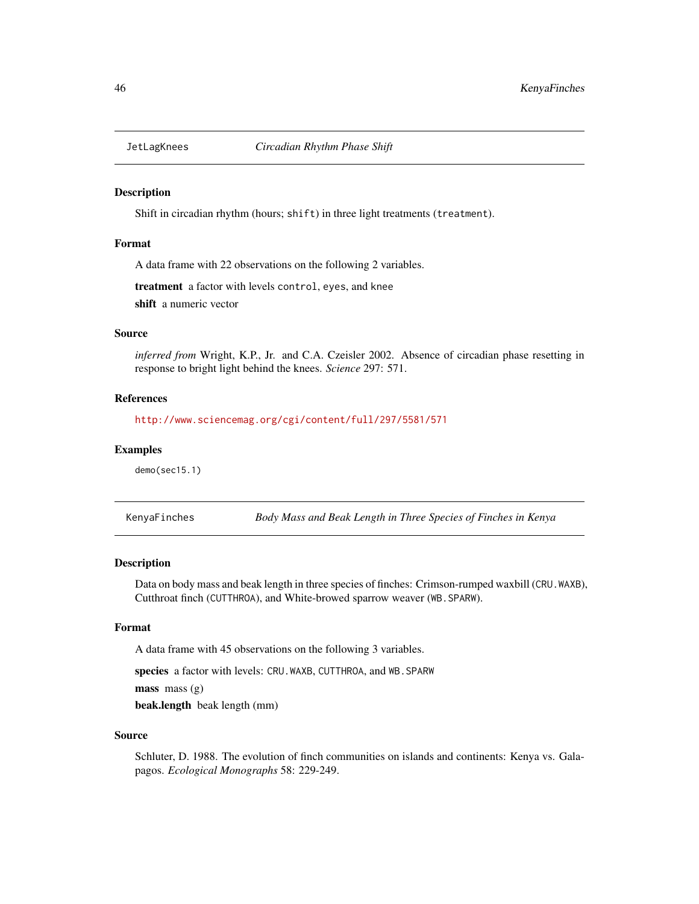## JetLagKnees — *Circadian Rhythm Phase Shift*

### Description

Shift in circadian rhythm (hours; `shift`) in three light treatments (`treatment`).

### Format

A data frame with 22 observations on the following 2 variables.

**treatment** a factor with levels `control`, `eyes`, and `knee`

**shift** a numeric vector

### Source

*inferred from* Wright, K.P., Jr. and C.A. Czeisler 2002. Absence of circadian phase resetting in response to bright light behind the knees. *Science* 297: 571.

### References

http://www.sciencemag.org/cgi/content/full/297/5581/571

### Examples

```
demo(sec15.1)
```

## KenyaFinches — *Body Mass and Beak Length in Three Species of Finches in Kenya*

### Description

Data on body mass and beak length in three species of finches: Crimson-rumped waxbill (`CRU.WAXB`), Cutthroat finch (`CUTTHROA`), and White-browed sparrow weaver (`WB.SPARW`).

### Format

A data frame with 45 observations on the following 3 variables.

**species** a factor with levels: `CRU.WAXB`, `CUTTHROA`, and `WB.SPARW`

**mass** mass (g)

**beak.length** beak length (mm)

### Source

Schluter, D. 1988. The evolution of finch communities on islands and continents: Kenya vs. Galapagos. *Ecological Monographs* 58: 229-249.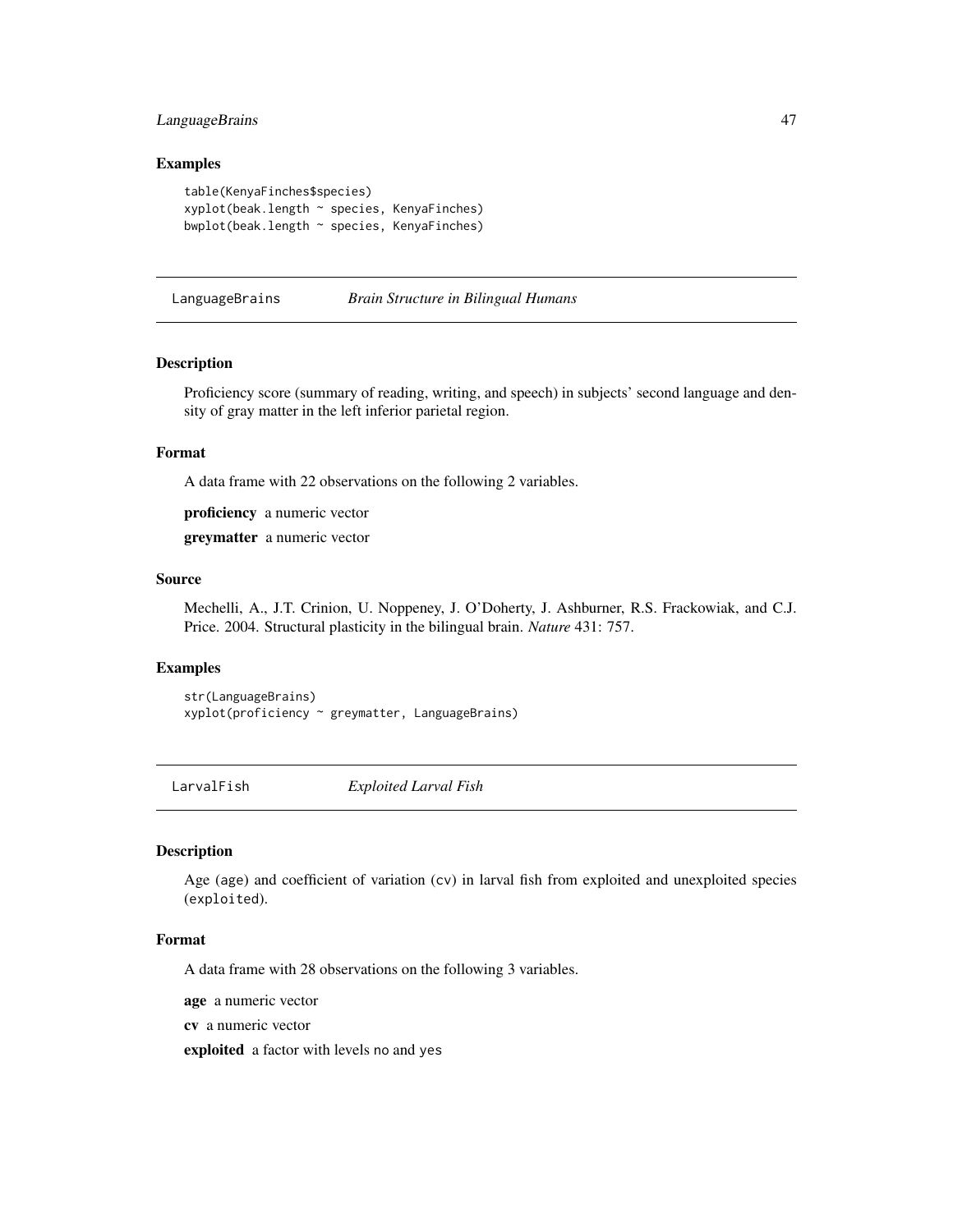### Examples

```
table(KenyaFinches$species)
xyplot(beak.length ~ species, KenyaFinches)
bwplot(beak.length ~ species, KenyaFinches)
```

## LanguageBrains *Brain Structure in Bilingual Humans*

### Description

Proficiency score (summary of reading, writing, and speech) in subjects' second language and density of gray matter in the left inferior parietal region.

### Format

A data frame with 22 observations on the following 2 variables.

**proficiency** a numeric vector

**greymatter** a numeric vector

### Source

Mechelli, A., J.T. Crinion, U. Noppeney, J. O'Doherty, J. Ashburner, R.S. Frackowiak, and C.J. Price. 2004. Structural plasticity in the bilingual brain. *Nature* 431: 757.

### Examples

```
str(LanguageBrains)
xyplot(proficiency ~ greymatter, LanguageBrains)
```

## LarvalFish *Exploited Larval Fish*

### Description

Age (age) and coefficient of variation (cv) in larval fish from exploited and unexploited species (exploited).

### Format

A data frame with 28 observations on the following 3 variables.

**age** a numeric vector

**cv** a numeric vector

**exploited** a factor with levels no and yes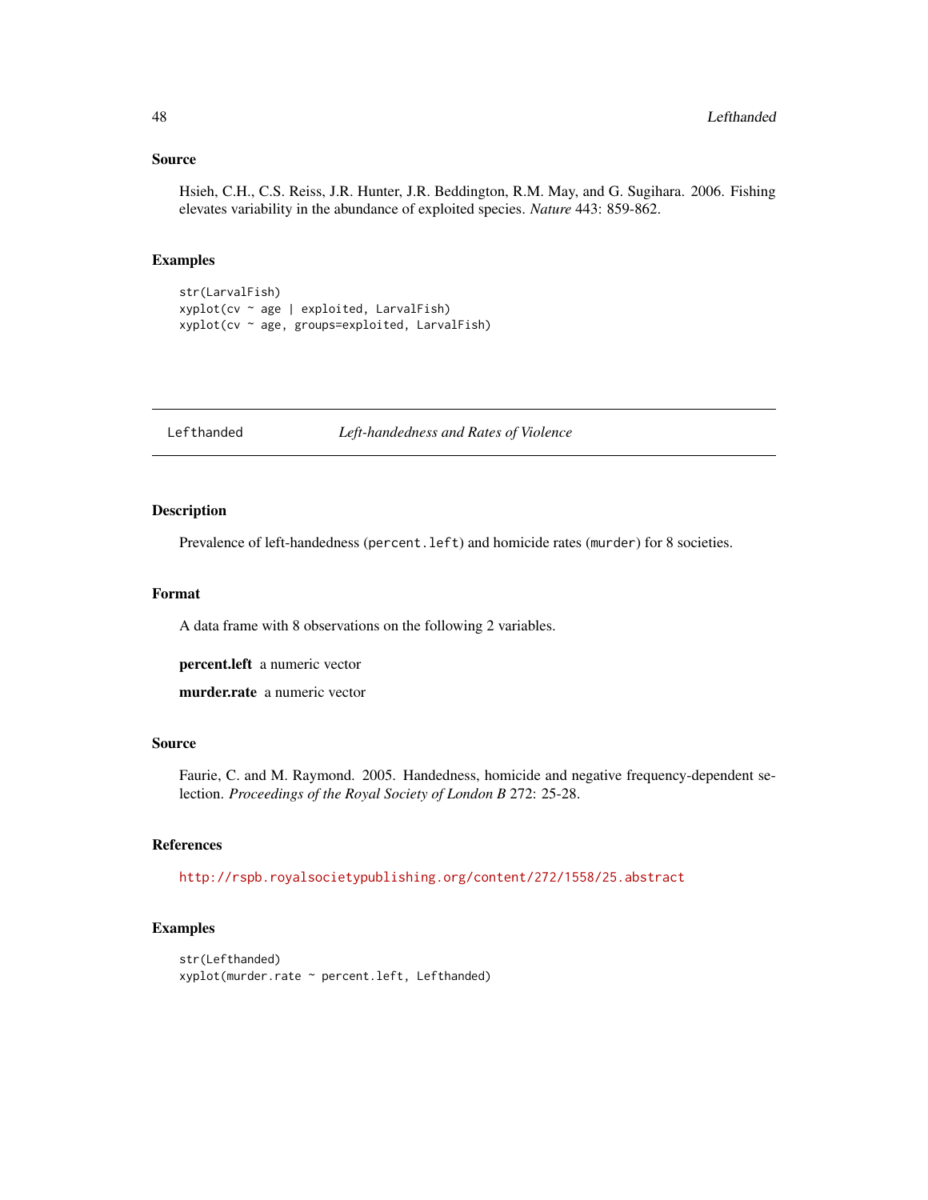### Source

Hsieh, C.H., C.S. Reiss, J.R. Hunter, J.R. Beddington, R.M. May, and G. Sugihara. 2006. Fishing elevates variability in the abundance of exploited species. *Nature* 443: 859-862.

### Examples

```
str(LarvalFish)
xyplot(cv ~ age | exploited, LarvalFish)
xyplot(cv ~ age, groups=exploited, LarvalFish)
```

---

## Lefthanded — *Left-handedness and Rates of Violence*

---

### Description

Prevalence of left-handedness (`percent.left`) and homicide rates (`murder`) for 8 societies.

### Format

A data frame with 8 observations on the following 2 variables.

**percent.left** a numeric vector

**murder.rate** a numeric vector

### Source

Faurie, C. and M. Raymond. 2005. Handedness, homicide and negative frequency-dependent selection. *Proceedings of the Royal Society of London B* 272: 25-28.

### References

http://rspb.royalsocietypublishing.org/content/272/1558/25.abstract

### Examples

```
str(Lefthanded)
xyplot(murder.rate ~ percent.left, Lefthanded)
```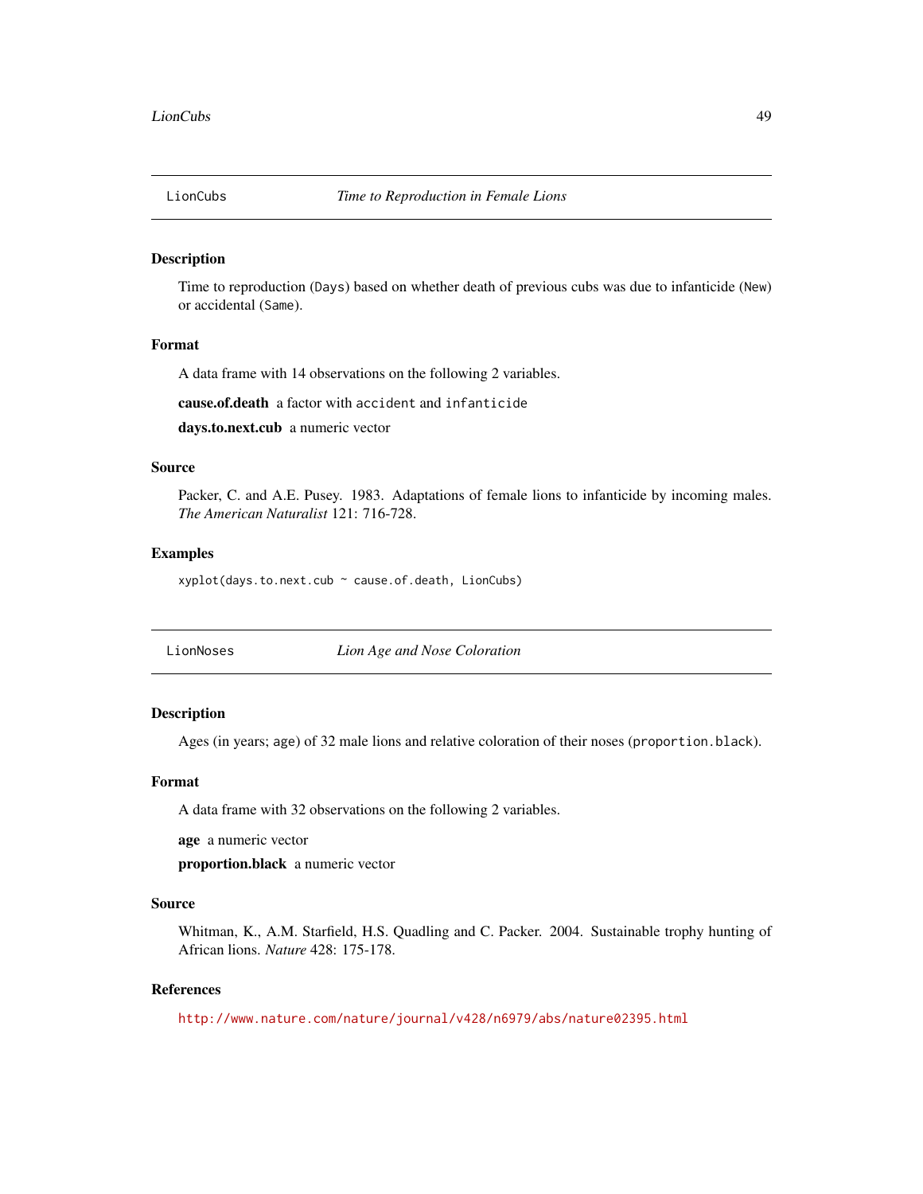## LionCubs — *Time to Reproduction in Female Lions*

### Description

Time to reproduction (`Days`) based on whether death of previous cubs was due to infanticide (`New`) or accidental (`Same`).

### Format

A data frame with 14 observations on the following 2 variables.

**cause.of.death** a factor with `accident` and `infanticide`

**days.to.next.cub** a numeric vector

### Source

Packer, C. and A.E. Pusey. 1983. Adaptations of female lions to infanticide by incoming males. *The American Naturalist* 121: 716-728.

### Examples

```
xyplot(days.to.next.cub ~ cause.of.death, LionCubs)
```

## LionNoses — *Lion Age and Nose Coloration*

### Description

Ages (in years; `age`) of 32 male lions and relative coloration of their noses (`proportion.black`).

### Format

A data frame with 32 observations on the following 2 variables.

**age** a numeric vector

**proportion.black** a numeric vector

### Source

Whitman, K., A.M. Starfield, H.S. Quadling and C. Packer. 2004. Sustainable trophy hunting of African lions. *Nature* 428: 175-178.

### References

http://www.nature.com/nature/journal/v428/n6979/abs/nature02395.html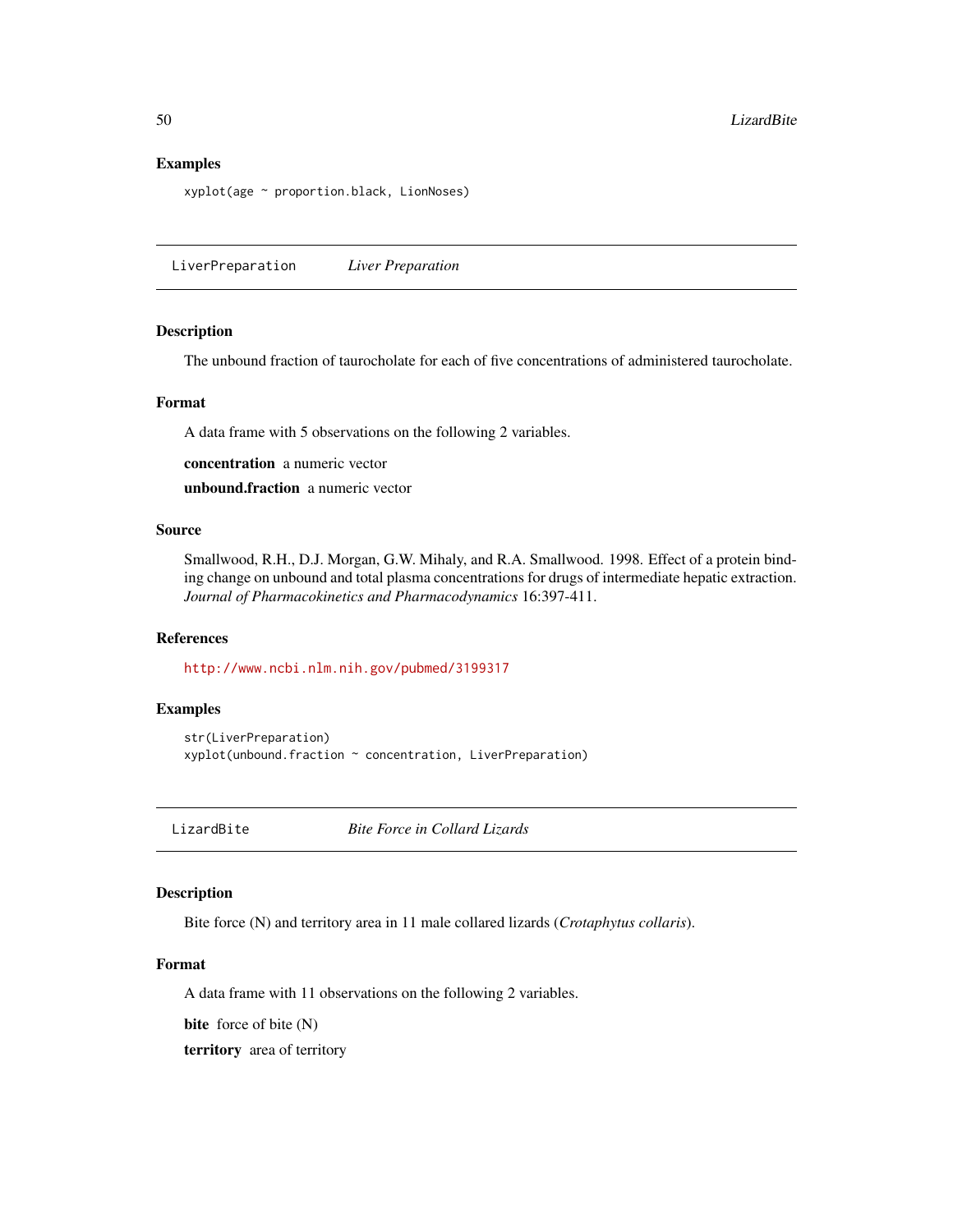## Examples

```
xyplot(age ~ proportion.black, LionNoses)
```

---

## LiverPreparation *Liver Preparation*

---

### Description

The unbound fraction of taurocholate for each of five concentrations of administered taurocholate.

### Format

A data frame with 5 observations on the following 2 variables.

**concentration** a numeric vector

**unbound.fraction** a numeric vector

### Source

Smallwood, R.H., D.J. Morgan, G.W. Mihaly, and R.A. Smallwood. 1998. Effect of a protein binding change on unbound and total plasma concentrations for drugs of intermediate hepatic extraction. *Journal of Pharmacokinetics and Pharmacodynamics* 16:397-411.

### References

http://www.ncbi.nlm.nih.gov/pubmed/3199317

### Examples

```
str(LiverPreparation)
xyplot(unbound.fraction ~ concentration, LiverPreparation)
```

---

## LizardBite *Bite Force in Collard Lizards*

---

### Description

Bite force (N) and territory area in 11 male collared lizards (*Crotaphytus collaris*).

### Format

A data frame with 11 observations on the following 2 variables.

**bite** force of bite (N)

**territory** area of territory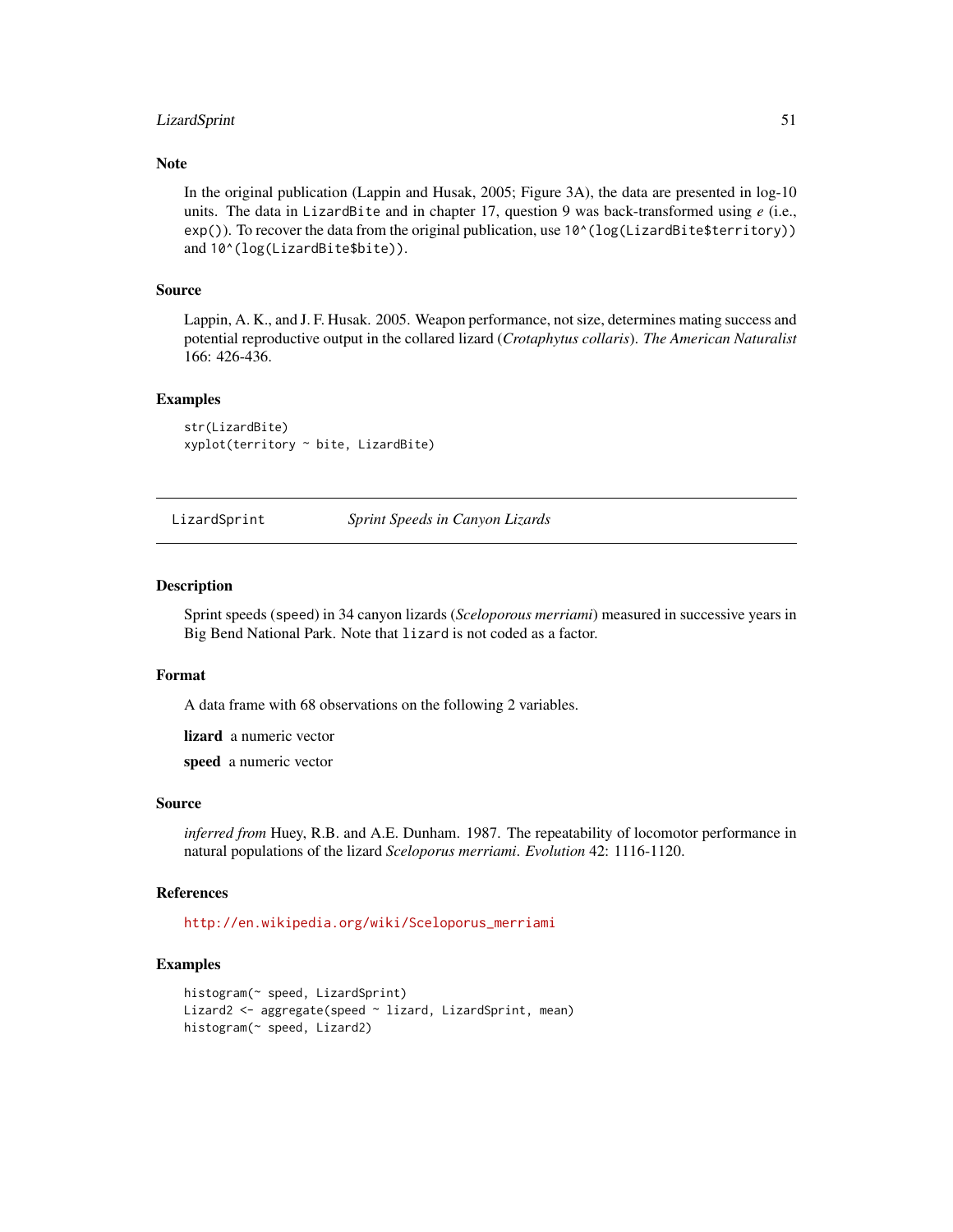### Note

In the original publication (Lappin and Husak, 2005; Figure 3A), the data are presented in log-10 units. The data in `LizardBite` and in chapter 17, question 9 was back-transformed using *e* (i.e., `exp()`). To recover the data from the original publication, use `10^(log(LizardBite$territory))` and `10^(log(LizardBite$bite))`.

### Source

Lappin, A. K., and J. F. Husak. 2005. Weapon performance, not size, determines mating success and potential reproductive output in the collared lizard (*Crotaphytus collaris*). *The American Naturalist* 166: 426-436.

### Examples

```
str(LizardBite)
xyplot(territory ~ bite, LizardBite)
```

---

## LizardSprint — *Sprint Speeds in Canyon Lizards*

---

### Description

Sprint speeds (`speed`) in 34 canyon lizards (*Sceloporous merriami*) measured in successive years in Big Bend National Park. Note that `lizard` is not coded as a factor.

### Format

A data frame with 68 observations on the following 2 variables.

**lizard** a numeric vector

**speed** a numeric vector

### Source

*inferred from* Huey, R.B. and A.E. Dunham. 1987. The repeatability of locomotor performance in natural populations of the lizard *Sceloporus merriami*. *Evolution* 42: 1116-1120.

### References

http://en.wikipedia.org/wiki/Sceloporus_merriami

### Examples

```
histogram(~ speed, LizardSprint)
Lizard2 <- aggregate(speed ~ lizard, LizardSprint, mean)
histogram(~ speed, Lizard2)
```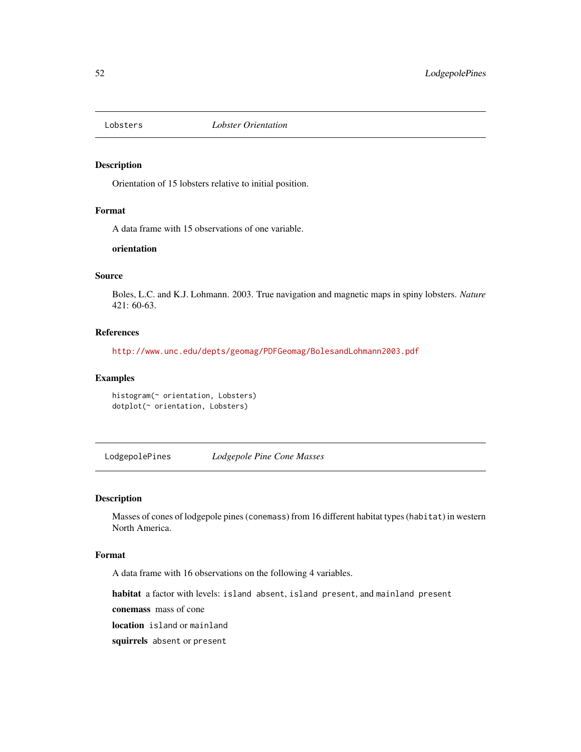## Lobsters *Lobster Orientation*

### Description

Orientation of 15 lobsters relative to initial position.

### Format

A data frame with 15 observations of one variable.

**orientation**

### Source

Boles, L.C. and K.J. Lohmann. 2003. True navigation and magnetic maps in spiny lobsters. *Nature* 421: 60-63.

### References

http://www.unc.edu/depts/geomag/PDFGeomag/BolesandLohmann2003.pdf

### Examples

```
histogram(~ orientation, Lobsters)
dotplot(~ orientation, Lobsters)
```

## LodgepolePines *Lodgepole Pine Cone Masses*

### Description

Masses of cones of lodgepole pines (`conemass`) from 16 different habitat types (`habitat`) in western North America.

### Format

A data frame with 16 observations on the following 4 variables.

**habitat** a factor with levels: `island absent`, `island present`, and `mainland present`

**conemass** mass of cone

**location** `island` or `mainland`

**squirrels** `absent` or `present`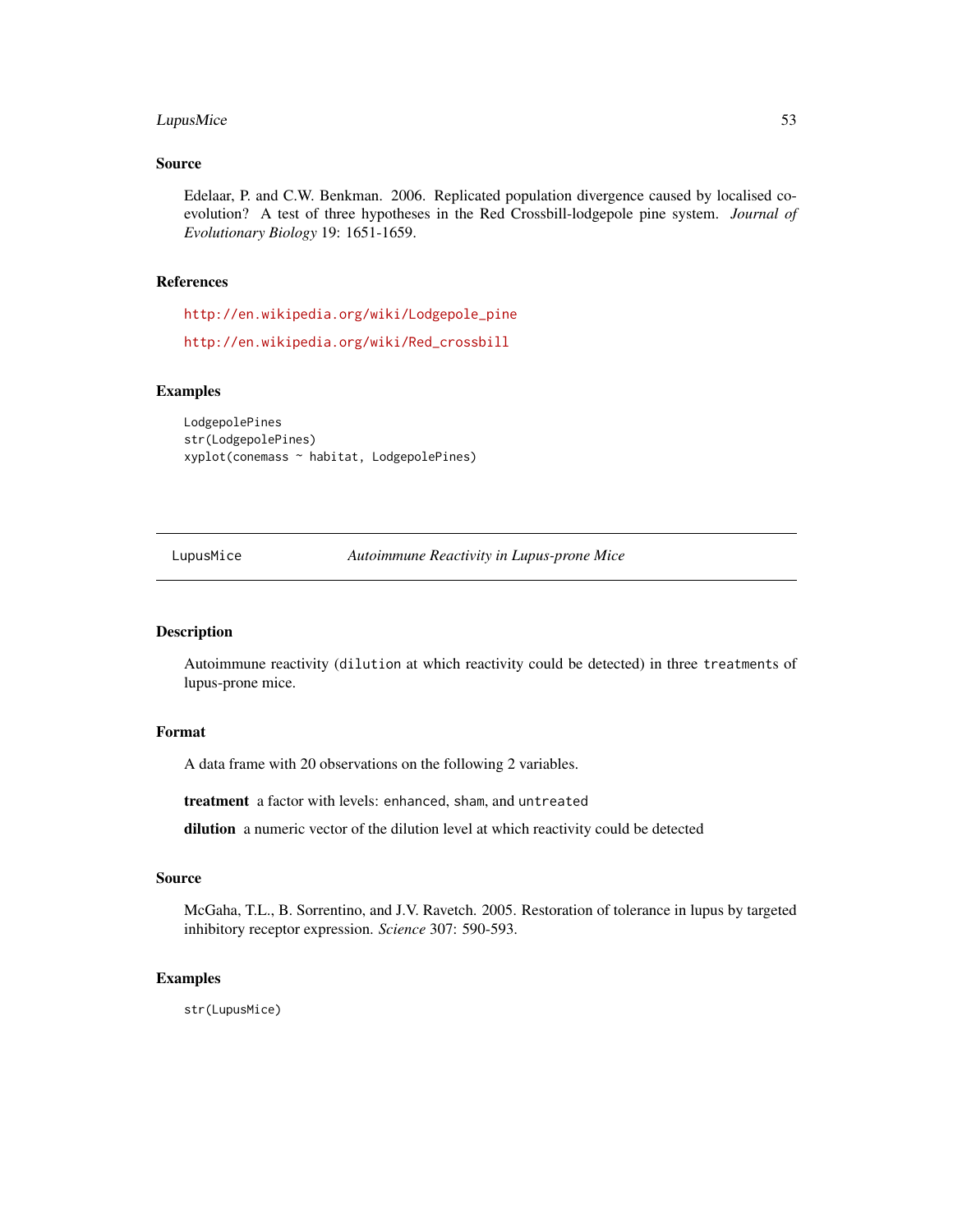## Source

Edelaar, P. and C.W. Benkman. 2006. Replicated population divergence caused by localised coevolution? A test of three hypotheses in the Red Crossbill-lodgepole pine system. *Journal of Evolutionary Biology* 19: 1651-1659.

## References

http://en.wikipedia.org/wiki/Lodgepole_pine

http://en.wikipedia.org/wiki/Red_crossbill

## Examples

```
LodgepolePines
str(LodgepolePines)
xyplot(conemass ~ habitat, LodgepolePines)
```

---

# LupusMice — *Autoimmune Reactivity in Lupus-prone Mice*

---

## Description

Autoimmune reactivity (`dilution` at which reactivity could be detected) in three `treatments` of lupus-prone mice.

## Format

A data frame with 20 observations on the following 2 variables.

**treatment** a factor with levels: `enhanced`, `sham`, and `untreated`

**dilution** a numeric vector of the dilution level at which reactivity could be detected

## Source

McGaha, T.L., B. Sorrentino, and J.V. Ravetch. 2005. Restoration of tolerance in lupus by targeted inhibitory receptor expression. *Science* 307: 590-593.

## Examples

```
str(LupusMice)
```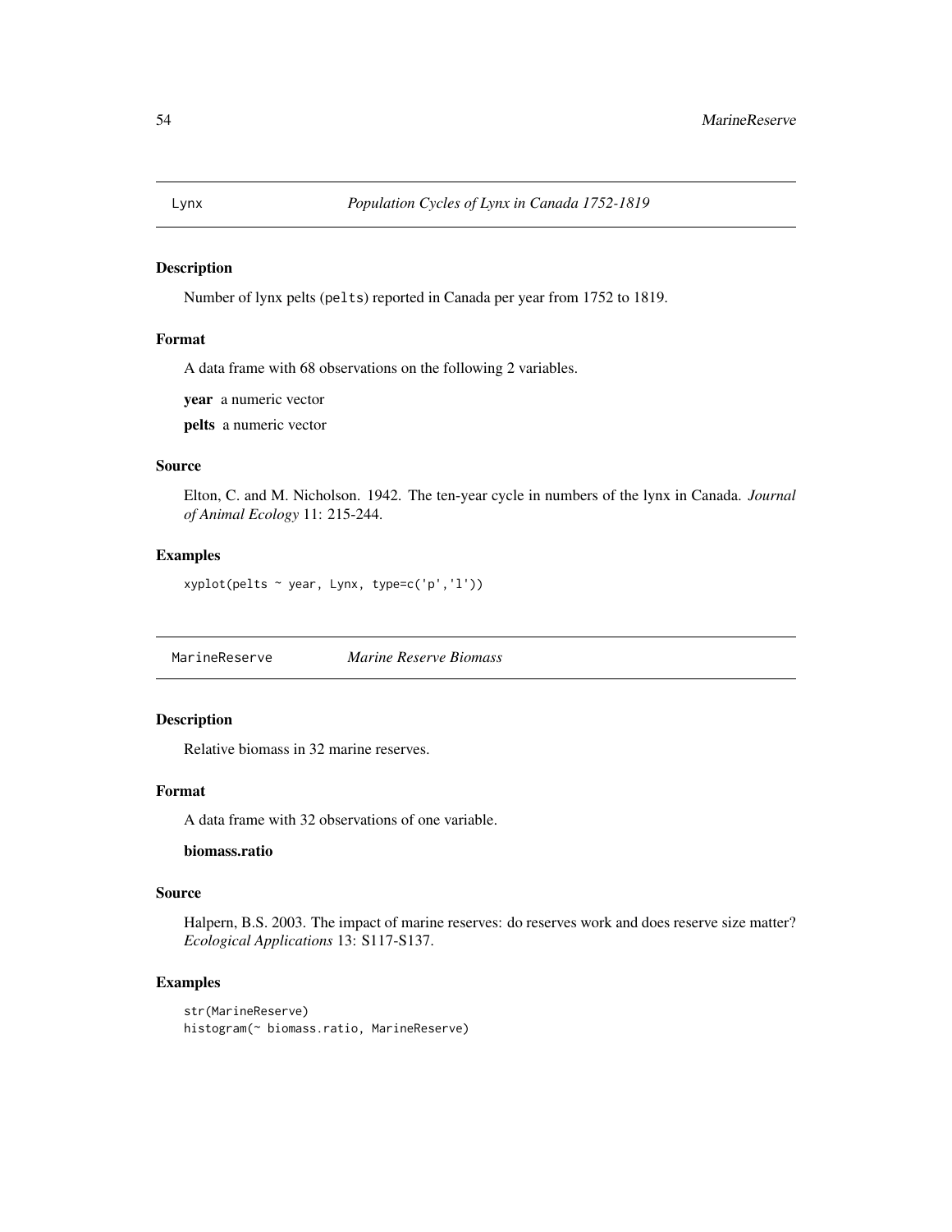## Lynx — *Population Cycles of Lynx in Canada 1752-1819*

### Description

Number of lynx pelts (pelts) reported in Canada per year from 1752 to 1819.

### Format

A data frame with 68 observations on the following 2 variables.

**year** a numeric vector

**pelts** a numeric vector

### Source

Elton, C. and M. Nicholson. 1942. The ten-year cycle in numbers of the lynx in Canada. *Journal of Animal Ecology* 11: 215-244.

### Examples

```
xyplot(pelts ~ year, Lynx, type=c('p','l'))
```

## MarineReserve — *Marine Reserve Biomass*

### Description

Relative biomass in 32 marine reserves.

### Format

A data frame with 32 observations of one variable.

**biomass.ratio**

### Source

Halpern, B.S. 2003. The impact of marine reserves: do reserves work and does reserve size matter? *Ecological Applications* 13: S117-S137.

### Examples

```
str(MarineReserve)
histogram(~ biomass.ratio, MarineReserve)
```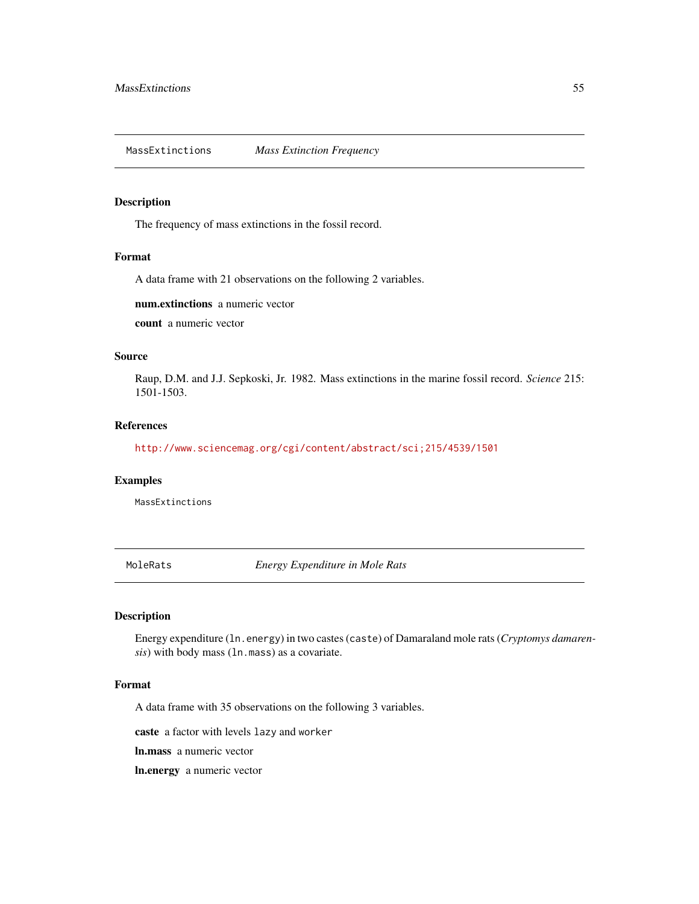## MassExtinctions *Mass Extinction Frequency*

### Description

The frequency of mass extinctions in the fossil record.

### Format

A data frame with 21 observations on the following 2 variables.

**num.extinctions** a numeric vector

**count** a numeric vector

### Source

Raup, D.M. and J.J. Sepkoski, Jr. 1982. Mass extinctions in the marine fossil record. *Science* 215: 1501-1503.

### References

http://www.sciencemag.org/cgi/content/abstract/sci;215/4539/1501

### Examples

```
MassExtinctions
```

## MoleRats *Energy Expenditure in Mole Rats*

### Description

Energy expenditure (`ln.energy`) in two castes (`caste`) of Damaraland mole rats (*Cryptomys damarensis*) with body mass (`ln.mass`) as a covariate.

### Format

A data frame with 35 observations on the following 3 variables.

**caste** a factor with levels `lazy` and `worker`

**ln.mass** a numeric vector

**ln.energy** a numeric vector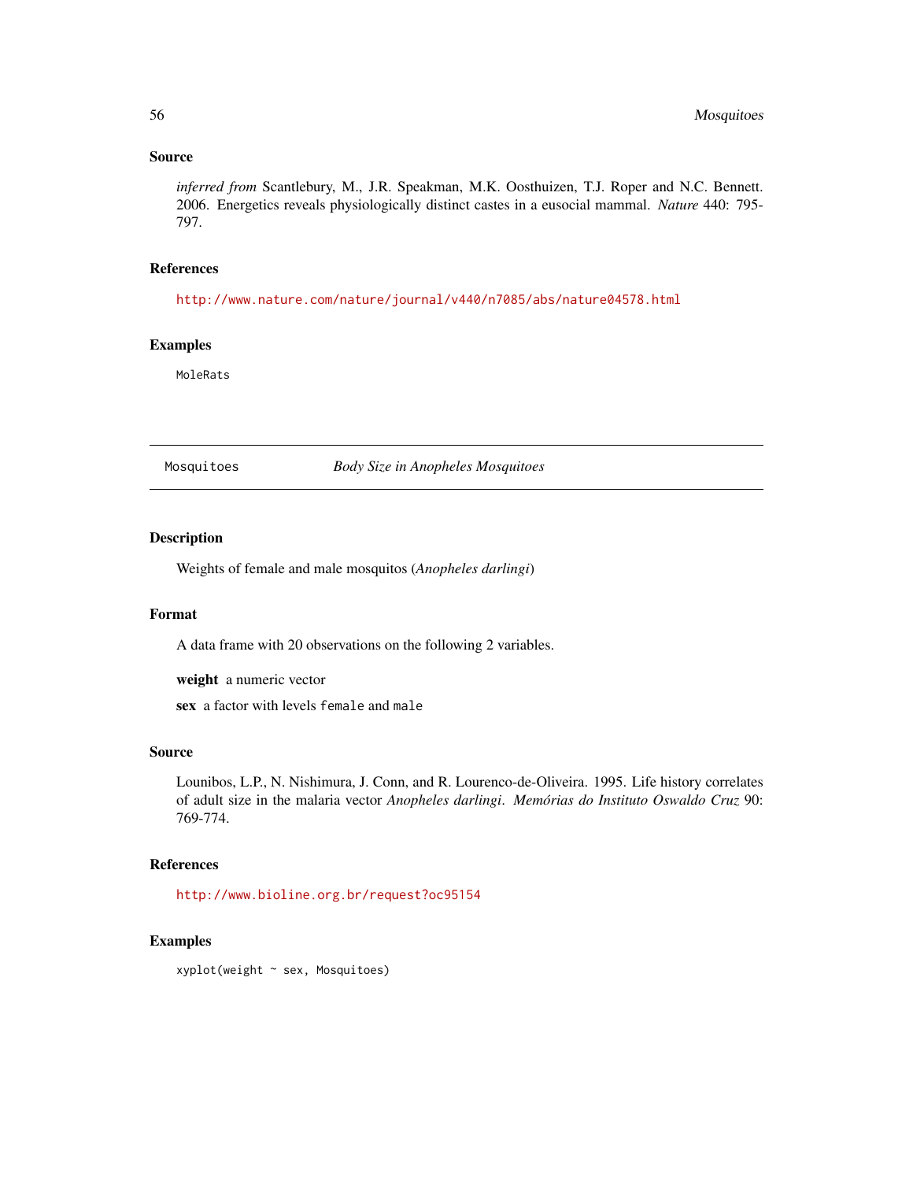### Source

*inferred from* Scantlebury, M., J.R. Speakman, M.K. Oosthuizen, T.J. Roper and N.C. Bennett. 2006. Energetics reveals physiologically distinct castes in a eusocial mammal. *Nature* 440: 795-797.

### References

http://www.nature.com/nature/journal/v440/n7085/abs/nature04578.html

### Examples

```
MoleRats
```

---

## Mosquitoes — *Body Size in Anopheles Mosquitoes*

---

### Description

Weights of female and male mosquitos (*Anopheles darlingi*)

### Format

A data frame with 20 observations on the following 2 variables.

**weight** a numeric vector

**sex** a factor with levels `female` and `male`

### Source

Lounibos, L.P., N. Nishimura, J. Conn, and R. Lourenco-de-Oliveira. 1995. Life history correlates of adult size in the malaria vector *Anopheles darlingi*. *Memórias do Instituto Oswaldo Cruz* 90: 769-774.

### References

http://www.bioline.org.br/request?oc95154

### Examples

```
xyplot(weight ~ sex, Mosquitoes)
```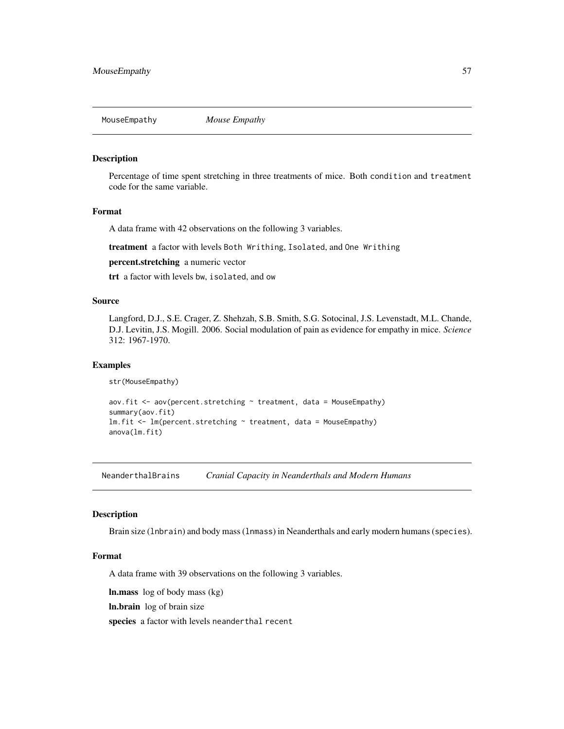## MouseEmpathy *Mouse Empathy*

### Description

Percentage of time spent stretching in three treatments of mice. Both condition and treatment code for the same variable.

### Format

A data frame with 42 observations on the following 3 variables.

**treatment** a factor with levels Both Writhing, Isolated, and One Writhing

**percent.stretching** a numeric vector

**trt** a factor with levels bw, isolated, and ow

### Source

Langford, D.J., S.E. Crager, Z. Shehzah, S.B. Smith, S.G. Sotocinal, J.S. Levenstadt, M.L. Chande, D.J. Levitin, J.S. Mogill. 2006. Social modulation of pain as evidence for empathy in mice. *Science* 312: 1967-1970.

### Examples

```
str(MouseEmpathy)

aov.fit <- aov(percent.stretching ~ treatment, data = MouseEmpathy)
summary(aov.fit)
lm.fit <- lm(percent.stretching ~ treatment, data = MouseEmpathy)
anova(lm.fit)
```

## NeanderthalBrains *Cranial Capacity in Neanderthals and Modern Humans*

### Description

Brain size (lnbrain) and body mass (lnmass) in Neanderthals and early modern humans (species).

### Format

A data frame with 39 observations on the following 3 variables.

**ln.mass** log of body mass (kg)

**ln.brain** log of brain size

**species** a factor with levels neanderthal recent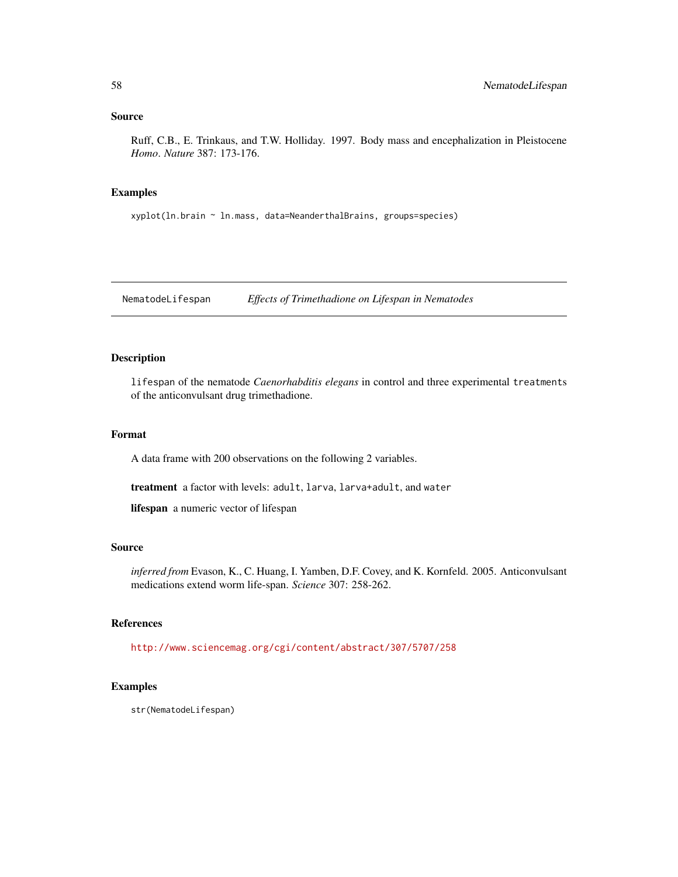## Source

Ruff, C.B., E. Trinkaus, and T.W. Holliday. 1997. Body mass and encephalization in Pleistocene *Homo*. *Nature* 387: 173-176.

## Examples

```
xyplot(ln.brain ~ ln.mass, data=NeanderthalBrains, groups=species)
```

---

# NematodeLifespan — *Effects of Trimethadione on Lifespan in Nematodes*

---

## Description

`lifespan` of the nematode *Caenorhabditis elegans* in control and three experimental `treatments` of the anticonvulsant drug trimethadione.

## Format

A data frame with 200 observations on the following 2 variables.

**treatment** a factor with levels: `adult`, `larva`, `larva+adult`, and `water`

**lifespan** a numeric vector of lifespan

## Source

*inferred from* Evason, K., C. Huang, I. Yamben, D.F. Covey, and K. Kornfeld. 2005. Anticonvulsant medications extend worm life-span. *Science* 307: 258-262.

## References

http://www.sciencemag.org/cgi/content/abstract/307/5707/258

## Examples

```
str(NematodeLifespan)
```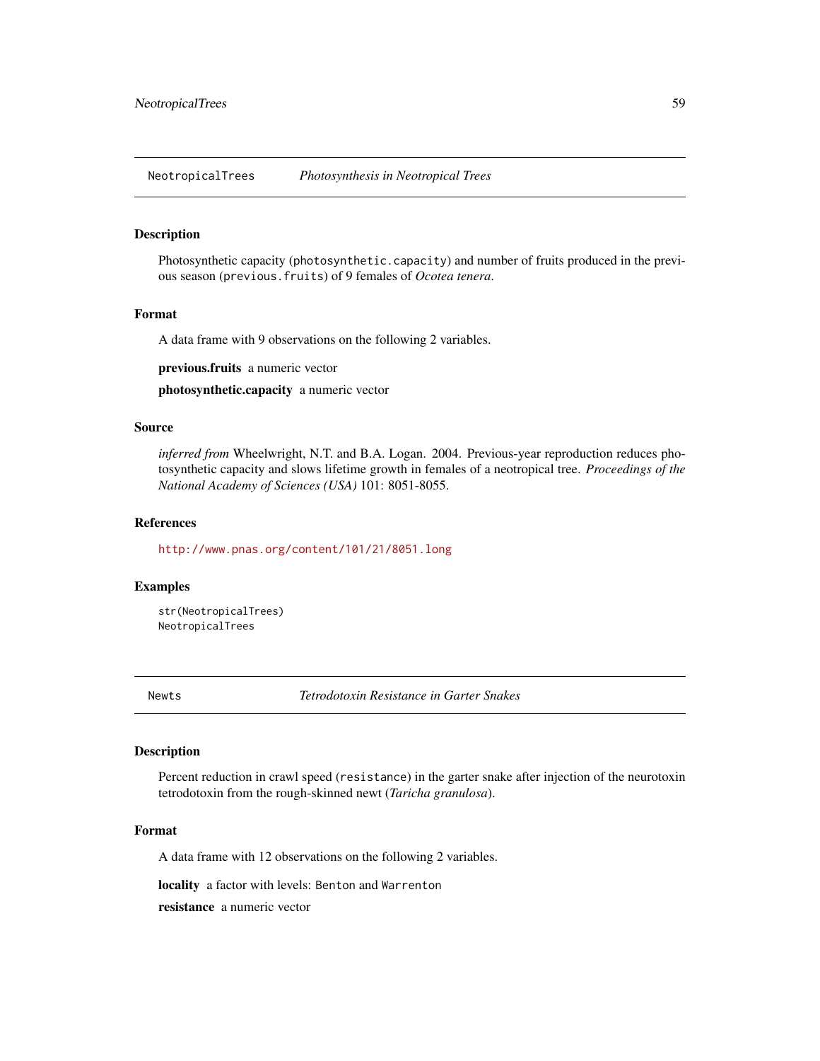## NeotropicalTrees *Photosynthesis in Neotropical Trees*

### Description

Photosynthetic capacity (`photosynthetic.capacity`) and number of fruits produced in the previous season (`previous.fruits`) of 9 females of *Ocotea tenera*.

### Format

A data frame with 9 observations on the following 2 variables.

**previous.fruits** a numeric vector

**photosynthetic.capacity** a numeric vector

### Source

*inferred from* Wheelwright, N.T. and B.A. Logan. 2004. Previous-year reproduction reduces photosynthetic capacity and slows lifetime growth in females of a neotropical tree. *Proceedings of the National Academy of Sciences (USA)* 101: 8051-8055.

### References

http://www.pnas.org/content/101/21/8051.long

### Examples

```
str(NeotropicalTrees)
NeotropicalTrees
```

## Newts *Tetrodotoxin Resistance in Garter Snakes*

### Description

Percent reduction in crawl speed (`resistance`) in the garter snake after injection of the neurotoxin tetrodotoxin from the rough-skinned newt (*Taricha granulosa*).

### Format

A data frame with 12 observations on the following 2 variables.

**locality** a factor with levels: `Benton` and `Warrenton`

**resistance** a numeric vector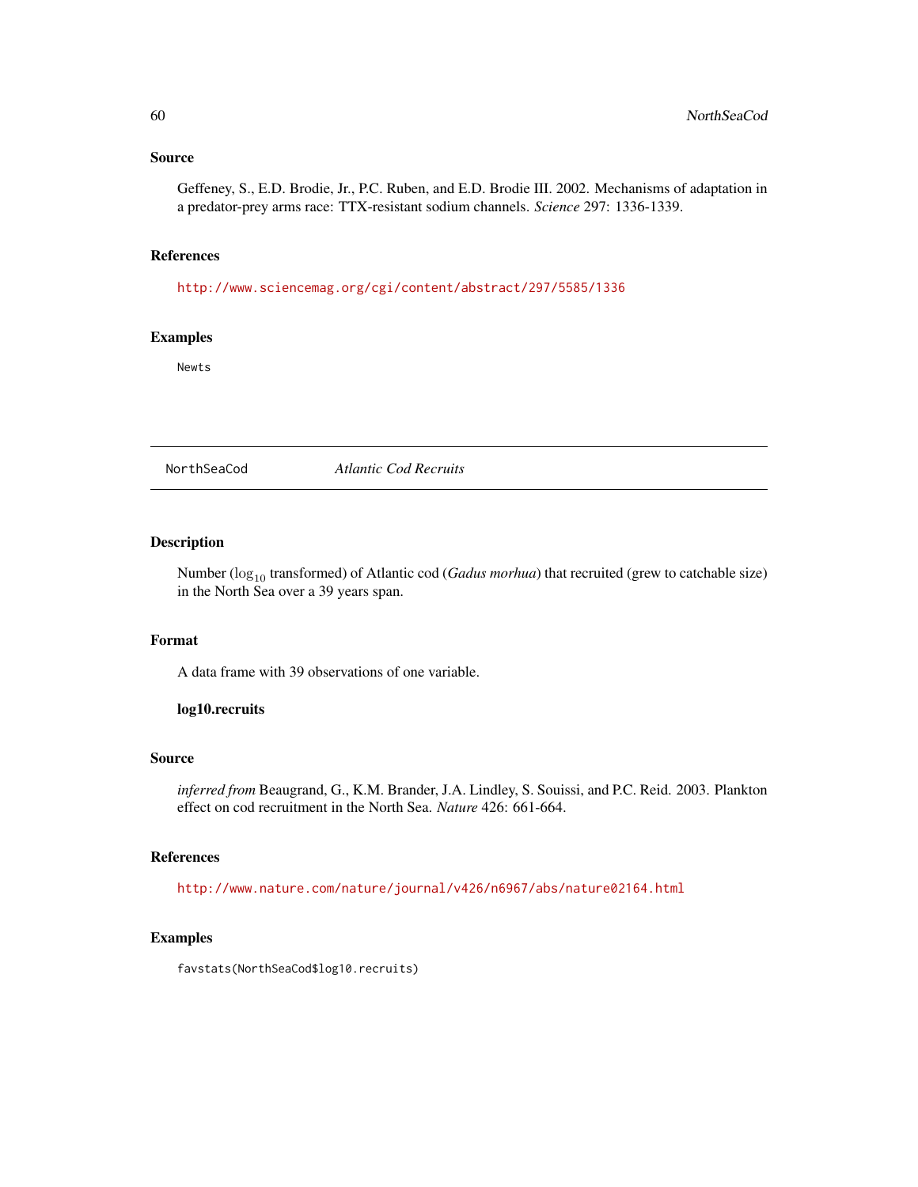### Source

Geffeney, S., E.D. Brodie, Jr., P.C. Ruben, and E.D. Brodie III. 2002. Mechanisms of adaptation in a predator-prey arms race: TTX-resistant sodium channels. *Science* 297: 1336-1339.

### References

http://www.sciencemag.org/cgi/content/abstract/297/5585/1336

### Examples

```
Newts
```

---

## NorthSeaCod — *Atlantic Cod Recruits*

### Description

Number ($\log_{10}$ transformed) of Atlantic cod (*Gadus morhua*) that recruited (grew to catchable size) in the North Sea over a 39 years span.

### Format

A data frame with 39 observations of one variable.

**log10.recruits**

### Source

*inferred from* Beaugrand, G., K.M. Brander, J.A. Lindley, S. Souissi, and P.C. Reid. 2003. Plankton effect on cod recruitment in the North Sea. *Nature* 426: 661-664.

### References

http://www.nature.com/nature/journal/v426/n6967/abs/nature02164.html

### Examples

```
favstats(NorthSeaCod$log10.recruits)
```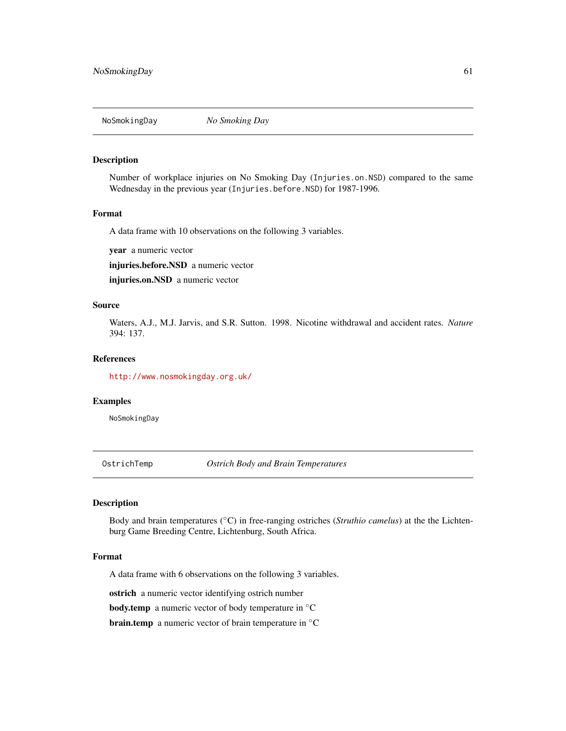## NoSmokingDay *No Smoking Day*

### Description

Number of workplace injuries on No Smoking Day (`Injuries.on.NSD`) compared to the same Wednesday in the previous year (`Injuries.before.NSD`) for 1987-1996.

### Format

A data frame with 10 observations on the following 3 variables.

**year** a numeric vector

**injuries.before.NSD** a numeric vector

**injuries.on.NSD** a numeric vector

### Source

Waters, A.J., M.J. Jarvis, and S.R. Sutton. 1998. Nicotine withdrawal and accident rates. *Nature* 394: 137.

### References

http://www.nosmokingday.org.uk/

### Examples

```
NoSmokingDay
```

## OstrichTemp *Ostrich Body and Brain Temperatures*

### Description

Body and brain temperatures (°C) in free-ranging ostriches (*Struthio camelus*) at the the Lichtenburg Game Breeding Centre, Lichtenburg, South Africa.

### Format

A data frame with 6 observations on the following 3 variables.

**ostrich** a numeric vector identifying ostrich number

**body.temp** a numeric vector of body temperature in °C

**brain.temp** a numeric vector of brain temperature in °C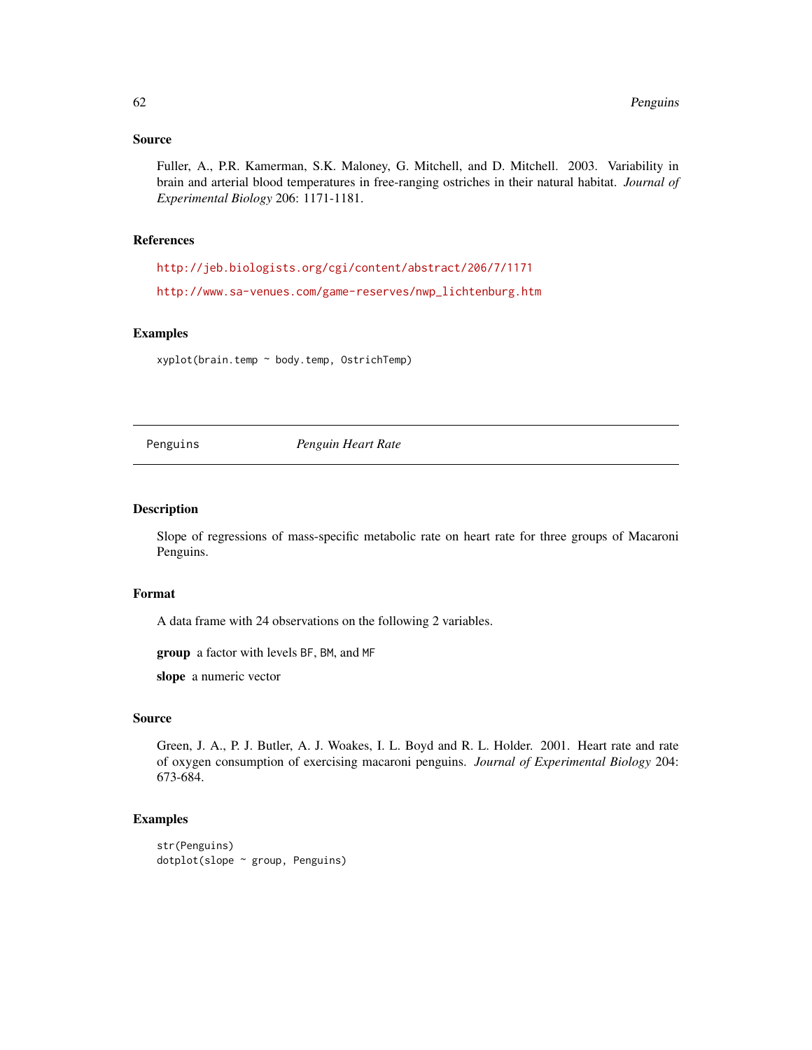### Source

Fuller, A., P.R. Kamerman, S.K. Maloney, G. Mitchell, and D. Mitchell. 2003. Variability in brain and arterial blood temperatures in free-ranging ostriches in their natural habitat. *Journal of Experimental Biology* 206: 1171-1181.

### References

http://jeb.biologists.org/cgi/content/abstract/206/7/1171

http://www.sa-venues.com/game-reserves/nwp_lichtenburg.htm

### Examples

```
xyplot(brain.temp ~ body.temp, OstrichTemp)
```

---

## Penguins *Penguin Heart Rate*

---

### Description

Slope of regressions of mass-specific metabolic rate on heart rate for three groups of Macaroni Penguins.

### Format

A data frame with 24 observations on the following 2 variables.

**group** a factor with levels BF, BM, and MF

**slope** a numeric vector

### Source

Green, J. A., P. J. Butler, A. J. Woakes, I. L. Boyd and R. L. Holder. 2001. Heart rate and rate of oxygen consumption of exercising macaroni penguins. *Journal of Experimental Biology* 204: 673-684.

### Examples

```
str(Penguins)
dotplot(slope ~ group, Penguins)
```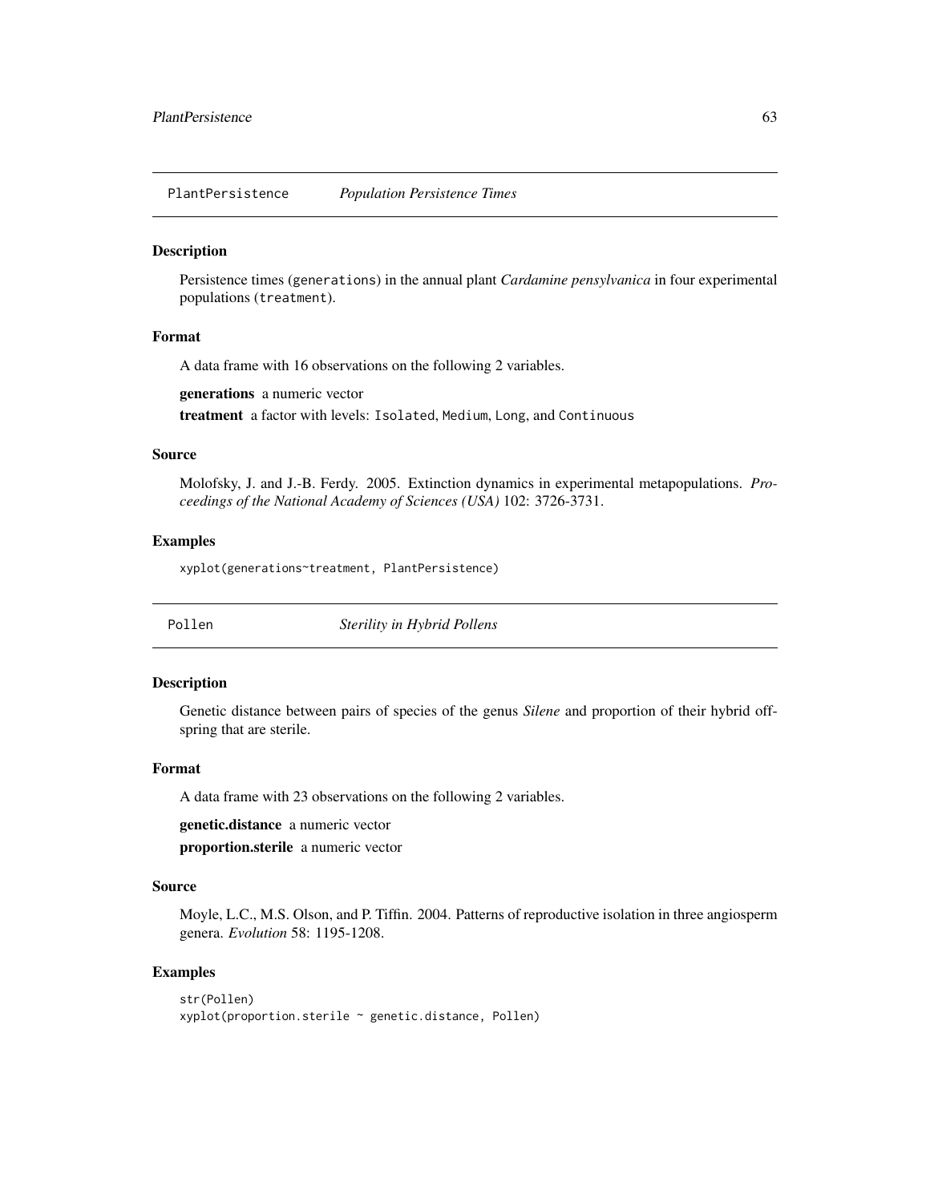## PlantPersistence — *Population Persistence Times*

### Description

Persistence times (generations) in the annual plant *Cardamine pensylvanica* in four experimental populations (treatment).

### Format

A data frame with 16 observations on the following 2 variables.

**generations** a numeric vector

**treatment** a factor with levels: Isolated, Medium, Long, and Continuous

### Source

Molofsky, J. and J.-B. Ferdy. 2005. Extinction dynamics in experimental metapopulations. *Proceedings of the National Academy of Sciences (USA)* 102: 3726-3731.

### Examples

```
xyplot(generations~treatment, PlantPersistence)
```

## Pollen — *Sterility in Hybrid Pollens*

### Description

Genetic distance between pairs of species of the genus *Silene* and proportion of their hybrid offspring that are sterile.

### Format

A data frame with 23 observations on the following 2 variables.

**genetic.distance** a numeric vector

**proportion.sterile** a numeric vector

### Source

Moyle, L.C., M.S. Olson, and P. Tiffin. 2004. Patterns of reproductive isolation in three angiosperm genera. *Evolution* 58: 1195-1208.

### Examples

```
str(Pollen)
xyplot(proportion.sterile ~ genetic.distance, Pollen)
```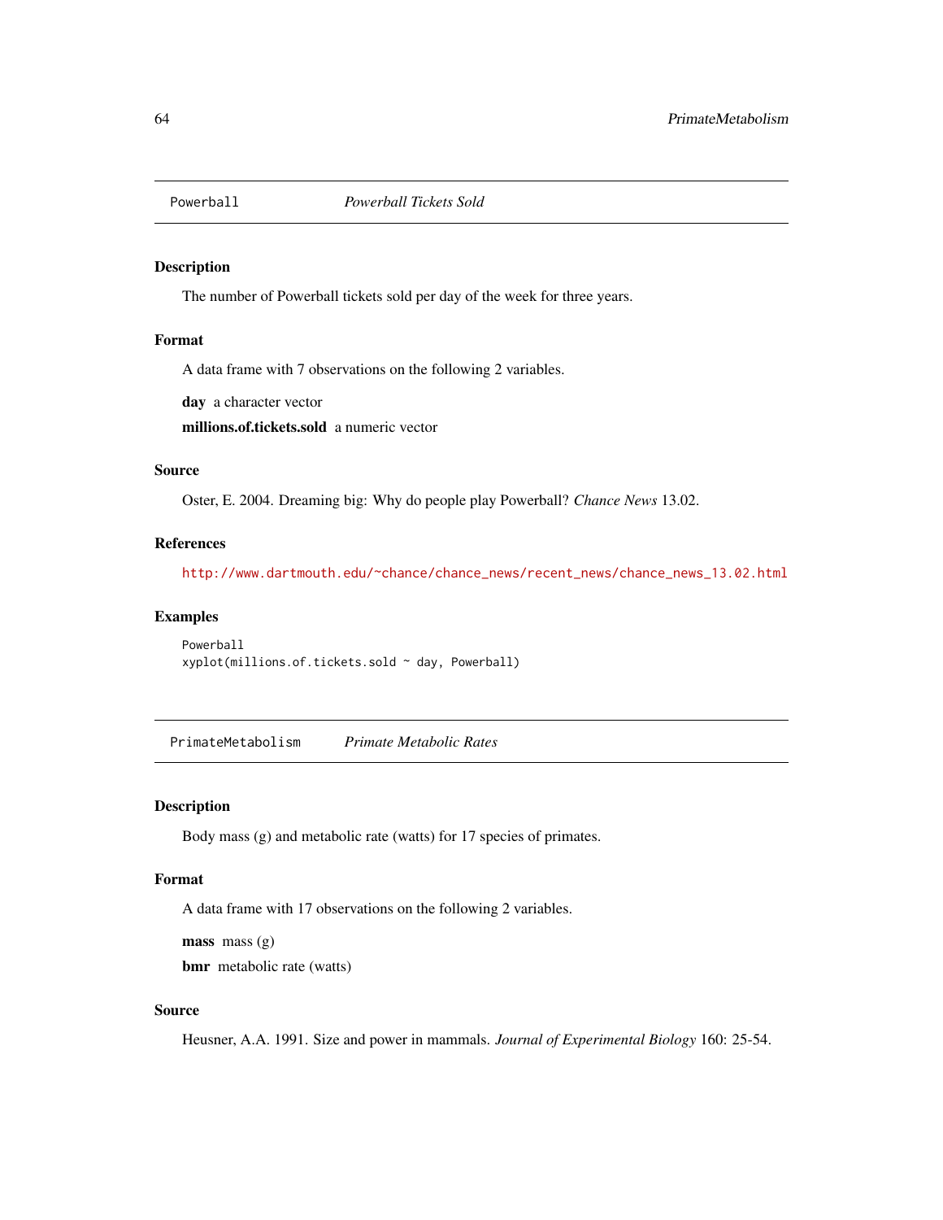## Powerball *Powerball Tickets Sold*

### Description

The number of Powerball tickets sold per day of the week for three years.

### Format

A data frame with 7 observations on the following 2 variables.

**day** a character vector

**millions.of.tickets.sold** a numeric vector

### Source

Oster, E. 2004. Dreaming big: Why do people play Powerball? *Chance News* 13.02.

### References

http://www.dartmouth.edu/~chance/chance_news/recent_news/chance_news_13.02.html

### Examples

```
Powerball
xyplot(millions.of.tickets.sold ~ day, Powerball)
```

## PrimateMetabolism *Primate Metabolic Rates*

### Description

Body mass (g) and metabolic rate (watts) for 17 species of primates.

### Format

A data frame with 17 observations on the following 2 variables.

**mass** mass (g)

**bmr** metabolic rate (watts)

### Source

Heusner, A.A. 1991. Size and power in mammals. *Journal of Experimental Biology* 160: 25-54.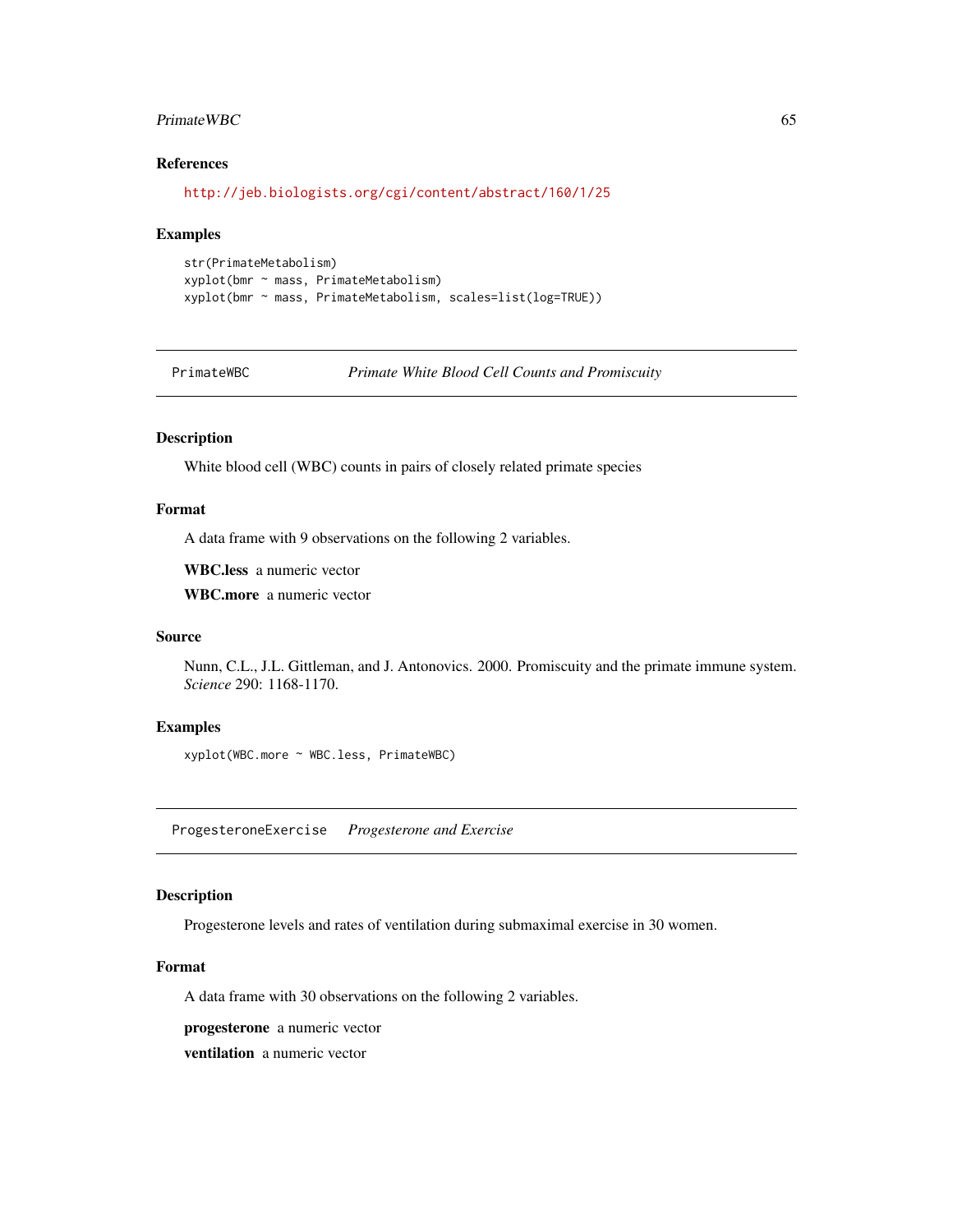### References

http://jeb.biologists.org/cgi/content/abstract/160/1/25

### Examples

```
str(PrimateMetabolism)
xyplot(bmr ~ mass, PrimateMetabolism)
xyplot(bmr ~ mass, PrimateMetabolism, scales=list(log=TRUE))
```

## PrimateWBC — *Primate White Blood Cell Counts and Promiscuity*

### Description

White blood cell (WBC) counts in pairs of closely related primate species

### Format

A data frame with 9 observations on the following 2 variables.

**WBC.less** a numeric vector

**WBC.more** a numeric vector

### Source

Nunn, C.L., J.L. Gittleman, and J. Antonovics. 2000. Promiscuity and the primate immune system. *Science* 290: 1168-1170.

### Examples

```
xyplot(WBC.more ~ WBC.less, PrimateWBC)
```

## ProgesteroneExercise — *Progesterone and Exercise*

### Description

Progesterone levels and rates of ventilation during submaximal exercise in 30 women.

### Format

A data frame with 30 observations on the following 2 variables.

**progesterone** a numeric vector

**ventilation** a numeric vector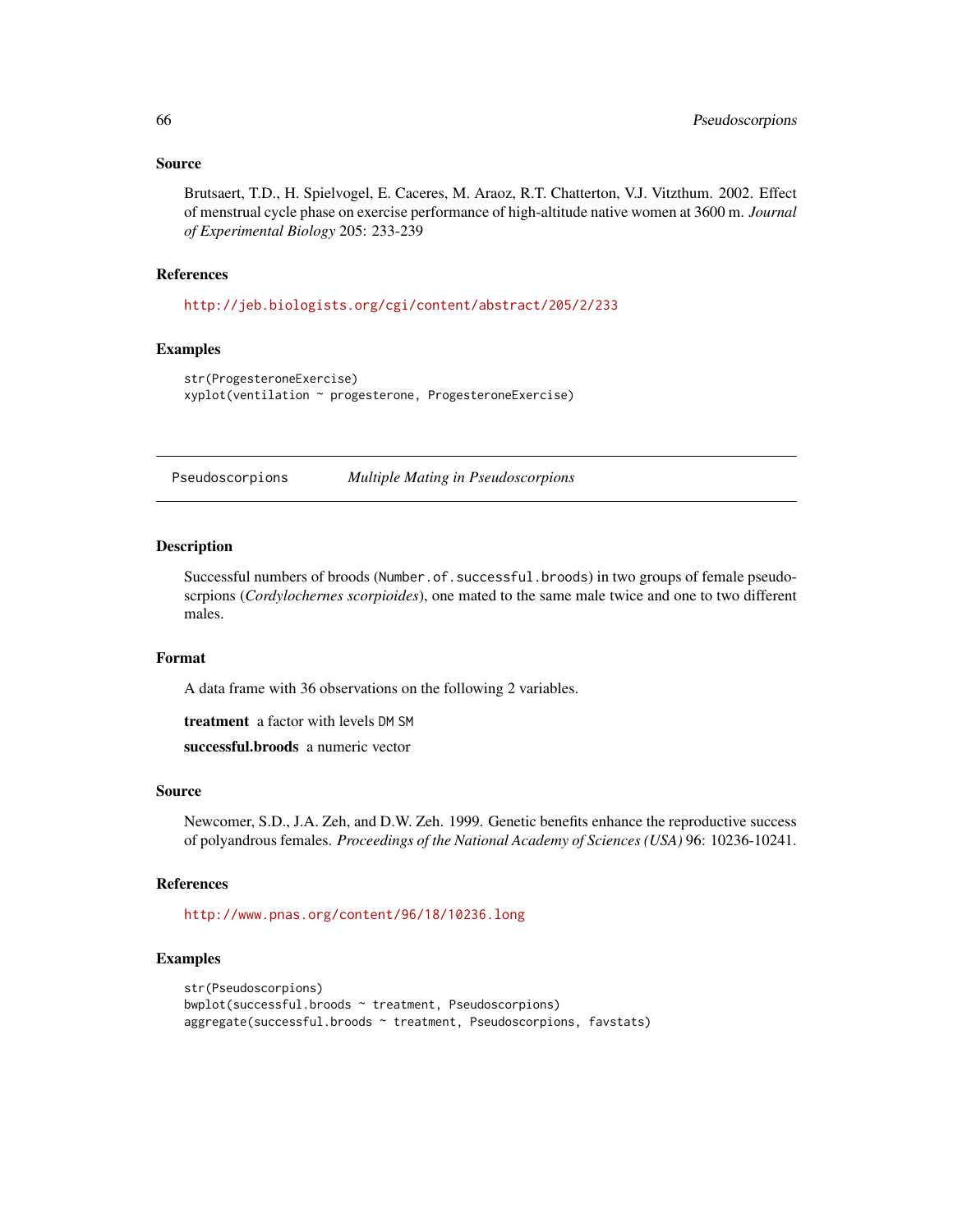## Source

Brutsaert, T.D., H. Spielvogel, E. Caceres, M. Araoz, R.T. Chatterton, V.J. Vitzthum. 2002. Effect of menstrual cycle phase on exercise performance of high-altitude native women at 3600 m. *Journal of Experimental Biology* 205: 233-239

## References

http://jeb.biologists.org/cgi/content/abstract/205/2/233

## Examples

```
str(ProgesteroneExercise)
xyplot(ventilation ~ progesterone, ProgesteroneExercise)
```

---

# Pseudoscorpions *Multiple Mating in Pseudoscorpions*

## Description

Successful numbers of broods (`Number.of.successful.broods`) in two groups of female pseudoscrpions (*Cordylochernes scorpioides*), one mated to the same male twice and one to two different males.

## Format

A data frame with 36 observations on the following 2 variables.

**treatment** a factor with levels `DM` `SM`

**successful.broods** a numeric vector

## Source

Newcomer, S.D., J.A. Zeh, and D.W. Zeh. 1999. Genetic benefits enhance the reproductive success of polyandrous females. *Proceedings of the National Academy of Sciences (USA)* 96: 10236-10241.

## References

http://www.pnas.org/content/96/18/10236.long

## Examples

```
str(Pseudoscorpions)
bwplot(successful.broods ~ treatment, Pseudoscorpions)
aggregate(successful.broods ~ treatment, Pseudoscorpions, favstats)
```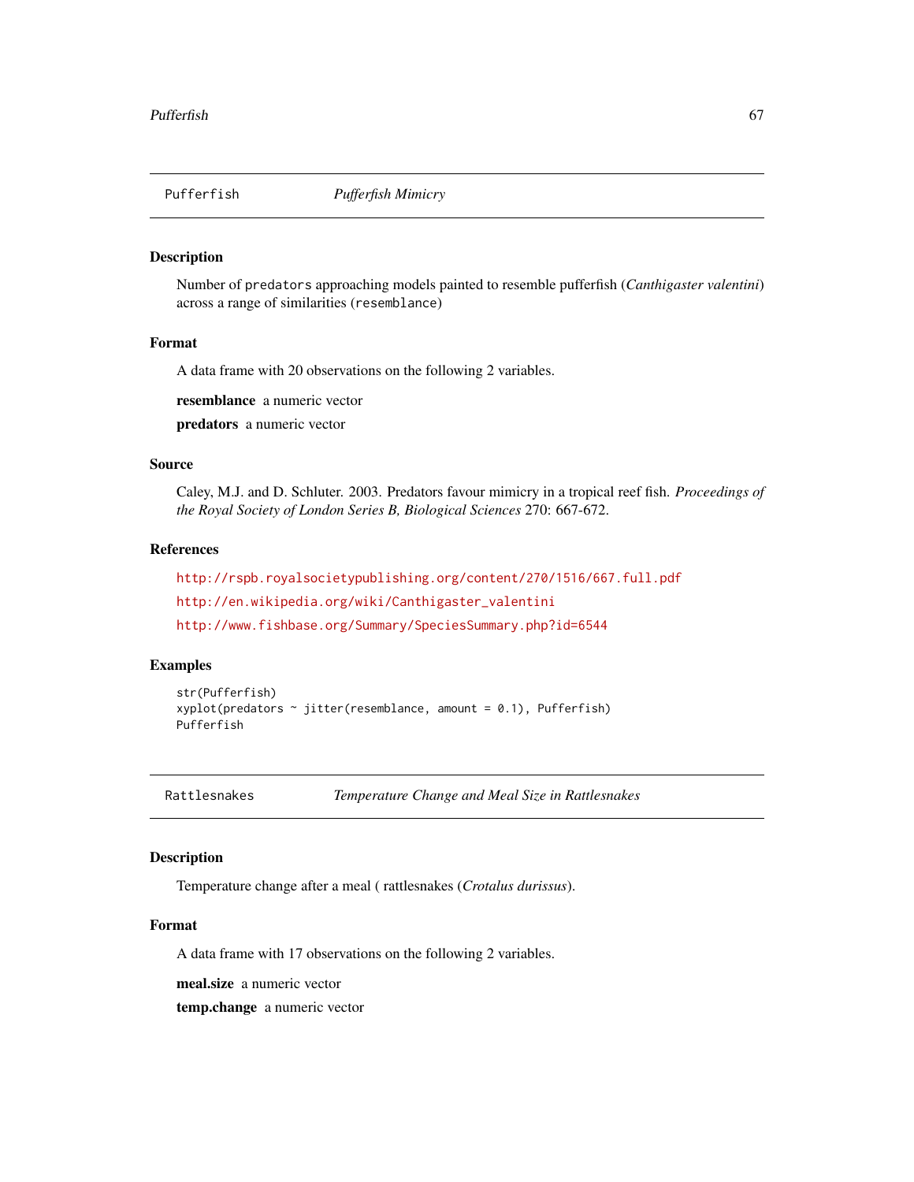## Pufferfish — *Pufferfish Mimicry*

### Description

Number of predators approaching models painted to resemble pufferfish (*Canthigaster valentini*) across a range of similarities (resemblance)

### Format

A data frame with 20 observations on the following 2 variables.

**resemblance** a numeric vector

**predators** a numeric vector

### Source

Caley, M.J. and D. Schluter. 2003. Predators favour mimicry in a tropical reef fish. *Proceedings of the Royal Society of London Series B, Biological Sciences* 270: 667-672.

### References

http://rspb.royalsocietypublishing.org/content/270/1516/667.full.pdf

http://en.wikipedia.org/wiki/Canthigaster_valentini

http://www.fishbase.org/Summary/SpeciesSummary.php?id=6544

### Examples

```
str(Pufferfish)
xyplot(predators ~ jitter(resemblance, amount = 0.1), Pufferfish)
Pufferfish
```

## Rattlesnakes — *Temperature Change and Meal Size in Rattlesnakes*

### Description

Temperature change after a meal ( rattlesnakes (*Crotalus durissus*).

### Format

A data frame with 17 observations on the following 2 variables.

**meal.size** a numeric vector

**temp.change** a numeric vector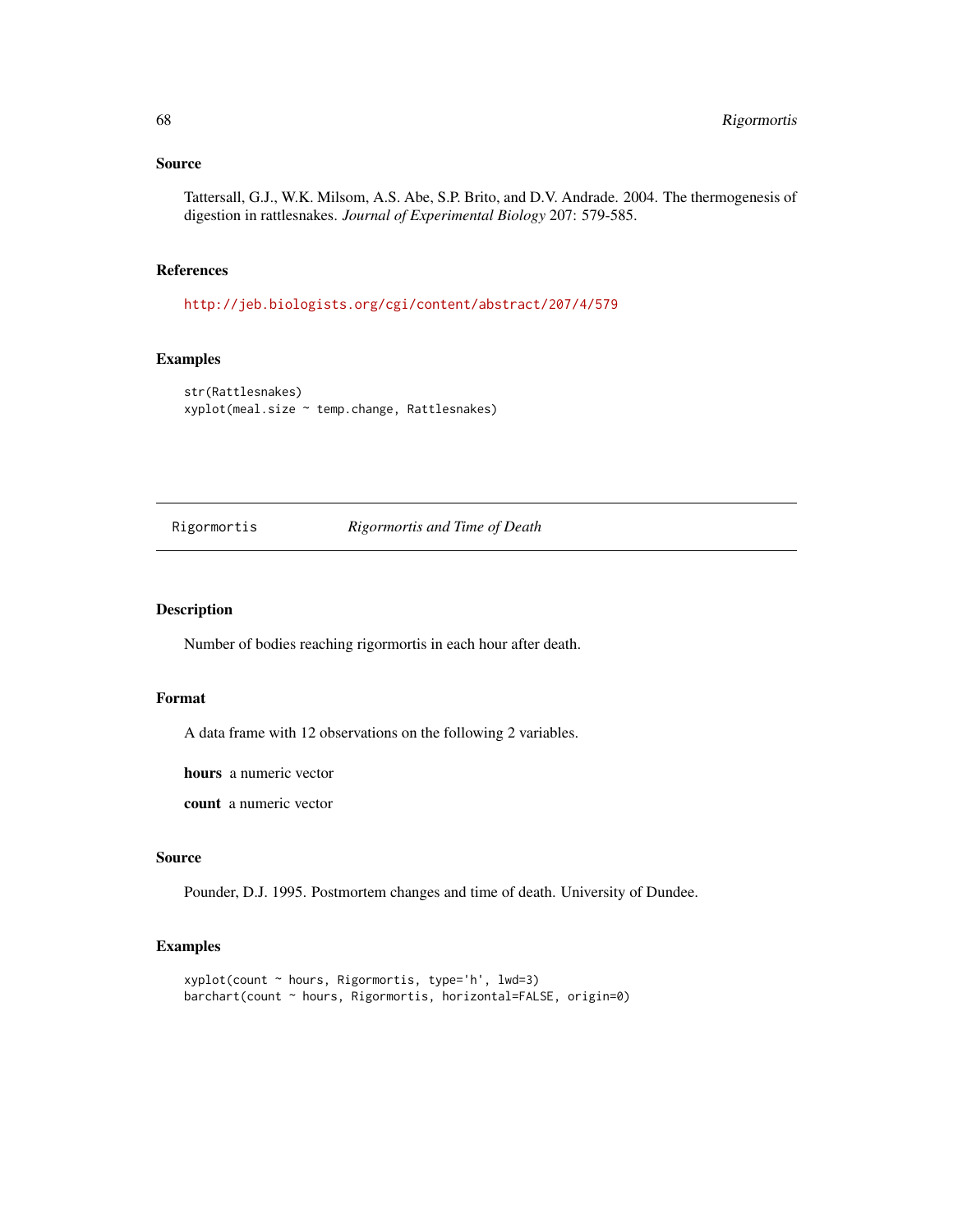## Source

Tattersall, G.J., W.K. Milsom, A.S. Abe, S.P. Brito, and D.V. Andrade. 2004. The thermogenesis of digestion in rattlesnakes. *Journal of Experimental Biology* 207: 579-585.

## References

http://jeb.biologists.org/cgi/content/abstract/207/4/579

## Examples

```
str(Rattlesnakes)
xyplot(meal.size ~ temp.change, Rattlesnakes)
```

---

# Rigormortis — *Rigormortis and Time of Death*

---

## Description

Number of bodies reaching rigormortis in each hour after death.

## Format

A data frame with 12 observations on the following 2 variables.

**hours** a numeric vector

**count** a numeric vector

## Source

Pounder, D.J. 1995. Postmortem changes and time of death. University of Dundee.

## Examples

```
xyplot(count ~ hours, Rigormortis, type='h', lwd=3)
barchart(count ~ hours, Rigormortis, horizontal=FALSE, origin=0)
```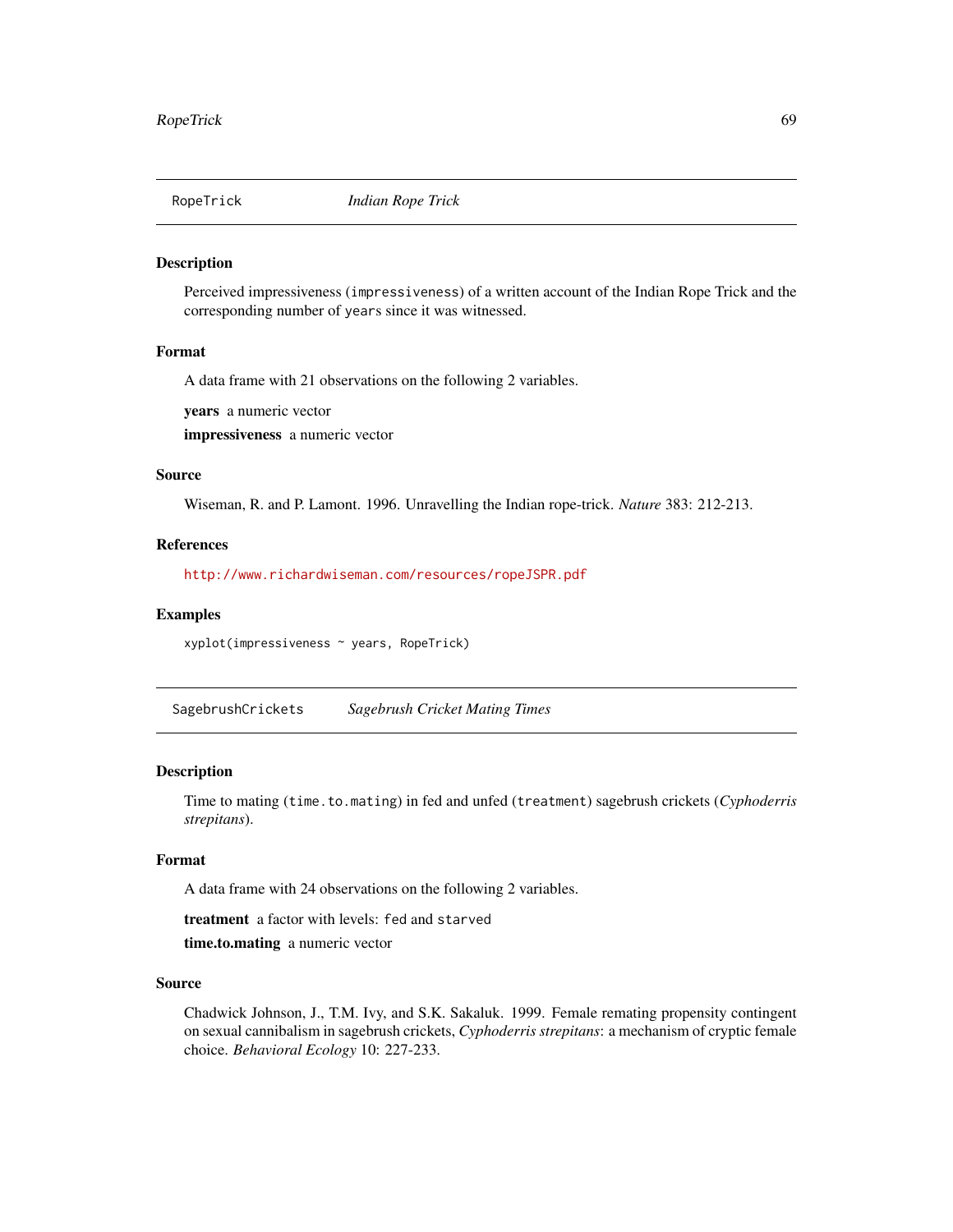## RopeTrick *Indian Rope Trick*

### Description

Perceived impressiveness (impressiveness) of a written account of the Indian Rope Trick and the corresponding number of years since it was witnessed.

### Format

A data frame with 21 observations on the following 2 variables.

**years** a numeric vector

**impressiveness** a numeric vector

### Source

Wiseman, R. and P. Lamont. 1996. Unravelling the Indian rope-trick. *Nature* 383: 212-213.

### References

http://www.richardwiseman.com/resources/ropeJSPR.pdf

### Examples

```
xyplot(impressiveness ~ years, RopeTrick)
```

## SagebrushCrickets *Sagebrush Cricket Mating Times*

### Description

Time to mating (time.to.mating) in fed and unfed (treatment) sagebrush crickets (*Cyphoderris strepitans*).

### Format

A data frame with 24 observations on the following 2 variables.

**treatment** a factor with levels: fed and starved

**time.to.mating** a numeric vector

### Source

Chadwick Johnson, J., T.M. Ivy, and S.K. Sakaluk. 1999. Female remating propensity contingent on sexual cannibalism in sagebrush crickets, *Cyphoderris strepitans*: a mechanism of cryptic female choice. *Behavioral Ecology* 10: 227-233.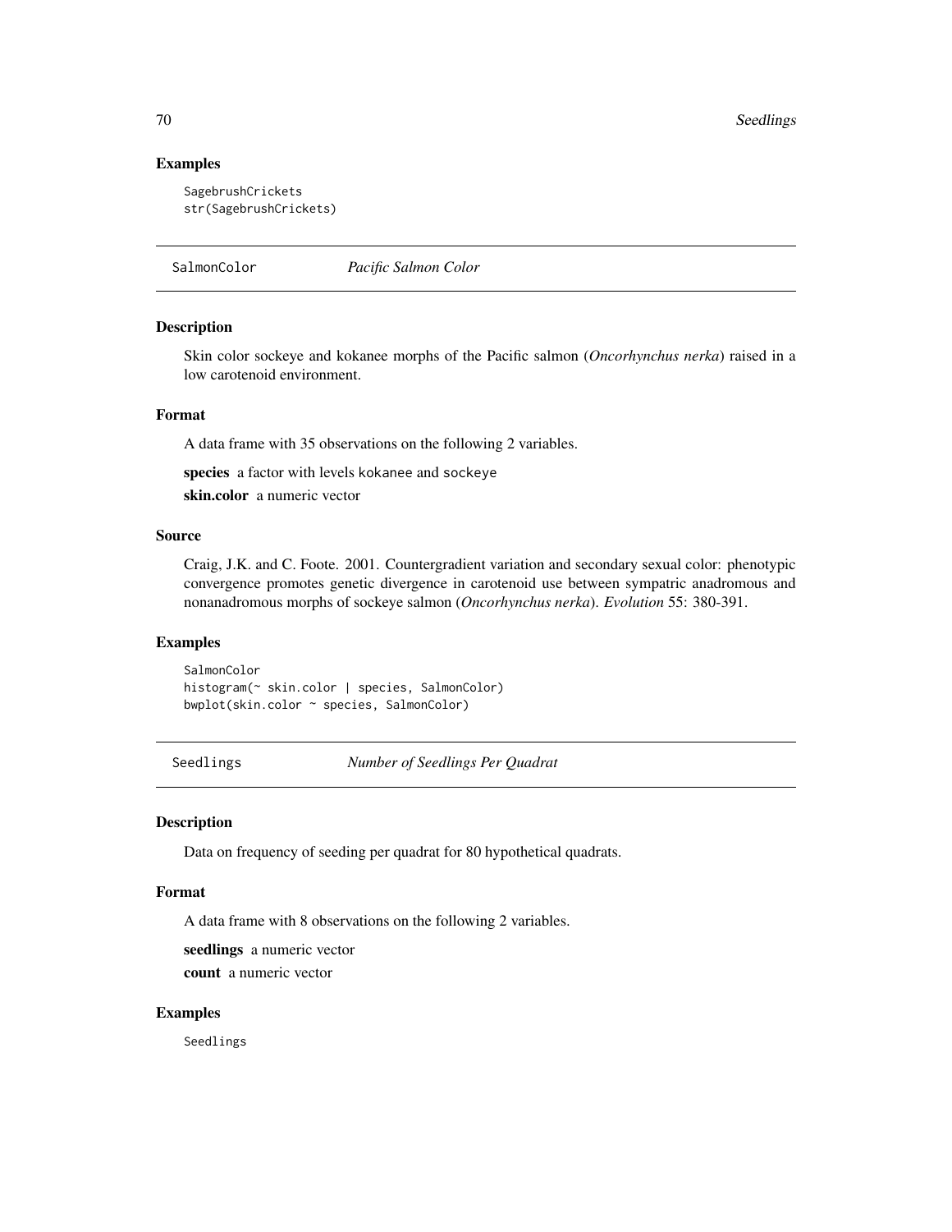### Examples

```
SagebrushCrickets
str(SagebrushCrickets)
```

---

## SalmonColor *Pacific Salmon Color*

---

### Description

Skin color sockeye and kokanee morphs of the Pacific salmon (*Oncorhynchus nerka*) raised in a low carotenoid environment.

### Format

A data frame with 35 observations on the following 2 variables.

**species** a factor with levels kokanee and sockeye

**skin.color** a numeric vector

### Source

Craig, J.K. and C. Foote. 2001. Countergradient variation and secondary sexual color: phenotypic convergence promotes genetic divergence in carotenoid use between sympatric anadromous and nonanadromous morphs of sockeye salmon (*Oncorhynchus nerka*). *Evolution* 55: 380-391.

### Examples

```
SalmonColor
histogram(~ skin.color | species, SalmonColor)
bwplot(skin.color ~ species, SalmonColor)
```

---

## Seedlings *Number of Seedlings Per Quadrat*

---

### Description

Data on frequency of seeding per quadrat for 80 hypothetical quadrats.

### Format

A data frame with 8 observations on the following 2 variables.

**seedlings** a numeric vector

**count** a numeric vector

### Examples

```
Seedlings
```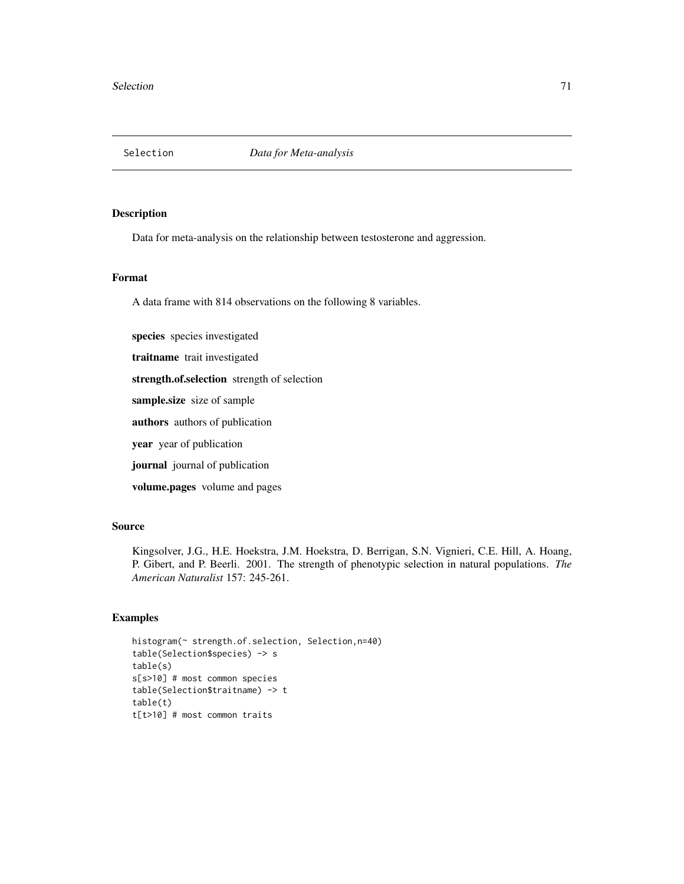# Selection — *Data for Meta-analysis*

## Description

Data for meta-analysis on the relationship between testosterone and aggression.

## Format

A data frame with 814 observations on the following 8 variables.

**species** species investigated

**traitname** trait investigated

**strength.of.selection** strength of selection

**sample.size** size of sample

**authors** authors of publication

**year** year of publication

**journal** journal of publication

**volume.pages** volume and pages

## Source

Kingsolver, J.G., H.E. Hoekstra, J.M. Hoekstra, D. Berrigan, S.N. Vignieri, C.E. Hill, A. Hoang, P. Gibert, and P. Beerli. 2001. The strength of phenotypic selection in natural populations. *The American Naturalist* 157: 245-261.

## Examples

```
histogram(~ strength.of.selection, Selection,n=40)
table(Selection$species) -> s
table(s)
s[s>10] # most common species
table(Selection$traitname) -> t
table(t)
t[t>10] # most common traits
```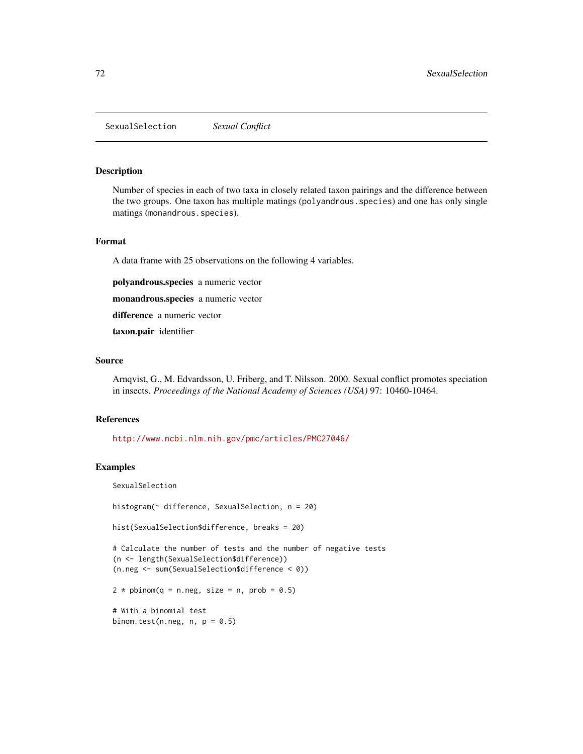## SexualSelection *Sexual Conflict*

### Description

Number of species in each of two taxa in closely related taxon pairings and the difference between the two groups. One taxon has multiple matings (`polyandrous.species`) and one has only single matings (`monandrous.species`).

### Format

A data frame with 25 observations on the following 4 variables.

**polyandrous.species** a numeric vector

**monandrous.species** a numeric vector

**difference** a numeric vector

**taxon.pair** identifier

### Source

Arnqvist, G., M. Edvardsson, U. Friberg, and T. Nilsson. 2000. Sexual conflict promotes speciation in insects. *Proceedings of the National Academy of Sciences (USA)* 97: 10460-10464.

### References

http://www.ncbi.nlm.nih.gov/pmc/articles/PMC27046/

### Examples

```
SexualSelection

histogram(~ difference, SexualSelection, n = 20)

hist(SexualSelection$difference, breaks = 20)

# Calculate the number of tests and the number of negative tests
(n <- length(SexualSelection$difference))
(n.neg <- sum(SexualSelection$difference < 0))

2 * pbinom(q = n.neg, size = n, prob = 0.5)

# With a binomial test
binom.test(n.neg, n, p = 0.5)
```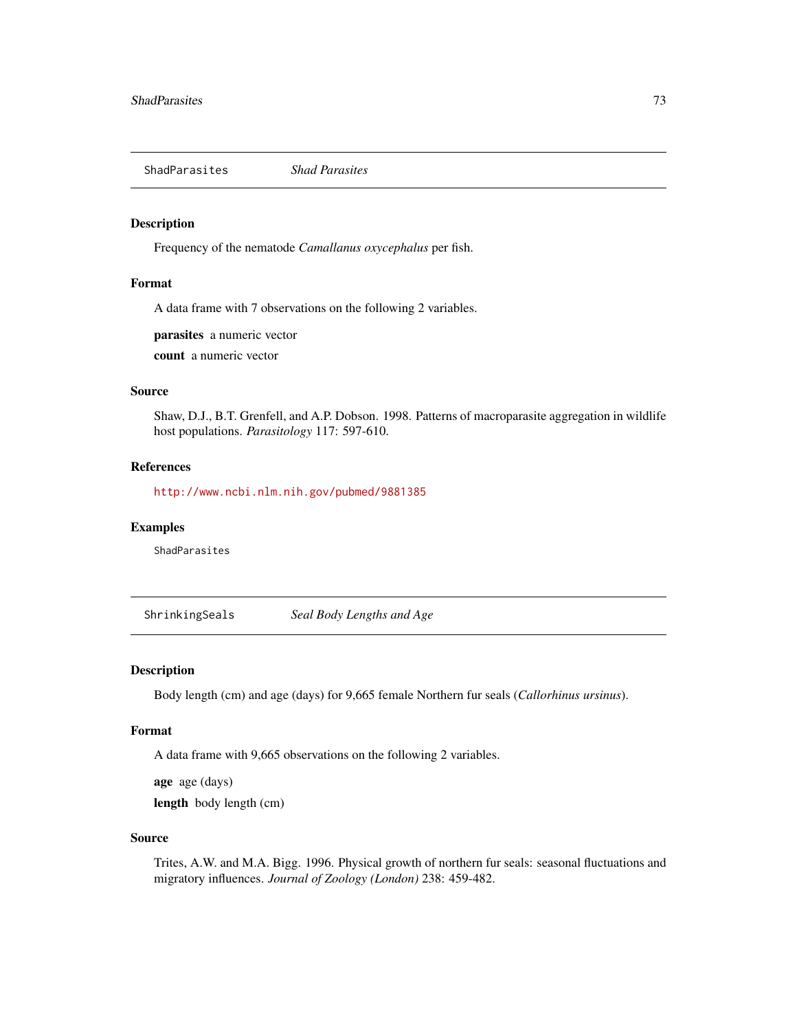## ShadParasites *Shad Parasites*

### Description

Frequency of the nematode *Camallanus oxycephalus* per fish.

### Format

A data frame with 7 observations on the following 2 variables.

**parasites** a numeric vector

**count** a numeric vector

### Source

Shaw, D.J., B.T. Grenfell, and A.P. Dobson. 1998. Patterns of macroparasite aggregation in wildlife host populations. *Parasitology* 117: 597-610.

### References

http://www.ncbi.nlm.nih.gov/pubmed/9881385

### Examples

```
ShadParasites
```

## ShrinkingSeals *Seal Body Lengths and Age*

### Description

Body length (cm) and age (days) for 9,665 female Northern fur seals (*Callorhinus ursinus*).

### Format

A data frame with 9,665 observations on the following 2 variables.

**age** age (days)

**length** body length (cm)

### Source

Trites, A.W. and M.A. Bigg. 1996. Physical growth of northern fur seals: seasonal fluctuations and migratory influences. *Journal of Zoology (London)* 238: 459-482.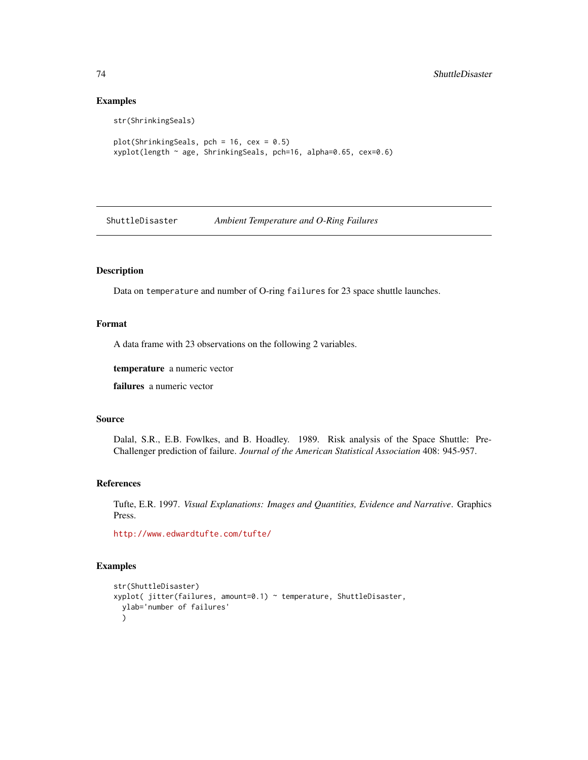### Examples

```
str(ShrinkingSeals)

plot(ShrinkingSeals, pch = 16, cex = 0.5)
xyplot(length ~ age, ShrinkingSeals, pch=16, alpha=0.65, cex=0.6)
```

## ShuttleDisaster *Ambient Temperature and O-Ring Failures*

### Description

Data on `temperature` and number of O-ring `failures` for 23 space shuttle launches.

### Format

A data frame with 23 observations on the following 2 variables.

**temperature** a numeric vector

**failures** a numeric vector

### Source

Dalal, S.R., E.B. Fowlkes, and B. Hoadley. 1989. Risk analysis of the Space Shuttle: Pre-Challenger prediction of failure. *Journal of the American Statistical Association* 408: 945-957.

### References

Tufte, E.R. 1997. *Visual Explanations: Images and Quantities, Evidence and Narrative*. Graphics Press.

http://www.edwardtufte.com/tufte/

### Examples

```
str(ShuttleDisaster)
xyplot( jitter(failures, amount=0.1) ~ temperature, ShuttleDisaster,
  ylab='number of failures'
  )
```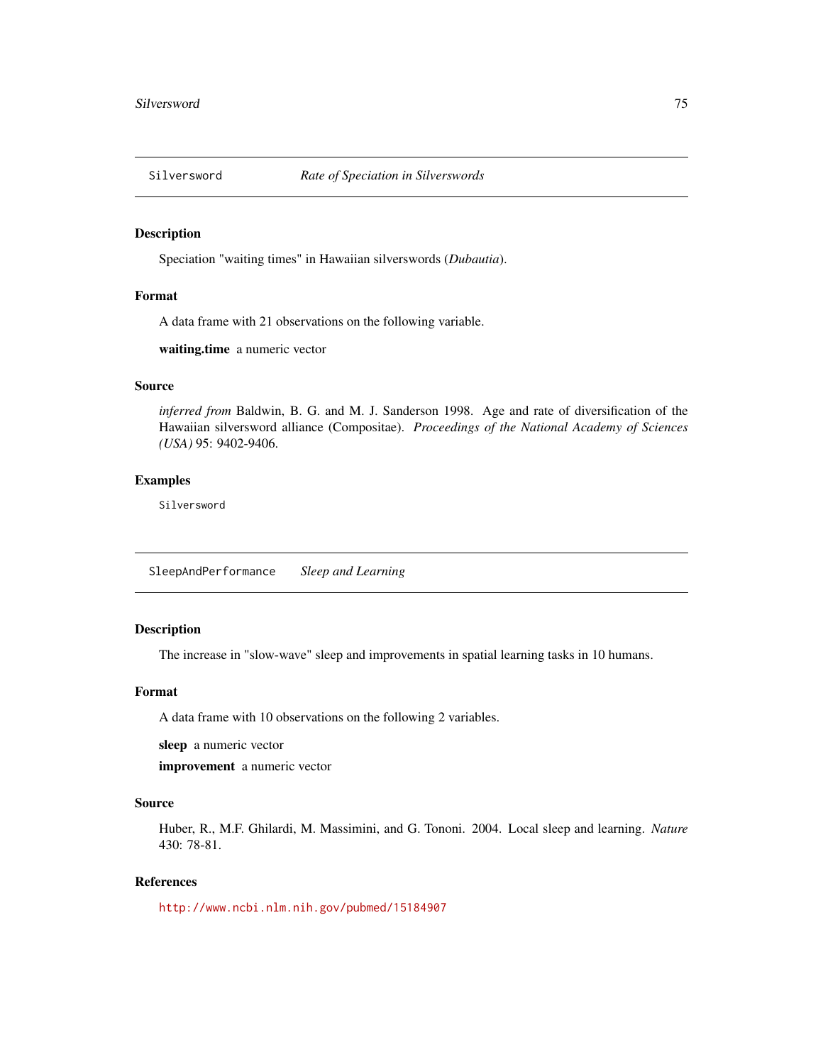## Silversword — *Rate of Speciation in Silverswords*

### Description

Speciation "waiting times" in Hawaiian silverswords (*Dubautia*).

### Format

A data frame with 21 observations on the following variable.

**waiting.time** a numeric vector

### Source

*inferred from* Baldwin, B. G. and M. J. Sanderson 1998. Age and rate of diversification of the Hawaiian silversword alliance (Compositae). *Proceedings of the National Academy of Sciences (USA)* 95: 9402-9406.

### Examples

```
Silversword
```

## SleepAndPerformance — *Sleep and Learning*

### Description

The increase in "slow-wave" sleep and improvements in spatial learning tasks in 10 humans.

### Format

A data frame with 10 observations on the following 2 variables.

**sleep** a numeric vector

**improvement** a numeric vector

### Source

Huber, R., M.F. Ghilardi, M. Massimini, and G. Tononi. 2004. Local sleep and learning. *Nature* 430: 78-81.

### References

http://www.ncbi.nlm.nih.gov/pubmed/15184907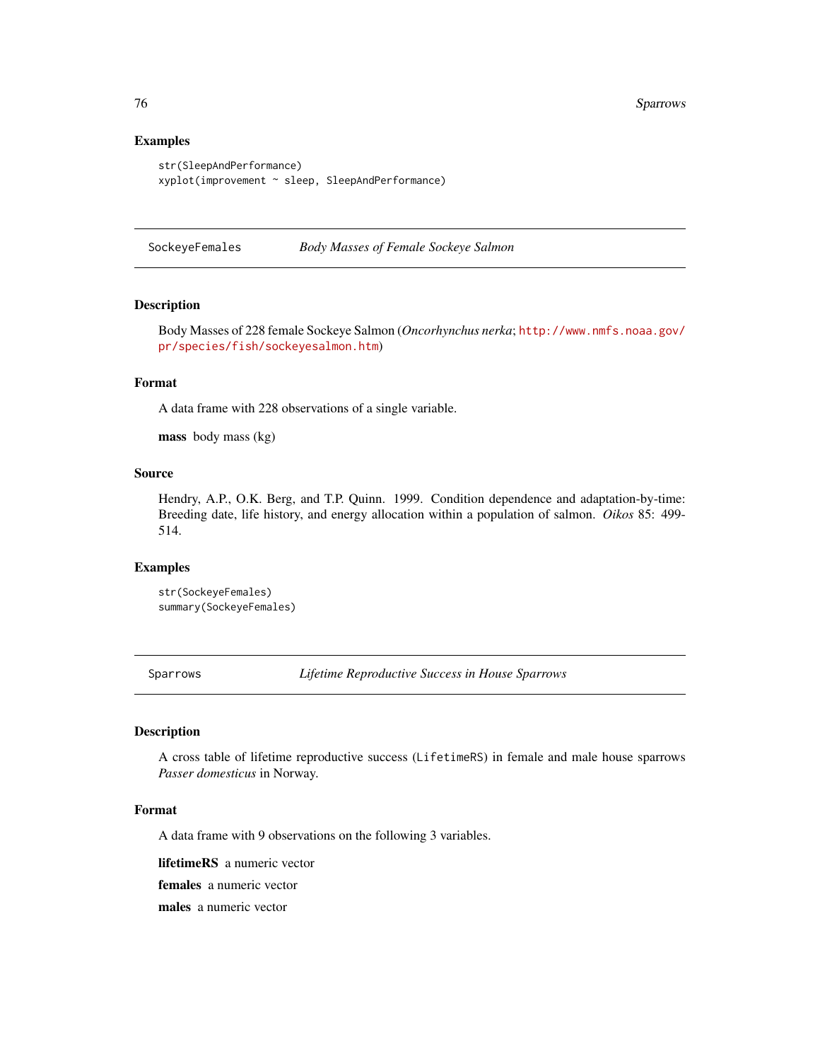## Examples

```
str(SleepAndPerformance)
xyplot(improvement ~ sleep, SleepAndPerformance)
```

---

SockeyeFemales *Body Masses of Female Sockeye Salmon*

---

## Description

Body Masses of 228 female Sockeye Salmon (*Oncorhynchus nerka*; http://www.nmfs.noaa.gov/pr/species/fish/sockeyesalmon.htm)

## Format

A data frame with 228 observations of a single variable.

**mass** body mass (kg)

## Source

Hendry, A.P., O.K. Berg, and T.P. Quinn. 1999. Condition dependence and adaptation-by-time: Breeding date, life history, and energy allocation within a population of salmon. *Oikos* 85: 499-514.

## Examples

```
str(SockeyeFemales)
summary(SockeyeFemales)
```

---

Sparrows *Lifetime Reproductive Success in House Sparrows*

---

## Description

A cross table of lifetime reproductive success (`LifetimeRS`) in female and male house sparrows *Passer domesticus* in Norway.

## Format

A data frame with 9 observations on the following 3 variables.

**lifetimeRS** a numeric vector

**females** a numeric vector

**males** a numeric vector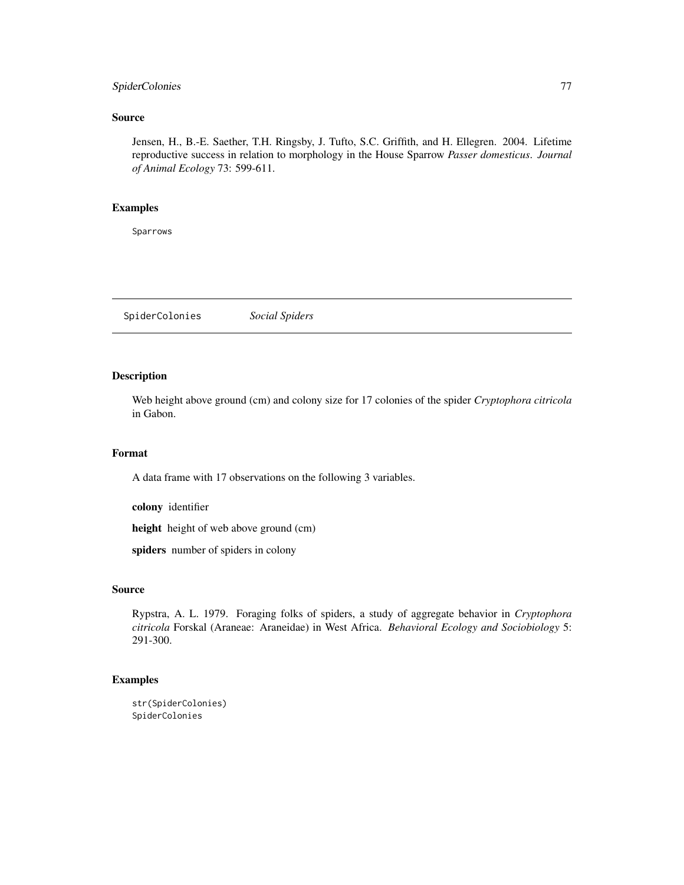### Source

Jensen, H., B.-E. Saether, T.H. Ringsby, J. Tufto, S.C. Griffith, and H. Ellegren. 2004. Lifetime reproductive success in relation to morphology in the House Sparrow *Passer domesticus*. *Journal of Animal Ecology* 73: 599-611.

### Examples

```
Sparrows
```

---

## SpiderColonies &nbsp;&nbsp;&nbsp; *Social Spiders*

---

### Description

Web height above ground (cm) and colony size for 17 colonies of the spider *Cryptophora citricola* in Gabon.

### Format

A data frame with 17 observations on the following 3 variables.

**colony** identifier

**height** height of web above ground (cm)

**spiders** number of spiders in colony

### Source

Rypstra, A. L. 1979. Foraging folks of spiders, a study of aggregate behavior in *Cryptophora citricola* Forskal (Araneae: Araneidae) in West Africa. *Behavioral Ecology and Sociobiology* 5: 291-300.

### Examples

```
str(SpiderColonies)
SpiderColonies
```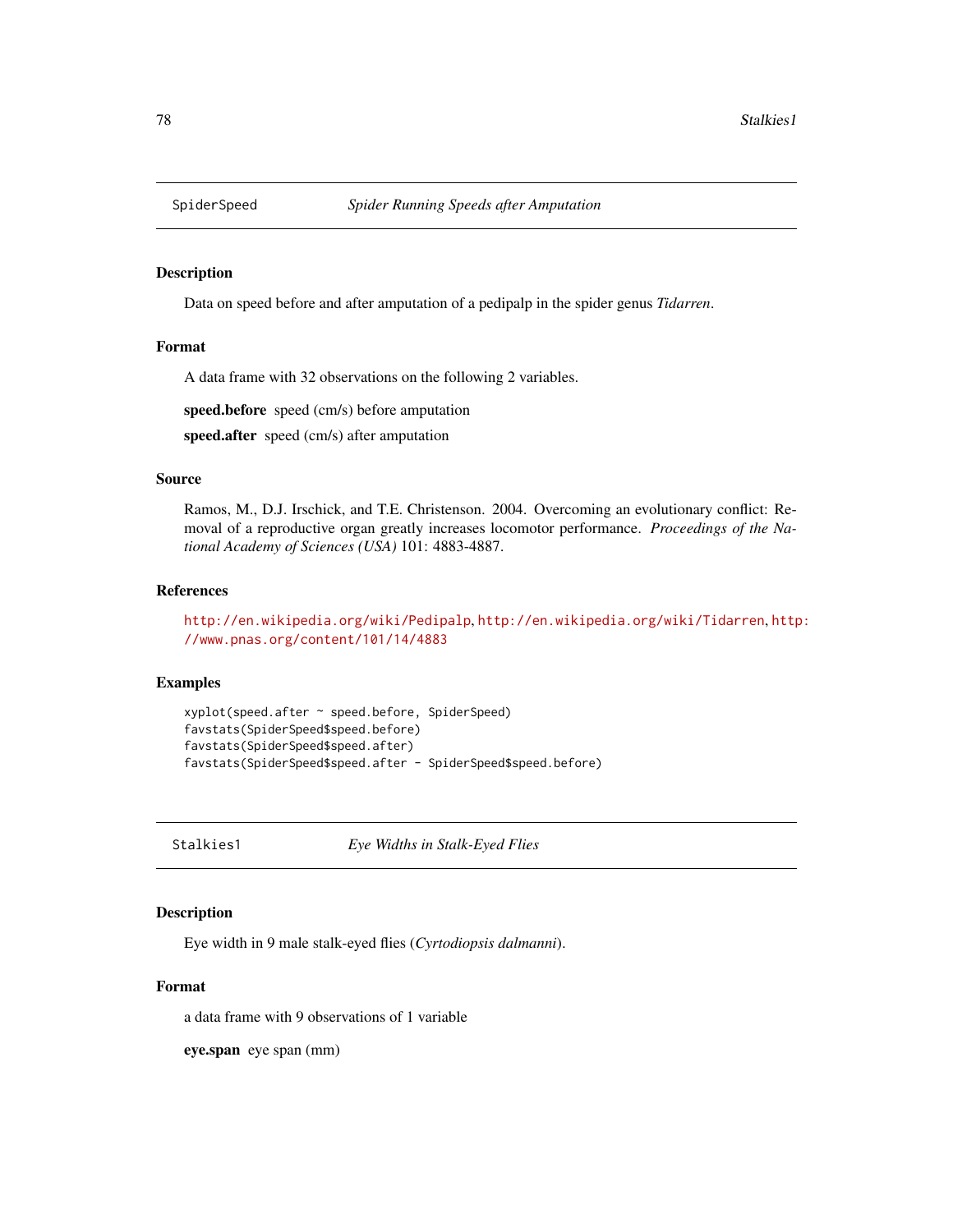## SpiderSpeed — *Spider Running Speeds after Amputation*

### Description

Data on speed before and after amputation of a pedipalp in the spider genus *Tidarren*.

### Format

A data frame with 32 observations on the following 2 variables.

**speed.before** speed (cm/s) before amputation

**speed.after** speed (cm/s) after amputation

### Source

Ramos, M., D.J. Irschick, and T.E. Christenson. 2004. Overcoming an evolutionary conflict: Removal of a reproductive organ greatly increases locomotor performance. *Proceedings of the National Academy of Sciences (USA)* 101: 4883-4887.

### References

http://en.wikipedia.org/wiki/Pedipalp, http://en.wikipedia.org/wiki/Tidarren, http://www.pnas.org/content/101/14/4883

### Examples

```
xyplot(speed.after ~ speed.before, SpiderSpeed)
favstats(SpiderSpeed$speed.before)
favstats(SpiderSpeed$speed.after)
favstats(SpiderSpeed$speed.after - SpiderSpeed$speed.before)
```

## Stalkies1 — *Eye Widths in Stalk-Eyed Flies*

### Description

Eye width in 9 male stalk-eyed flies (*Cyrtodiopsis dalmanni*).

### Format

a data frame with 9 observations of 1 variable

**eye.span** eye span (mm)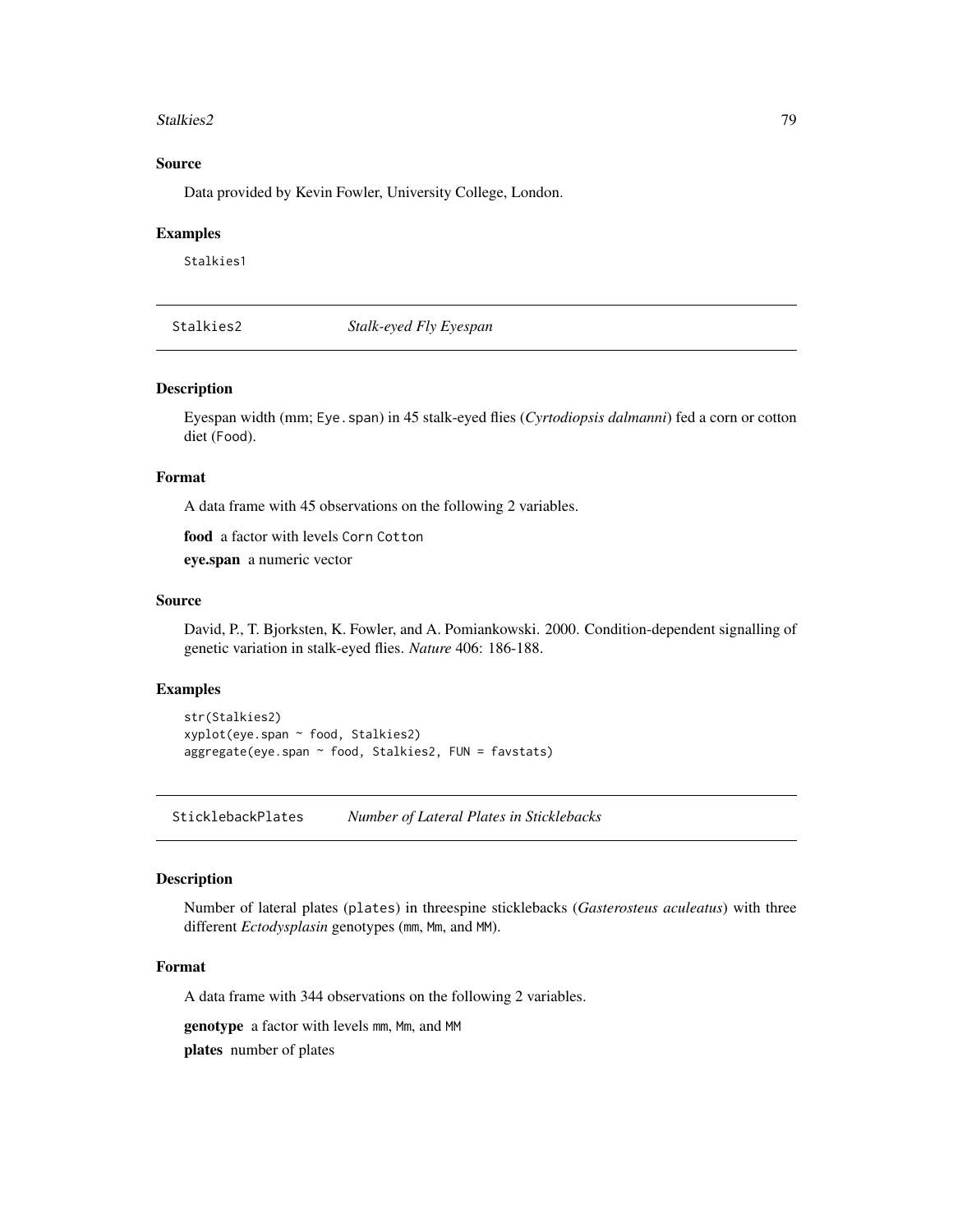### Source

Data provided by Kevin Fowler, University College, London.

### Examples

```
Stalkies1
```

## Stalkies2 *Stalk-eyed Fly Eyespan*

### Description

Eyespan width (mm; `Eye.span`) in 45 stalk-eyed flies (*Cyrtodiopsis dalmanni*) fed a corn or cotton diet (`Food`).

### Format

A data frame with 45 observations on the following 2 variables.

**food** a factor with levels `Corn` `Cotton`

**eye.span** a numeric vector

### Source

David, P., T. Bjorksten, K. Fowler, and A. Pomiankowski. 2000. Condition-dependent signalling of genetic variation in stalk-eyed flies. *Nature* 406: 186-188.

### Examples

```
str(Stalkies2)
xyplot(eye.span ~ food, Stalkies2)
aggregate(eye.span ~ food, Stalkies2, FUN = favstats)
```

## SticklebackPlates *Number of Lateral Plates in Sticklebacks*

### Description

Number of lateral plates (`plates`) in threespine sticklebacks (*Gasterosteus aculeatus*) with three different *Ectodysplasin* genotypes (`mm`, `Mm`, and `MM`).

### Format

A data frame with 344 observations on the following 2 variables.

**genotype** a factor with levels `mm`, `Mm`, and `MM`

**plates** number of plates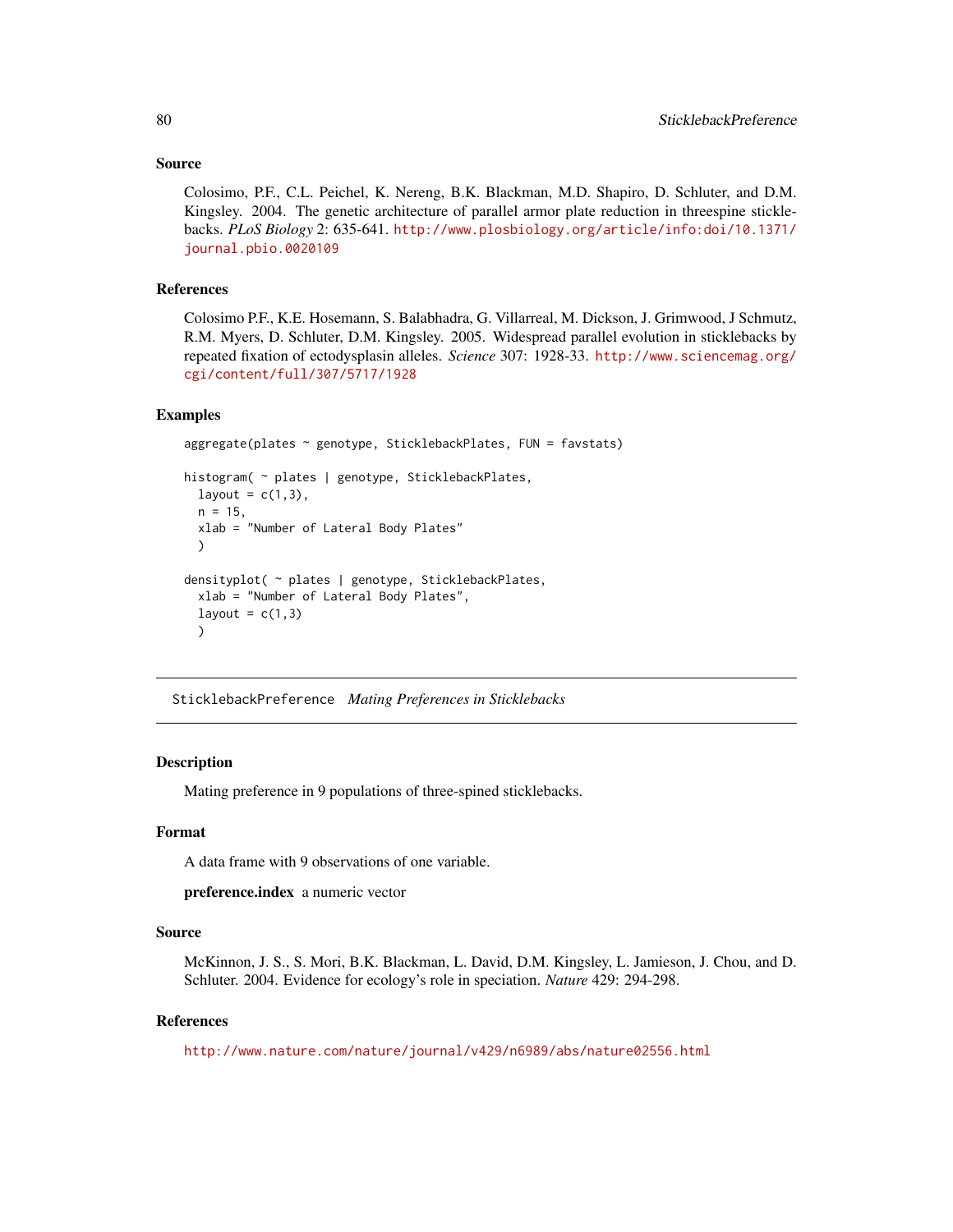### Source

Colosimo, P.F., C.L. Peichel, K. Nereng, B.K. Blackman, M.D. Shapiro, D. Schluter, and D.M. Kingsley. 2004. The genetic architecture of parallel armor plate reduction in threespine sticklebacks. *PLoS Biology* 2: 635-641. http://www.plosbiology.org/article/info:doi/10.1371/journal.pbio.0020109

### References

Colosimo P.F., K.E. Hosemann, S. Balabhadra, G. Villarreal, M. Dickson, J. Grimwood, J Schmutz, R.M. Myers, D. Schluter, D.M. Kingsley. 2005. Widespread parallel evolution in sticklebacks by repeated fixation of ectodysplasin alleles. *Science* 307: 1928-33. http://www.sciencemag.org/cgi/content/full/307/5717/1928

### Examples

```
aggregate(plates ~ genotype, SticklebackPlates, FUN = favstats)

histogram( ~ plates | genotype, SticklebackPlates,
  layout = c(1,3),
  n = 15,
  xlab = "Number of Lateral Body Plates"
  )

densityplot( ~ plates | genotype, SticklebackPlates,
  xlab = "Number of Lateral Body Plates",
  layout = c(1,3)
  )
```

---

## SticklebackPreference *Mating Preferences in Sticklebacks*

---

### Description

Mating preference in 9 populations of three-spined sticklebacks.

### Format

A data frame with 9 observations of one variable.

**preference.index** a numeric vector

### Source

McKinnon, J. S., S. Mori, B.K. Blackman, L. David, D.M. Kingsley, L. Jamieson, J. Chou, and D. Schluter. 2004. Evidence for ecology's role in speciation. *Nature* 429: 294-298.

### References

http://www.nature.com/nature/journal/v429/n6989/abs/nature02556.html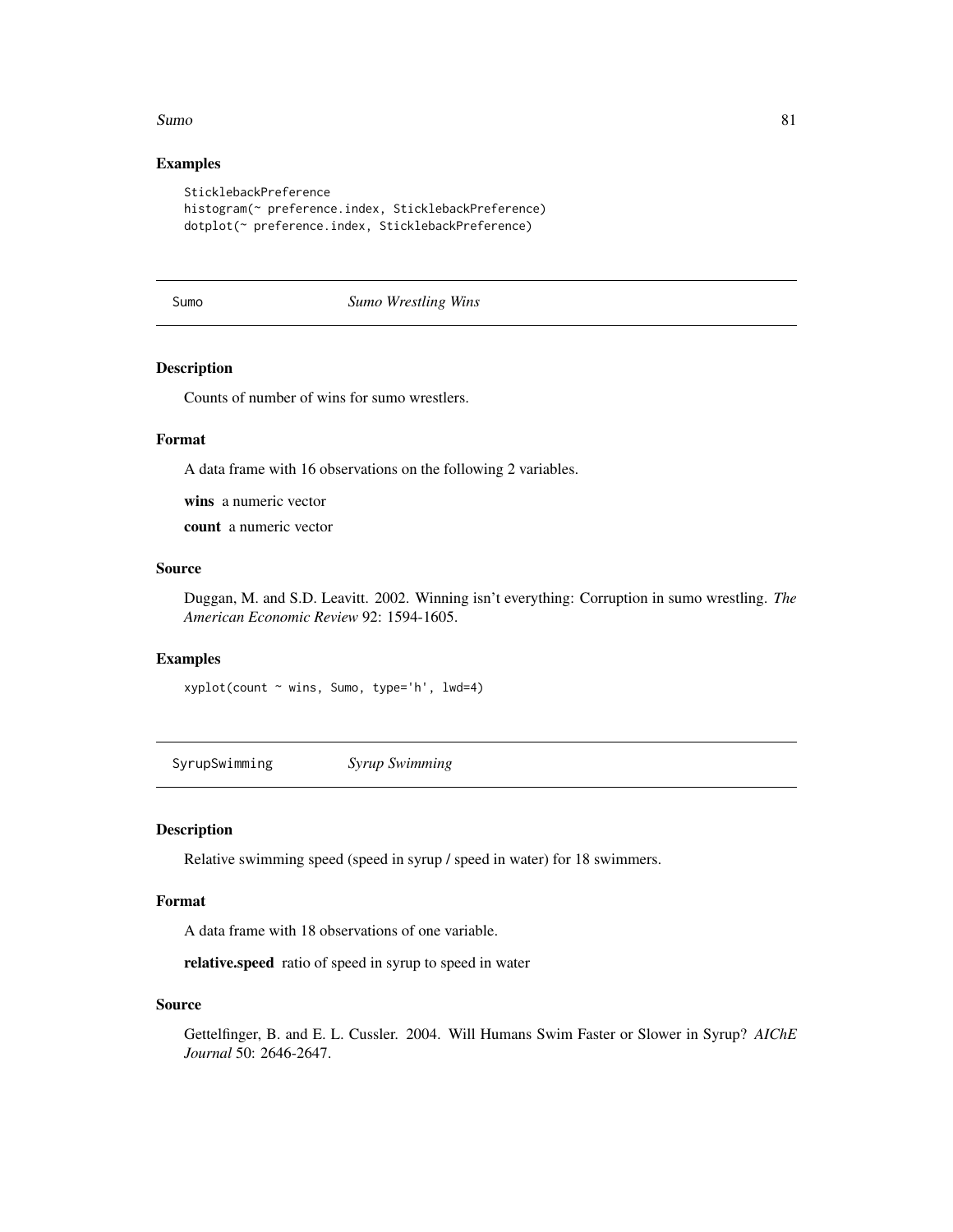### Examples

```
StickleBackPreference
histogram(~ preference.index, SticklebackPreference)
dotplot(~ preference.index, SticklebackPreference)
```

---

## Sumo *Sumo Wrestling Wins*

### Description

Counts of number of wins for sumo wrestlers.

### Format

A data frame with 16 observations on the following 2 variables.

**wins** a numeric vector

**count** a numeric vector

### Source

Duggan, M. and S.D. Leavitt. 2002. Winning isn't everything: Corruption in sumo wrestling. *The American Economic Review* 92: 1594-1605.

### Examples

```
xyplot(count ~ wins, Sumo, type='h', lwd=4)
```

---

## SyrupSwimming *Syrup Swimming*

### Description

Relative swimming speed (speed in syrup / speed in water) for 18 swimmers.

### Format

A data frame with 18 observations of one variable.

**relative.speed** ratio of speed in syrup to speed in water

### Source

Gettelfinger, B. and E. L. Cussler. 2004. Will Humans Swim Faster or Slower in Syrup? *AIChE Journal* 50: 2646-2647.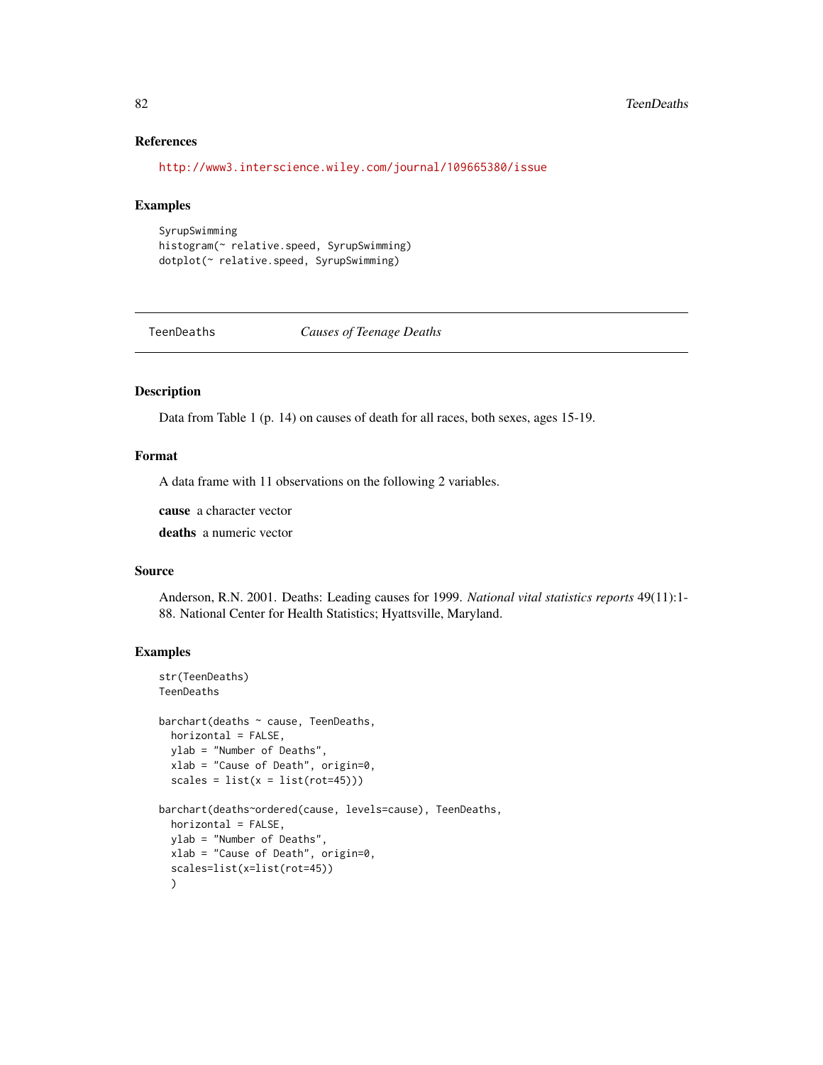### References

http://www3.interscience.wiley.com/journal/109665380/issue

### Examples

```
SyrupSwimming
histogram(~ relative.speed, SyrupSwimming)
dotplot(~ relative.speed, SyrupSwimming)
```

---

## TeenDeaths &nbsp;&nbsp;&nbsp;&nbsp; *Causes of Teenage Deaths*

---

### Description

Data from Table 1 (p. 14) on causes of death for all races, both sexes, ages 15-19.

### Format

A data frame with 11 observations on the following 2 variables.

**cause** a character vector

**deaths** a numeric vector

### Source

Anderson, R.N. 2001. Deaths: Leading causes for 1999. *National vital statistics reports* 49(11):1-88. National Center for Health Statistics; Hyattsville, Maryland.

### Examples

```
str(TeenDeaths)
TeenDeaths

barchart(deaths ~ cause, TeenDeaths,
  horizontal = FALSE,
  ylab = "Number of Deaths",
  xlab = "Cause of Death", origin=0,
  scales = list(x = list(rot=45)))

barchart(deaths~ordered(cause, levels=cause), TeenDeaths,
  horizontal = FALSE,
  ylab = "Number of Deaths",
  xlab = "Cause of Death", origin=0,
  scales=list(x=list(rot=45))
  )
```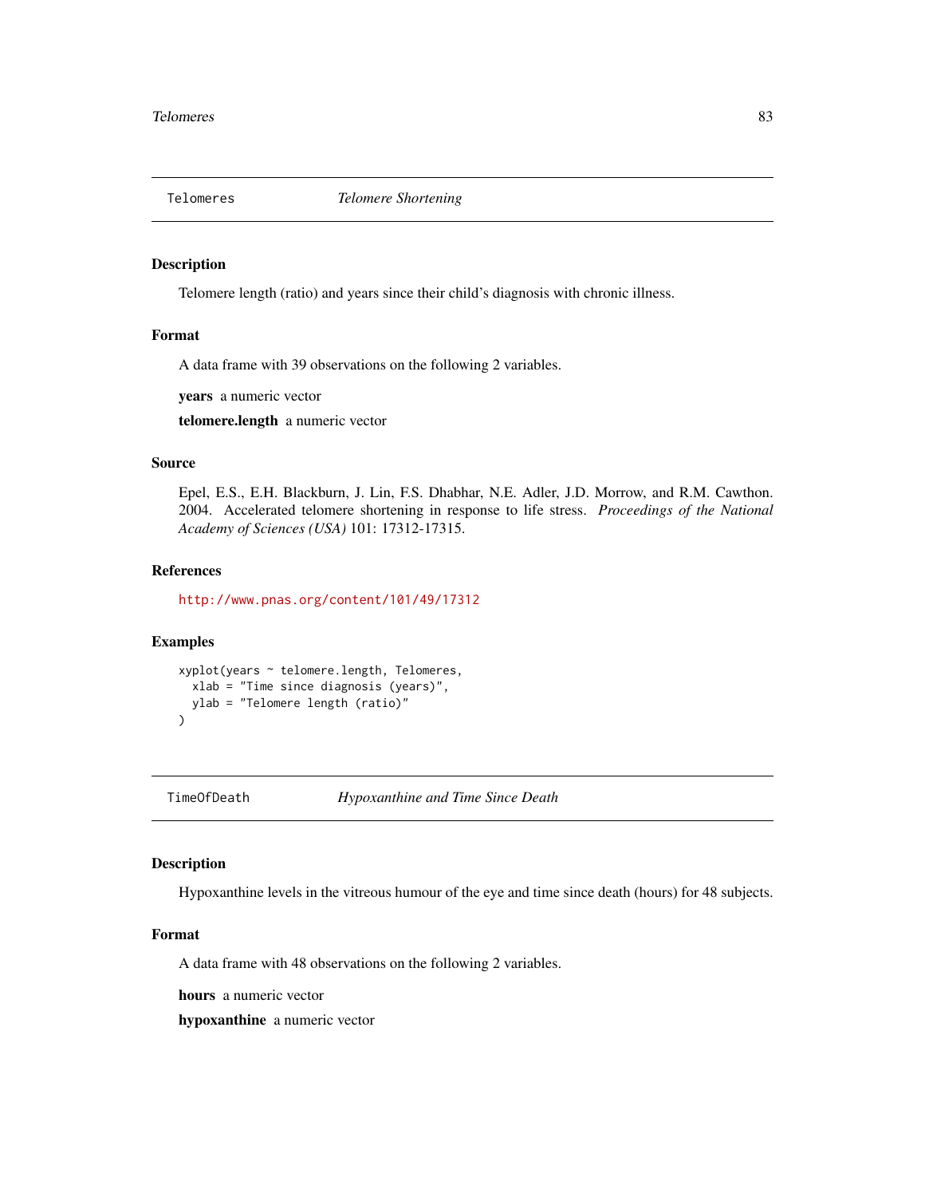## Telomeres — *Telomere Shortening*

### Description

Telomere length (ratio) and years since their child's diagnosis with chronic illness.

### Format

A data frame with 39 observations on the following 2 variables.

**years** a numeric vector

**telomere.length** a numeric vector

### Source

Epel, E.S., E.H. Blackburn, J. Lin, F.S. Dhabhar, N.E. Adler, J.D. Morrow, and R.M. Cawthon. 2004. Accelerated telomere shortening in response to life stress. *Proceedings of the National Academy of Sciences (USA)* 101: 17312-17315.

### References

http://www.pnas.org/content/101/49/17312

### Examples

```
xyplot(years ~ telomere.length, Telomeres,
  xlab = "Time since diagnosis (years)",
  ylab = "Telomere length (ratio)"
)
```

## TimeOfDeath — *Hypoxanthine and Time Since Death*

### Description

Hypoxanthine levels in the vitreous humour of the eye and time since death (hours) for 48 subjects.

### Format

A data frame with 48 observations on the following 2 variables.

**hours** a numeric vector

**hypoxanthine** a numeric vector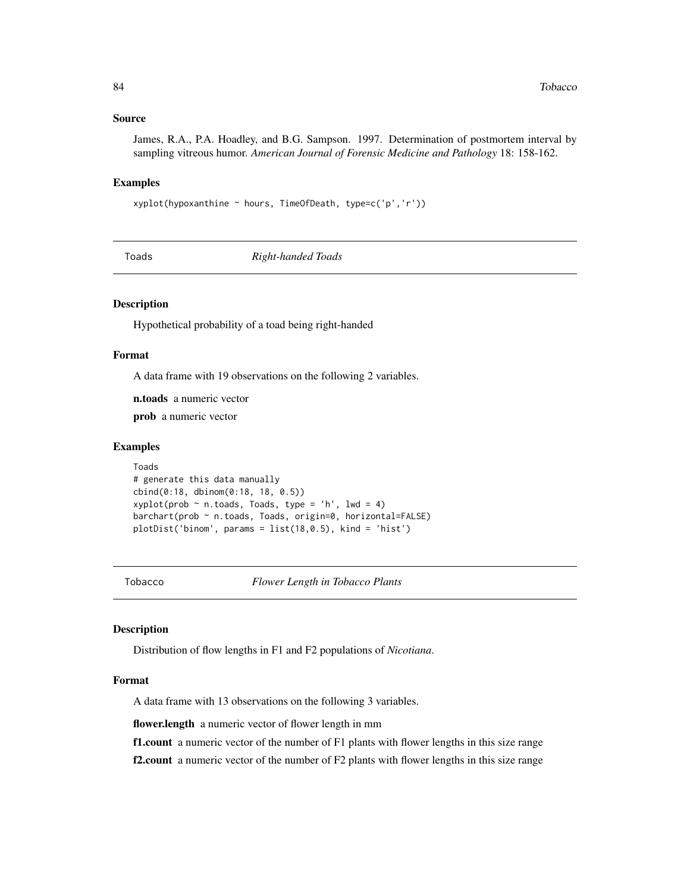### Source

James, R.A., P.A. Hoadley, and B.G. Sampson. 1997. Determination of postmortem interval by sampling vitreous humor. *American Journal of Forensic Medicine and Pathology* 18: 158-162.

### Examples

```
xyplot(hypoxanthine ~ hours, TimeOfDeath, type=c('p','r'))
```

---

## Toads — *Right-handed Toads*

---

### Description

Hypothetical probability of a toad being right-handed

### Format

A data frame with 19 observations on the following 2 variables.

**n.toads** a numeric vector

**prob** a numeric vector

### Examples

```
Toads
# generate this data manually
cbind(0:18, dbinom(0:18, 18, 0.5))
xyplot(prob ~ n.toads, Toads, type = 'h', lwd = 4)
barchart(prob ~ n.toads, Toads, origin=0, horizontal=FALSE)
plotDist('binom', params = list(18,0.5), kind = 'hist')
```

---

## Tobacco — *Flower Length in Tobacco Plants*

---

### Description

Distribution of flow lengths in F1 and F2 populations of *Nicotiana*.

### Format

A data frame with 13 observations on the following 3 variables.

**flower.length** a numeric vector of flower length in mm

**f1.count** a numeric vector of the number of F1 plants with flower lengths in this size range

**f2.count** a numeric vector of the number of F2 plants with flower lengths in this size range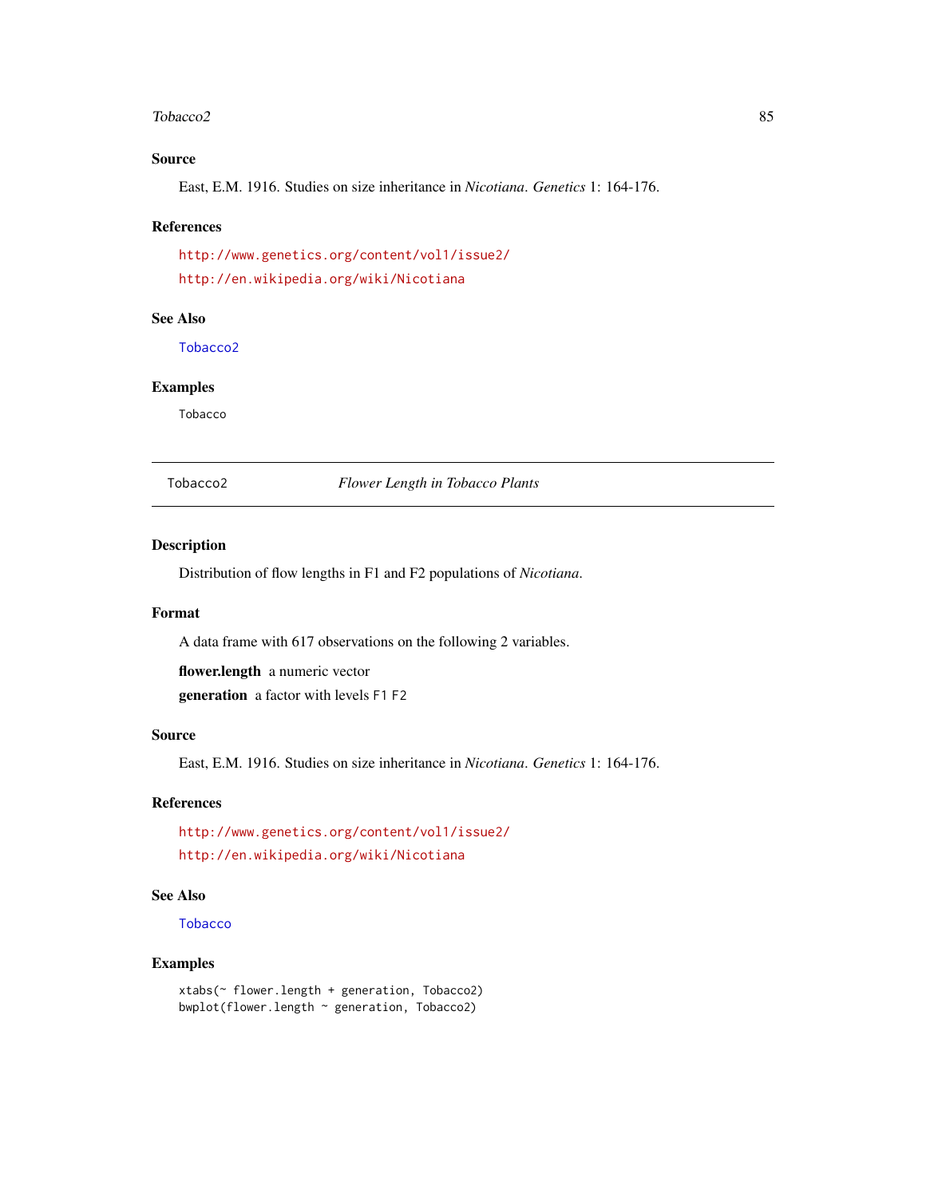### Source

East, E.M. 1916. Studies on size inheritance in *Nicotiana*. *Genetics* 1: 164-176.

### References

http://www.genetics.org/content/vol1/issue2/

http://en.wikipedia.org/wiki/Nicotiana

### See Also

Tobacco2

### Examples

```
Tobacco
```

---

## Tobacco2 *Flower Length in Tobacco Plants*

### Description

Distribution of flow lengths in F1 and F2 populations of *Nicotiana*.

### Format

A data frame with 617 observations on the following 2 variables.

**flower.length** a numeric vector

**generation** a factor with levels F1 F2

### Source

East, E.M. 1916. Studies on size inheritance in *Nicotiana*. *Genetics* 1: 164-176.

### References

http://www.genetics.org/content/vol1/issue2/

http://en.wikipedia.org/wiki/Nicotiana

### See Also

Tobacco

### Examples

```
xtabs(~ flower.length + generation, Tobacco2)
bwplot(flower.length ~ generation, Tobacco2)
```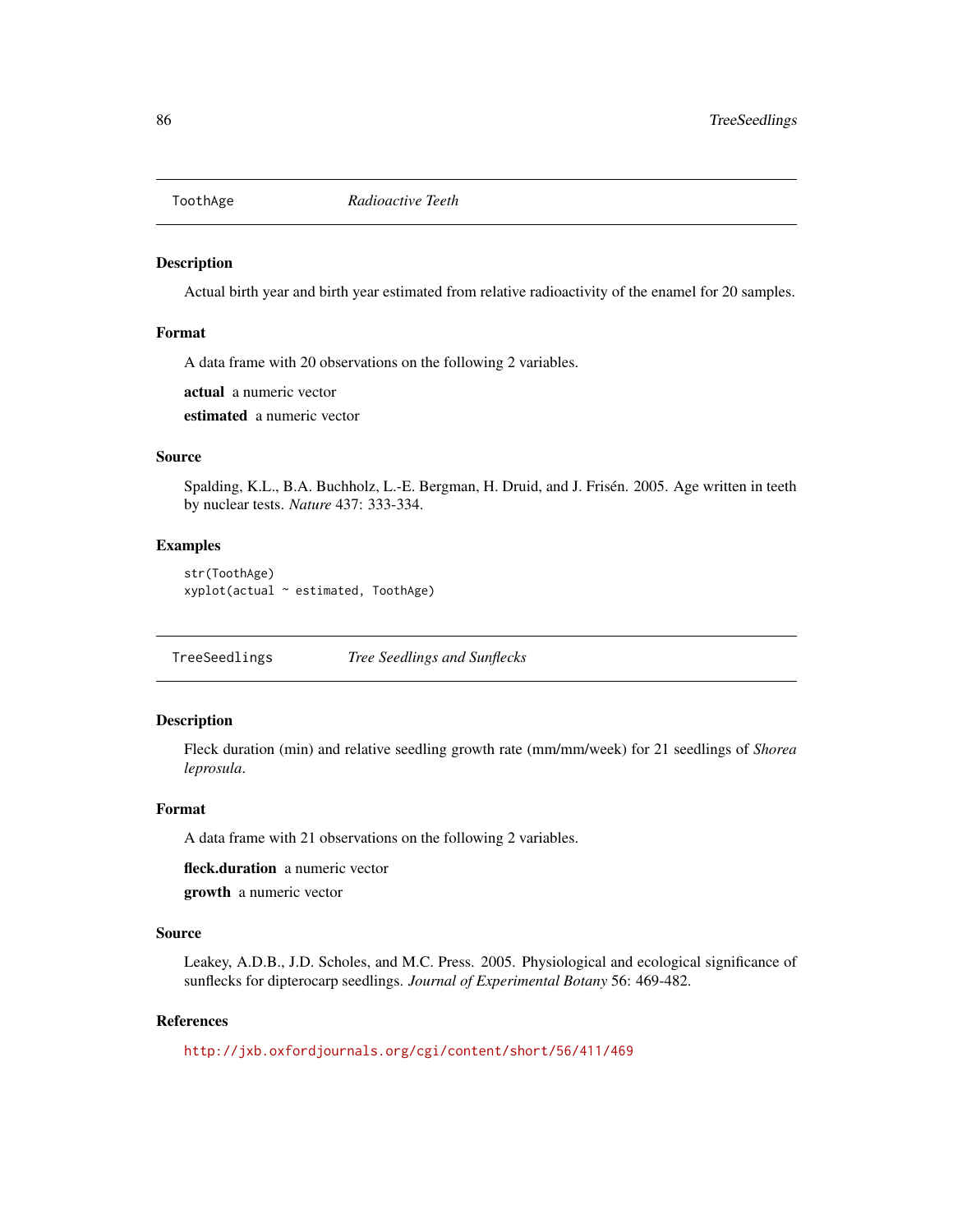## ToothAge *Radioactive Teeth*

### Description

Actual birth year and birth year estimated from relative radioactivity of the enamel for 20 samples.

### Format

A data frame with 20 observations on the following 2 variables.

**actual** a numeric vector

**estimated** a numeric vector

### Source

Spalding, K.L., B.A. Buchholz, L.-E. Bergman, H. Druid, and J. Frisén. 2005. Age written in teeth by nuclear tests. *Nature* 437: 333-334.

### Examples

```
str(ToothAge)
xyplot(actual ~ estimated, ToothAge)
```

## TreeSeedlings *Tree Seedlings and Sunflecks*

### Description

Fleck duration (min) and relative seedling growth rate (mm/mm/week) for 21 seedlings of *Shorea leprosula*.

### Format

A data frame with 21 observations on the following 2 variables.

**fleck.duration** a numeric vector

**growth** a numeric vector

### Source

Leakey, A.D.B., J.D. Scholes, and M.C. Press. 2005. Physiological and ecological significance of sunflecks for dipterocarp seedlings. *Journal of Experimental Botany* 56: 469-482.

### References

http://jxb.oxfordjournals.org/cgi/content/short/56/411/469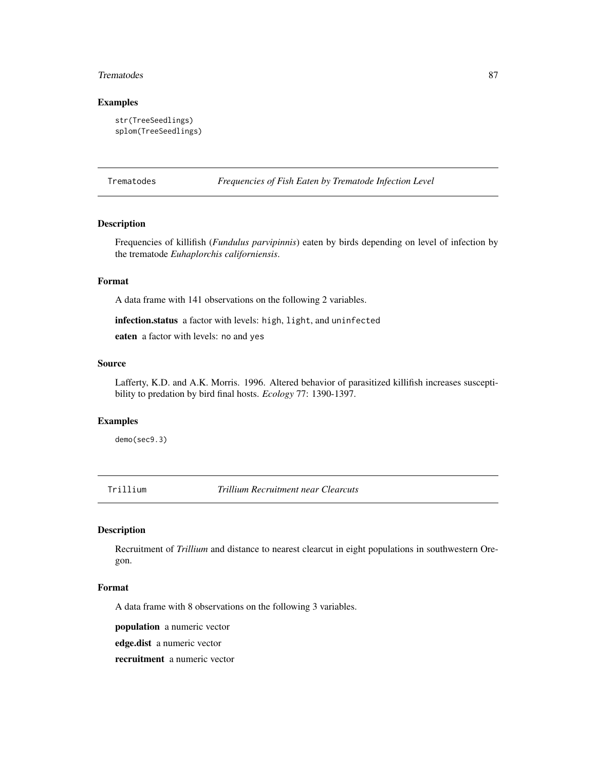## Examples

```
str(TreeSeedlings)
splom(TreeSeedlings)
```

---

## Trematodes — *Frequencies of Fish Eaten by Trematode Infection Level*

### Description

Frequencies of killifish (*Fundulus parvipinnis*) eaten by birds depending on level of infection by the trematode *Euhaplorchis californiensis*.

### Format

A data frame with 141 observations on the following 2 variables.

**infection.status** a factor with levels: high, light, and uninfected

**eaten** a factor with levels: no and yes

### Source

Lafferty, K.D. and A.K. Morris. 1996. Altered behavior of parasitized killifish increases susceptibility to predation by bird final hosts. *Ecology* 77: 1390-1397.

### Examples

```
demo(sec9.3)
```

---

## Trillium — *Trillium Recruitment near Clearcuts*

### Description

Recruitment of *Trillium* and distance to nearest clearcut in eight populations in southwestern Oregon.

### Format

A data frame with 8 observations on the following 3 variables.

**population** a numeric vector

**edge.dist** a numeric vector

**recruitment** a numeric vector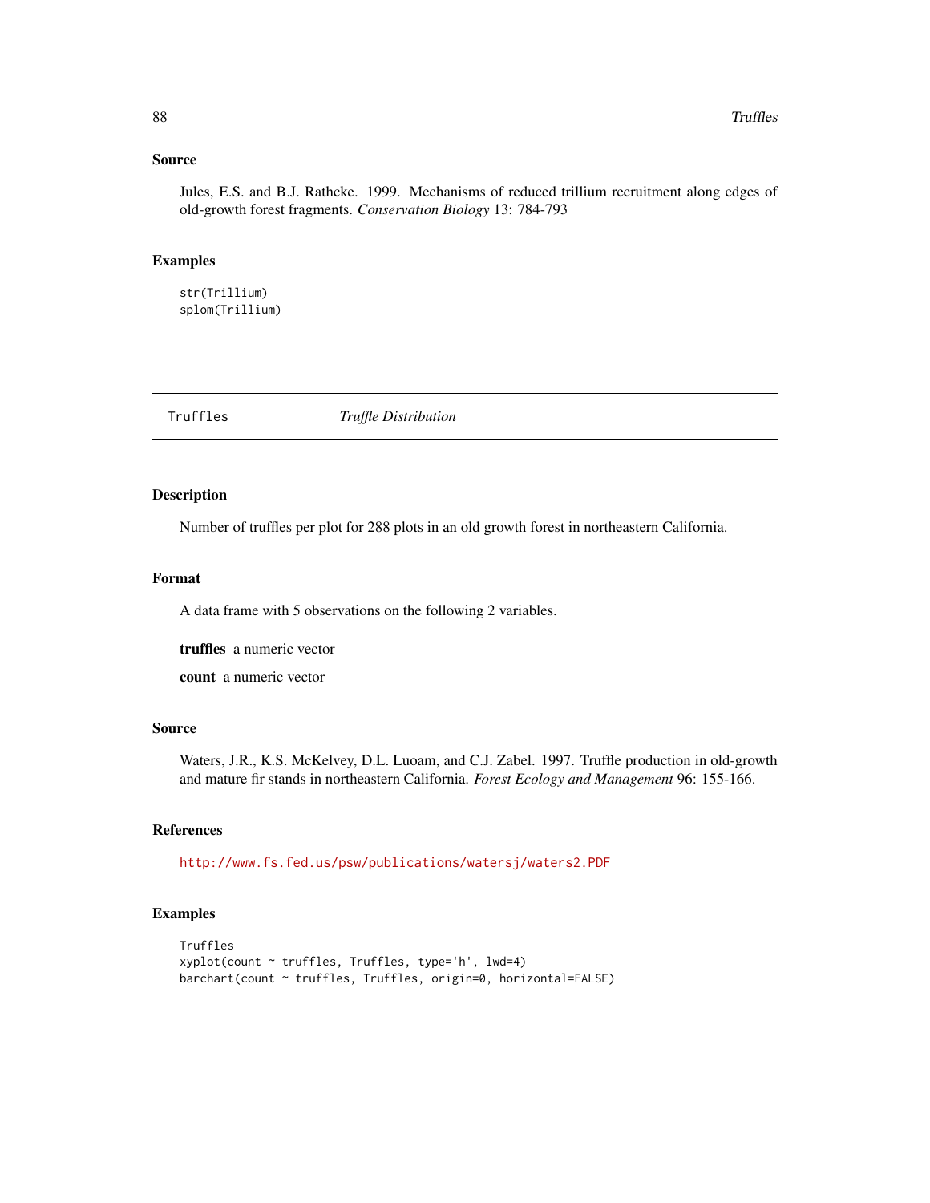## Source

Jules, E.S. and B.J. Rathcke. 1999. Mechanisms of reduced trillium recruitment along edges of old-growth forest fragments. *Conservation Biology* 13: 784-793

## Examples

```
str(Trillium)
splom(Trillium)
```

---

# Truffles *Truffle Distribution*

---

## Description

Number of truffles per plot for 288 plots in an old growth forest in northeastern California.

## Format

A data frame with 5 observations on the following 2 variables.

**truffles** a numeric vector

**count** a numeric vector

## Source

Waters, J.R., K.S. McKelvey, D.L. Luoam, and C.J. Zabel. 1997. Truffle production in old-growth and mature fir stands in northeastern California. *Forest Ecology and Management* 96: 155-166.

## References

http://www.fs.fed.us/psw/publications/watersj/waters2.PDF

## Examples

```
Truffles
xyplot(count ~ truffles, Truffles, type='h', lwd=4)
barchart(count ~ truffles, Truffles, origin=0, horizontal=FALSE)
```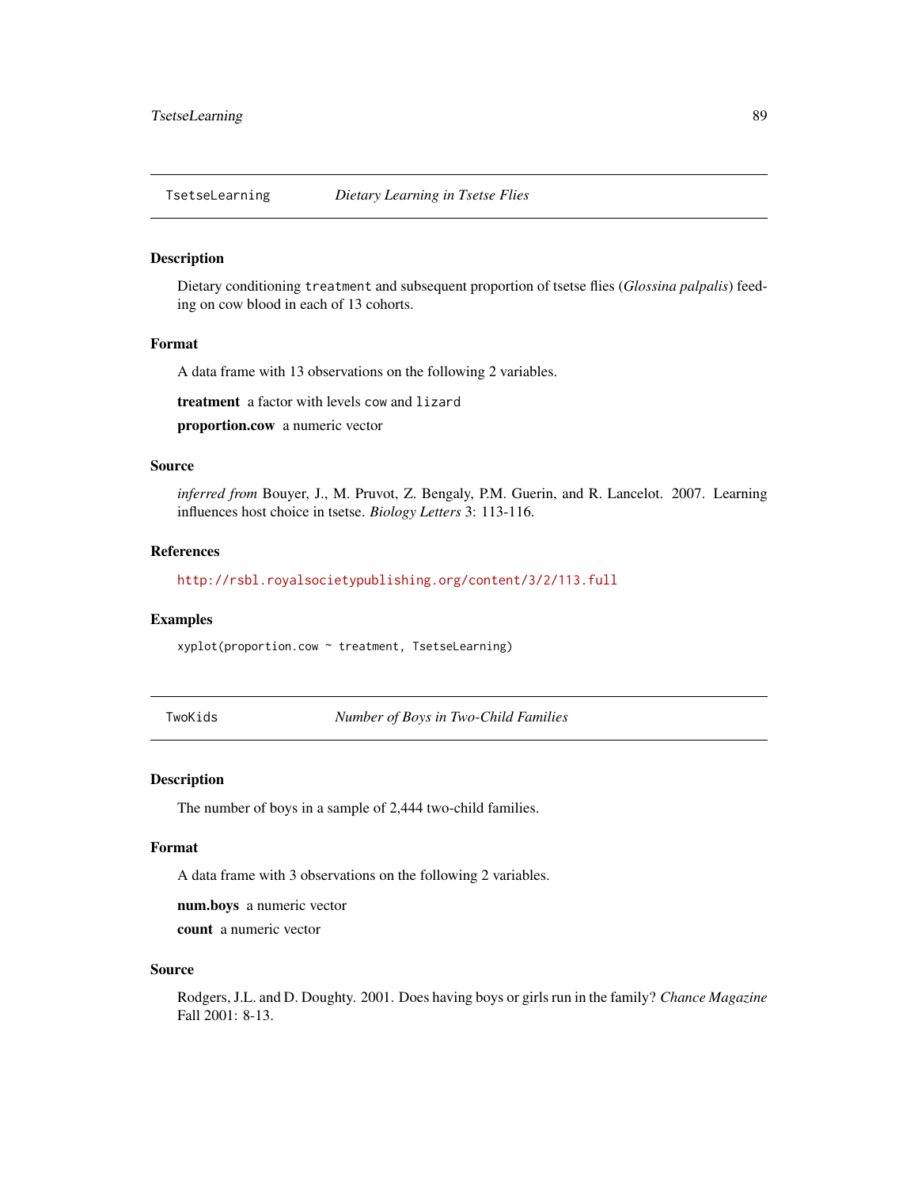## TsetseLearning    *Dietary Learning in Tsetse Flies*

### Description

Dietary conditioning `treatment` and subsequent proportion of tsetse flies (*Glossina palpalis*) feeding on cow blood in each of 13 cohorts.

### Format

A data frame with 13 observations on the following 2 variables.

**treatment** a factor with levels `cow` and `lizard`

**proportion.cow** a numeric vector

### Source

*inferred from* Bouyer, J., M. Pruvot, Z. Bengaly, P.M. Guerin, and R. Lancelot. 2007. Learning influences host choice in tsetse. *Biology Letters* 3: 113-116.

### References

http://rsbl.royalsocietypublishing.org/content/3/2/113.full

### Examples

```
xyplot(proportion.cow ~ treatment, TsetseLearning)
```

## TwoKids    *Number of Boys in Two-Child Families*

### Description

The number of boys in a sample of 2,444 two-child families.

### Format

A data frame with 3 observations on the following 2 variables.

**num.boys** a numeric vector

**count** a numeric vector

### Source

Rodgers, J.L. and D. Doughty. 2001. Does having boys or girls run in the family? *Chance Magazine* Fall 2001: 8-13.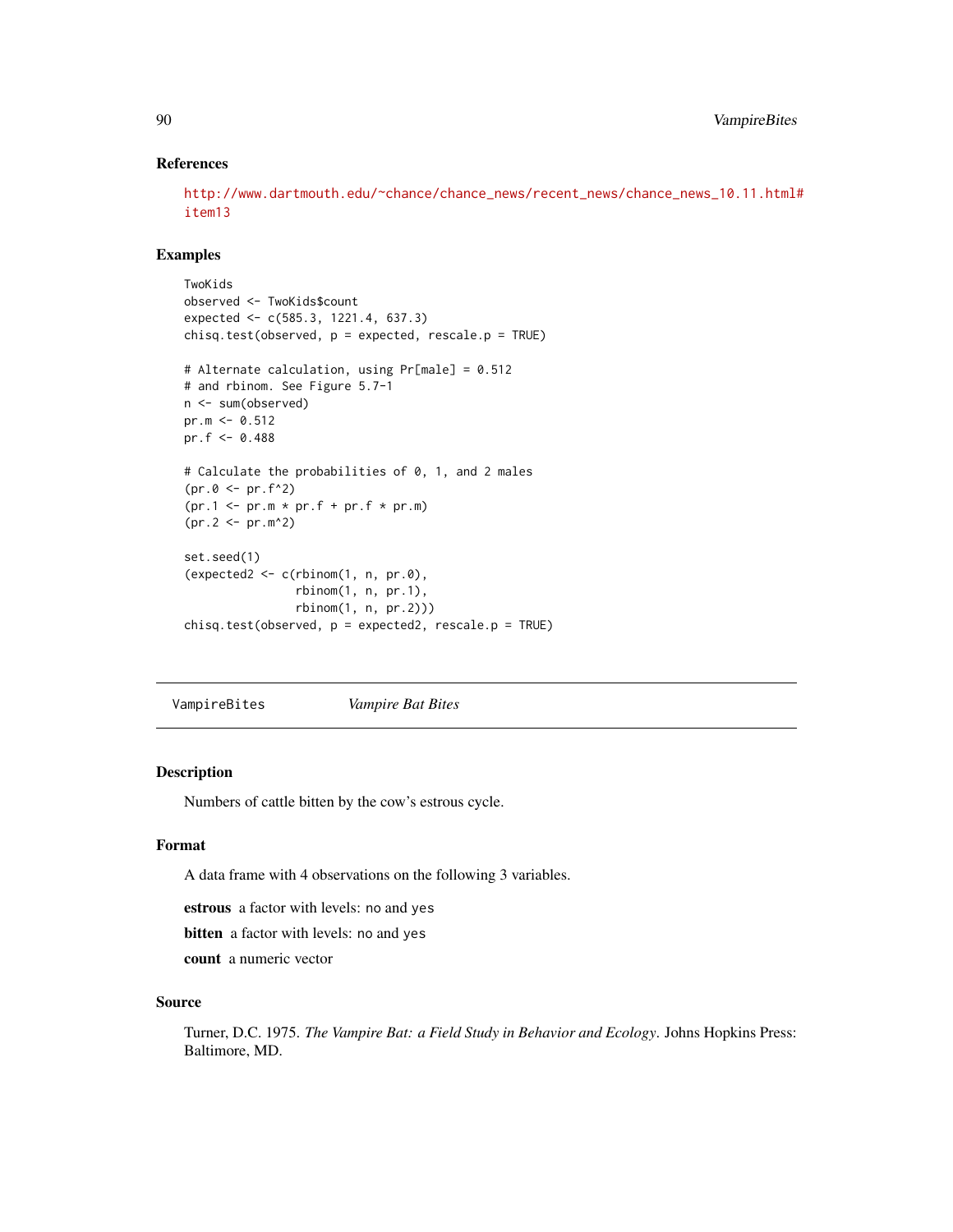### References

http://www.dartmouth.edu/~chance/chance_news/recent_news/chance_news_10.11.html#item13

### Examples

```
TwoKids
observed <- TwoKids$count
expected <- c(585.3, 1221.4, 637.3)
chisq.test(observed, p = expected, rescale.p = TRUE)

# Alternate calculation, using Pr[male] = 0.512
# and rbinom. See Figure 5.7-1
n <- sum(observed)
pr.m <- 0.512
pr.f <- 0.488

# Calculate the probabilities of 0, 1, and 2 males
(pr.0 <- pr.f^2)
(pr.1 <- pr.m * pr.f + pr.f * pr.m)
(pr.2 <- pr.m^2)

set.seed(1)
(expected2 <- c(rbinom(1, n, pr.0),
                rbinom(1, n, pr.1),
                rbinom(1, n, pr.2)))
chisq.test(observed, p = expected2, rescale.p = TRUE)
```

---

## VampireBites    *Vampire Bat Bites*

---

### Description

Numbers of cattle bitten by the cow's estrous cycle.

### Format

A data frame with 4 observations on the following 3 variables.

**estrous** a factor with levels: no and yes

**bitten** a factor with levels: no and yes

**count** a numeric vector

### Source

Turner, D.C. 1975. *The Vampire Bat: a Field Study in Behavior and Ecology*. Johns Hopkins Press: Baltimore, MD.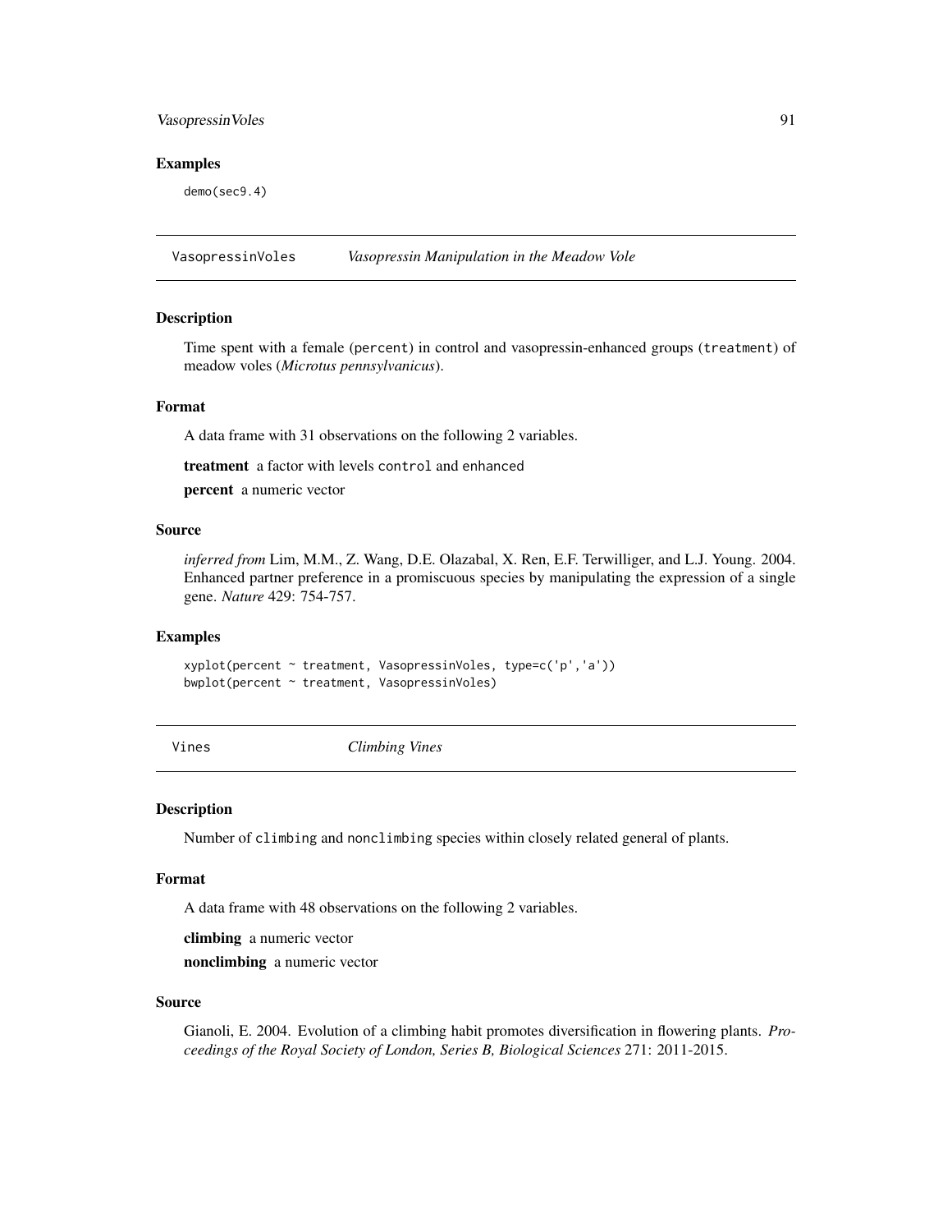### Examples

```
demo(sec9.4)
```

## VasopressinVoles *Vasopressin Manipulation in the Meadow Vole*

### Description

Time spent with a female (`percent`) in control and vasopressin-enhanced groups (`treatment`) of meadow voles (*Microtus pennsylvanicus*).

### Format

A data frame with 31 observations on the following 2 variables.

**treatment** a factor with levels `control` and `enhanced`

**percent** a numeric vector

### Source

*inferred from* Lim, M.M., Z. Wang, D.E. Olazabal, X. Ren, E.F. Terwilliger, and L.J. Young. 2004. Enhanced partner preference in a promiscuous species by manipulating the expression of a single gene. *Nature* 429: 754-757.

### Examples

```
xyplot(percent ~ treatment, VasopressinVoles, type=c('p','a'))
bwplot(percent ~ treatment, VasopressinVoles)
```

## Vines *Climbing Vines*

### Description

Number of `climbing` and `nonclimbing` species within closely related general of plants.

### Format

A data frame with 48 observations on the following 2 variables.

**climbing** a numeric vector

**nonclimbing** a numeric vector

### Source

Gianoli, E. 2004. Evolution of a climbing habit promotes diversification in flowering plants. *Proceedings of the Royal Society of London, Series B, Biological Sciences* 271: 2011-2015.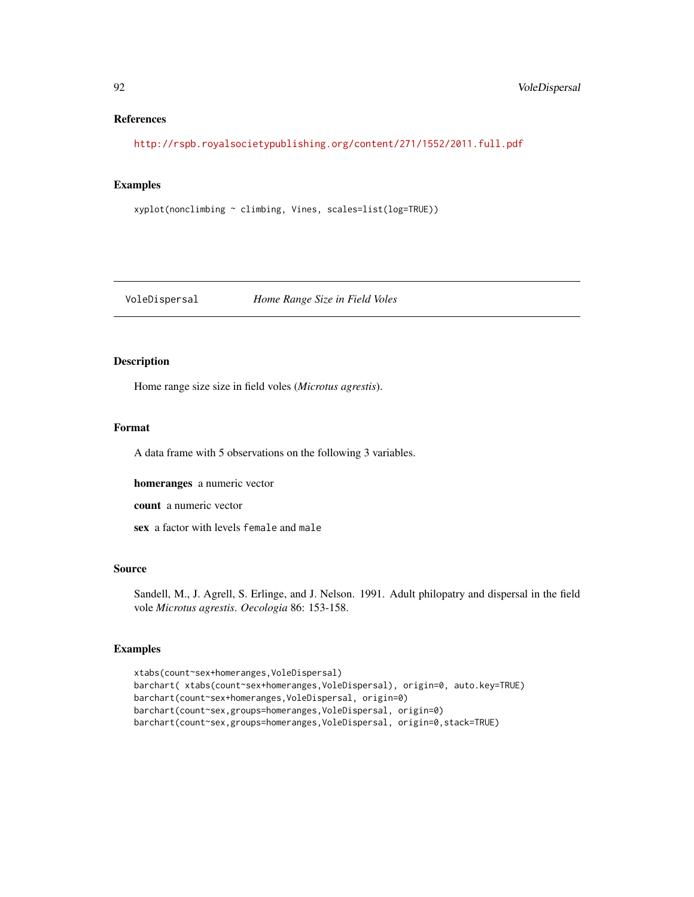## References

http://rspb.royalsocietypublishing.org/content/271/1552/2011.full.pdf

## Examples

```
xyplot(nonclimbing ~ climbing, Vines, scales=list(log=TRUE))
```

---

# VoleDispersal *Home Range Size in Field Voles*

---

## Description

Home range size size in field voles (*Microtus agrestis*).

## Format

A data frame with 5 observations on the following 3 variables.

**homeranges** a numeric vector

**count** a numeric vector

**sex** a factor with levels female and male

## Source

Sandell, M., J. Agrell, S. Erlinge, and J. Nelson. 1991. Adult philopatry and dispersal in the field vole *Microtus agrestis*. *Oecologia* 86: 153-158.

## Examples

```
xtabs(count~sex+homeranges,VoleDispersal)
barchart( xtabs(count~sex+homeranges,VoleDispersal), origin=0, auto.key=TRUE)
barchart(count~sex+homeranges,VoleDispersal, origin=0)
barchart(count~sex,groups=homeranges,VoleDispersal, origin=0)
barchart(count~sex,groups=homeranges,VoleDispersal, origin=0,stack=TRUE)
```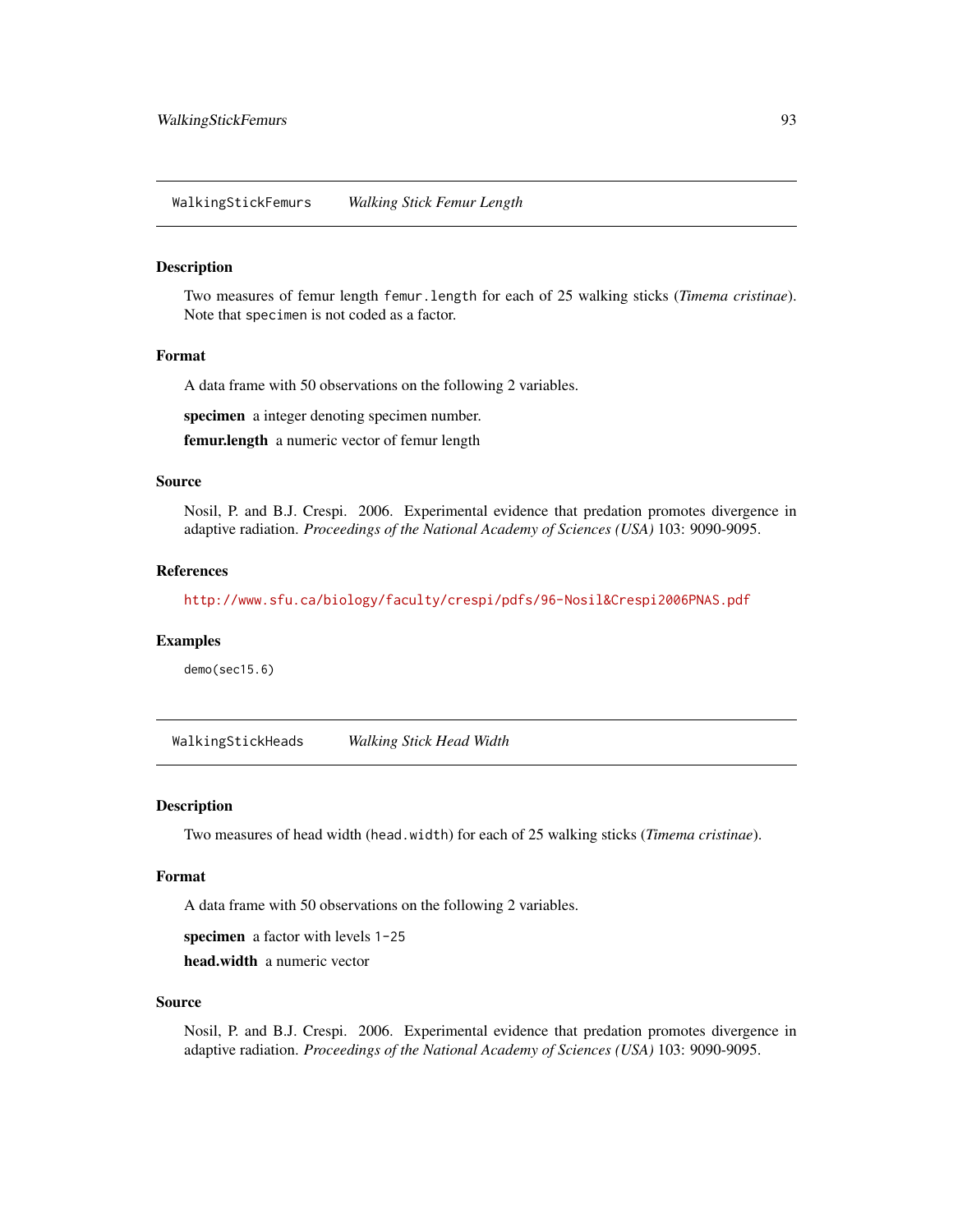## WalkingStickFemurs *Walking Stick Femur Length*

### Description

Two measures of femur length `femur.length` for each of 25 walking sticks (*Timema cristinae*). Note that `specimen` is not coded as a factor.

### Format

A data frame with 50 observations on the following 2 variables.

**specimen** a integer denoting specimen number.

**femur.length** a numeric vector of femur length

### Source

Nosil, P. and B.J. Crespi. 2006. Experimental evidence that predation promotes divergence in adaptive radiation. *Proceedings of the National Academy of Sciences (USA)* 103: 9090-9095.

### References

http://www.sfu.ca/biology/faculty/crespi/pdfs/96-Nosil&Crespi2006PNAS.pdf

### Examples

```
demo(sec15.6)
```

## WalkingStickHeads *Walking Stick Head Width*

### Description

Two measures of head width (`head.width`) for each of 25 walking sticks (*Timema cristinae*).

### Format

A data frame with 50 observations on the following 2 variables.

**specimen** a factor with levels `1-25`

**head.width** a numeric vector

### Source

Nosil, P. and B.J. Crespi. 2006. Experimental evidence that predation promotes divergence in adaptive radiation. *Proceedings of the National Academy of Sciences (USA)* 103: 9090-9095.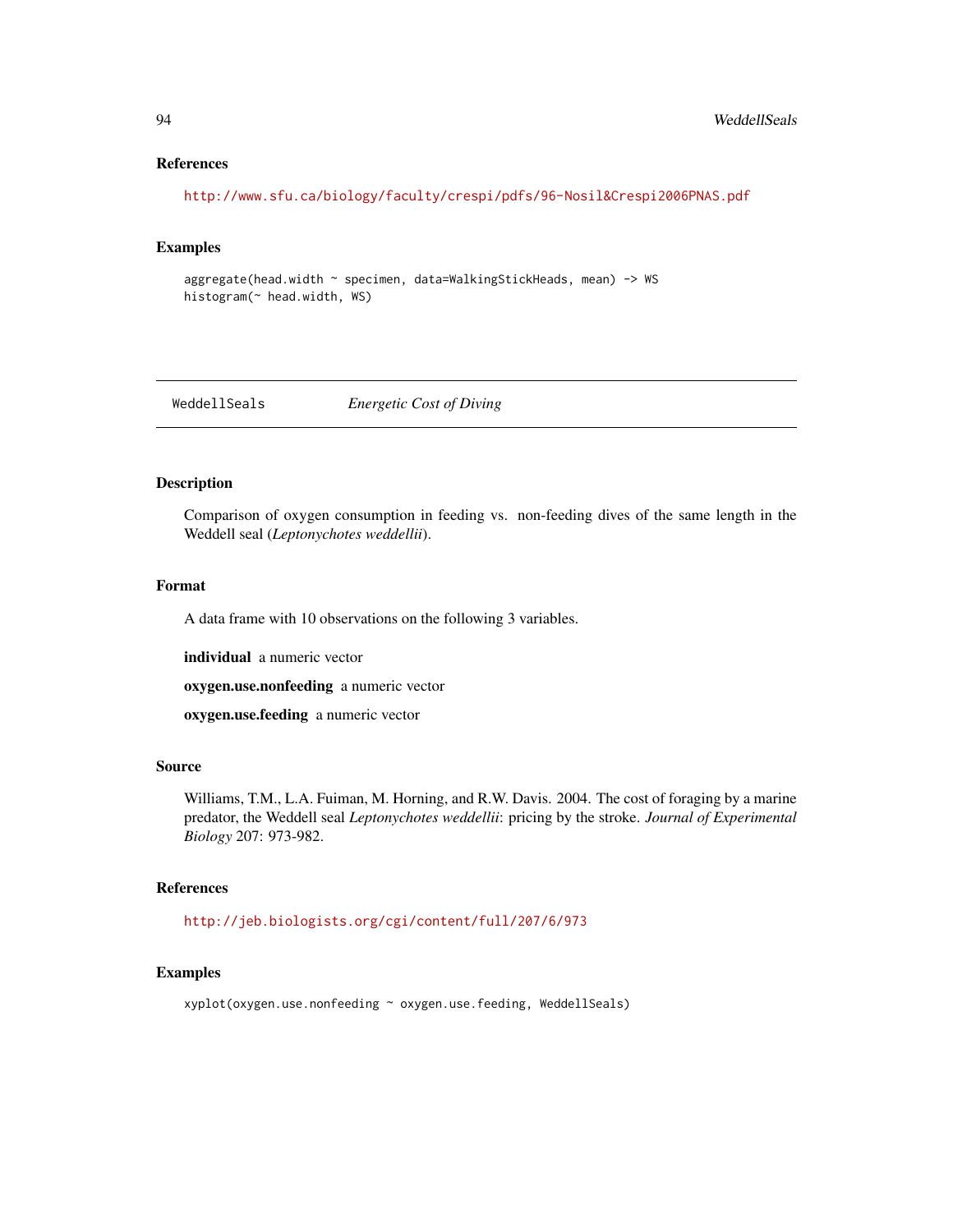### References

http://www.sfu.ca/biology/faculty/crespi/pdfs/96-Nosil&Crespi2006PNAS.pdf

### Examples

```
aggregate(head.width ~ specimen, data=WalkingStickHeads, mean) -> WS
histogram(~ head.width, WS)
```

---

## WeddellSeals *Energetic Cost of Diving*

---

### Description

Comparison of oxygen consumption in feeding vs. non-feeding dives of the same length in the Weddell seal (*Leptonychotes weddellii*).

### Format

A data frame with 10 observations on the following 3 variables.

**individual** a numeric vector

**oxygen.use.nonfeeding** a numeric vector

**oxygen.use.feeding** a numeric vector

### Source

Williams, T.M., L.A. Fuiman, M. Horning, and R.W. Davis. 2004. The cost of foraging by a marine predator, the Weddell seal *Leptonychotes weddellii*: pricing by the stroke. *Journal of Experimental Biology* 207: 973-982.

### References

http://jeb.biologists.org/cgi/content/full/207/6/973

### Examples

```
xyplot(oxygen.use.nonfeeding ~ oxygen.use.feeding, WeddellSeals)
```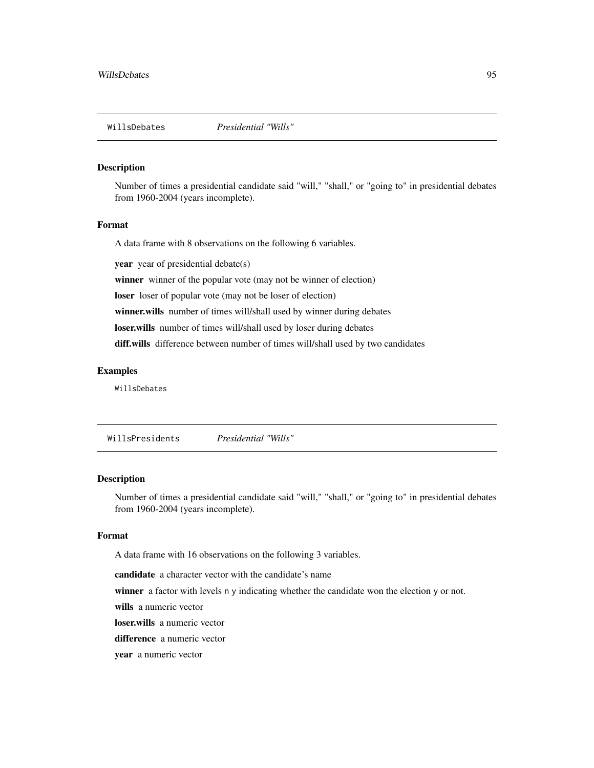## WillsDebates *Presidential "Wills"*

### Description

Number of times a presidential candidate said "will," "shall," or "going to" in presidential debates from 1960-2004 (years incomplete).

### Format

A data frame with 8 observations on the following 6 variables.

**year** year of presidential debate(s)

**winner** winner of the popular vote (may not be winner of election)

**loser** loser of popular vote (may not be loser of election)

**winner.wills** number of times will/shall used by winner during debates

**loser.wills** number of times will/shall used by loser during debates

**diff.wills** difference between number of times will/shall used by two candidates

### Examples

```
WillsDebates
```

## WillsPresidents *Presidential "Wills"*

### Description

Number of times a presidential candidate said "will," "shall," or "going to" in presidential debates from 1960-2004 (years incomplete).

### Format

A data frame with 16 observations on the following 3 variables.

**candidate** a character vector with the candidate's name

**winner** a factor with levels `n` `y` indicating whether the candidate won the election `y` or not.

**wills** a numeric vector

**loser.wills** a numeric vector

**difference** a numeric vector

**year** a numeric vector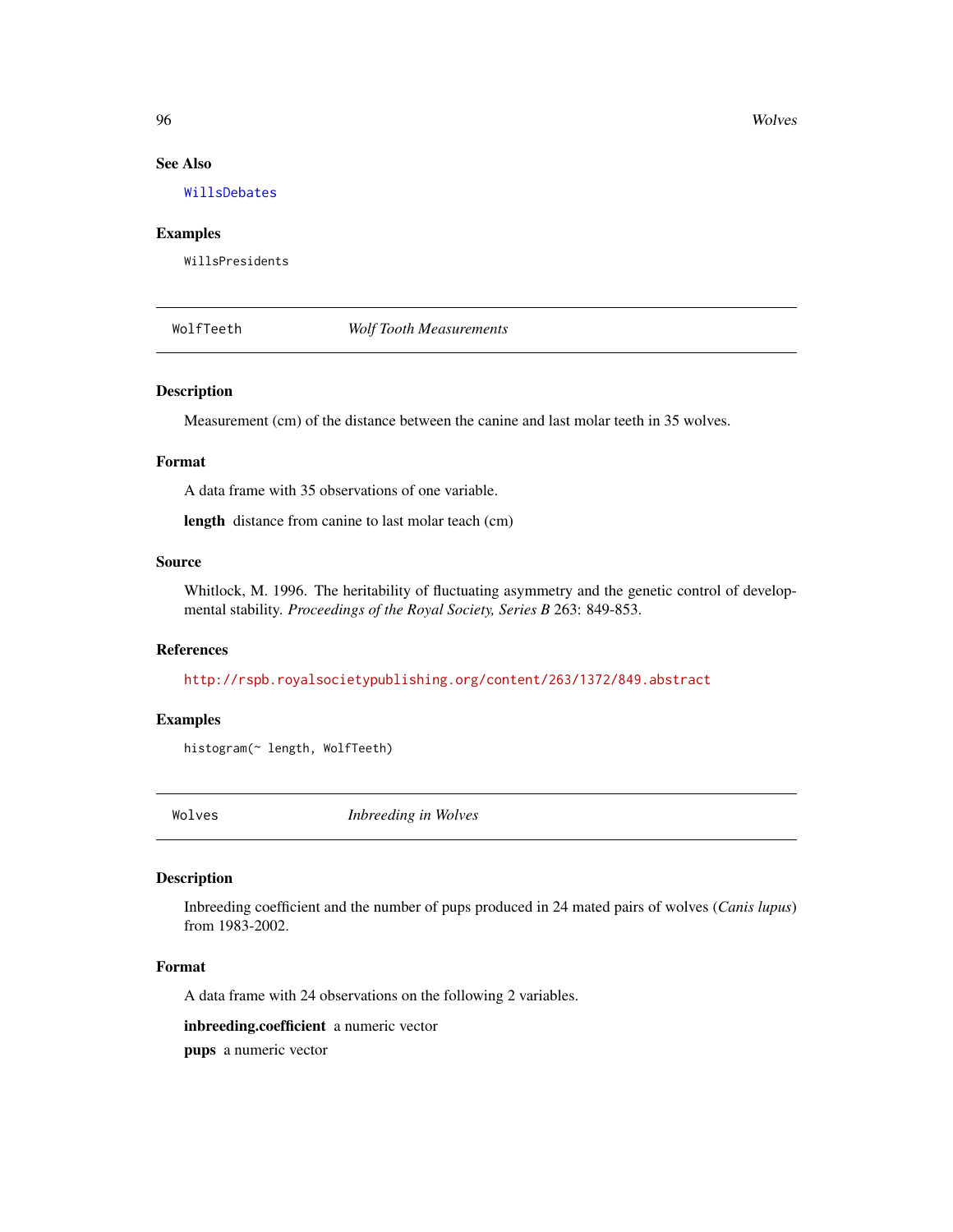## See Also

WillsDebates

## Examples

```
WillsPresidents
```

---

# WolfTeeth — *Wolf Tooth Measurements*

---

## Description

Measurement (cm) of the distance between the canine and last molar teeth in 35 wolves.

## Format

A data frame with 35 observations of one variable.

**length** distance from canine to last molar teach (cm)

## Source

Whitlock, M. 1996. The heritability of fluctuating asymmetry and the genetic control of developmental stability. *Proceedings of the Royal Society, Series B* 263: 849-853.

## References

http://rspb.royalsocietypublishing.org/content/263/1372/849.abstract

## Examples

```
histogram(~ length, WolfTeeth)
```

---

# Wolves — *Inbreeding in Wolves*

---

## Description

Inbreeding coefficient and the number of pups produced in 24 mated pairs of wolves (*Canis lupus*) from 1983-2002.

## Format

A data frame with 24 observations on the following 2 variables.

**inbreeding.coefficient** a numeric vector

**pups** a numeric vector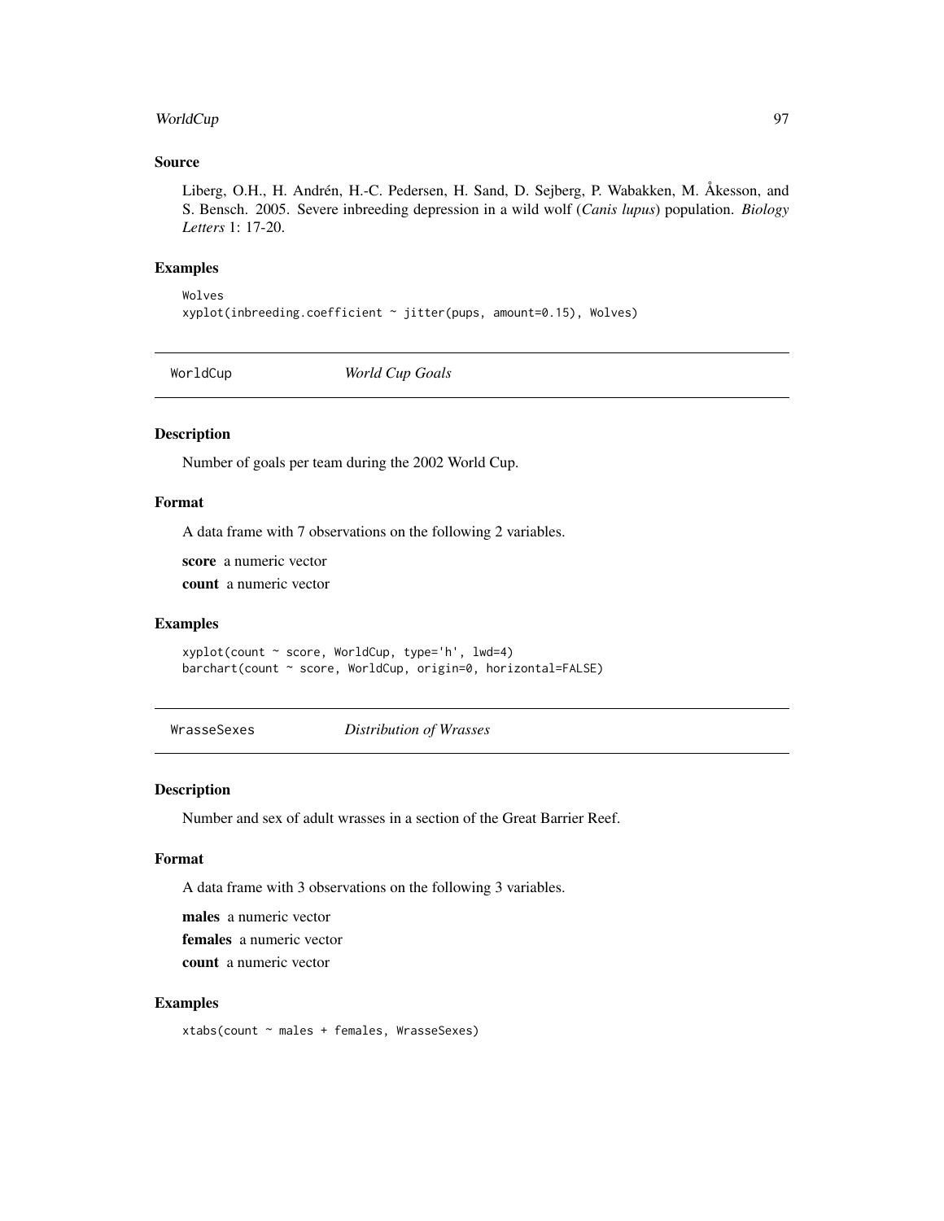### Source

Liberg, O.H., H. Andrén, H.-C. Pedersen, H. Sand, D. Sejberg, P. Wabakken, M. Åkesson, and S. Bensch. 2005. Severe inbreeding depression in a wild wolf (*Canis lupus*) population. *Biology Letters* 1: 17-20.

### Examples

```
Wolves
xyplot(inbreeding.coefficient ~ jitter(pups, amount=0.15), Wolves)
```

---

## WorldCup *World Cup Goals*

### Description

Number of goals per team during the 2002 World Cup.

### Format

A data frame with 7 observations on the following 2 variables.

**score** a numeric vector

**count** a numeric vector

### Examples

```
xyplot(count ~ score, WorldCup, type='h', lwd=4)
barchart(count ~ score, WorldCup, origin=0, horizontal=FALSE)
```

---

## WrasseSexes *Distribution of Wrasses*

### Description

Number and sex of adult wrasses in a section of the Great Barrier Reef.

### Format

A data frame with 3 observations on the following 3 variables.

**males** a numeric vector

**females** a numeric vector

**count** a numeric vector

### Examples

```
xtabs(count ~ males + females, WrasseSexes)
```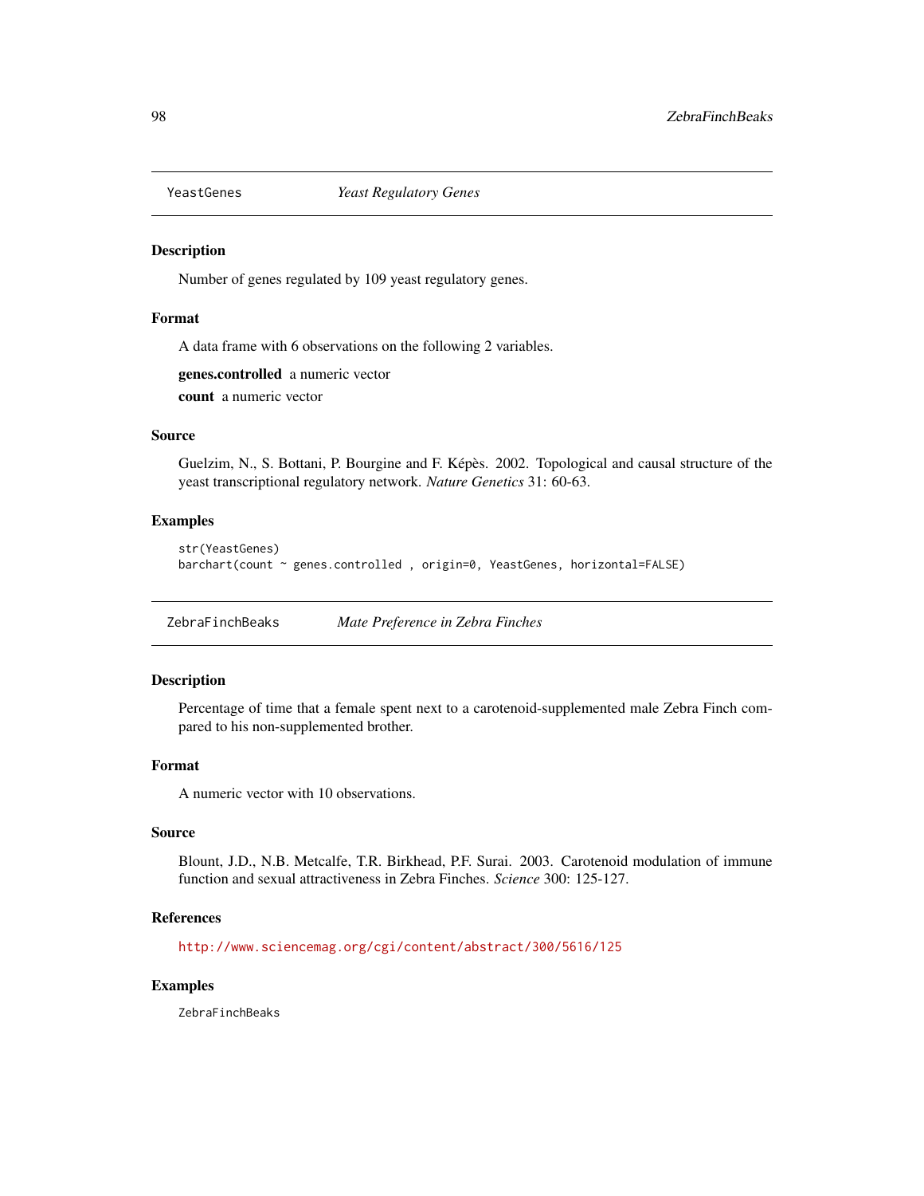## YeastGenes *Yeast Regulatory Genes*

### Description

Number of genes regulated by 109 yeast regulatory genes.

### Format

A data frame with 6 observations on the following 2 variables.

**genes.controlled** a numeric vector

**count** a numeric vector

### Source

Guelzim, N., S. Bottani, P. Bourgine and F. Képès. 2002. Topological and causal structure of the yeast transcriptional regulatory network. *Nature Genetics* 31: 60-63.

### Examples

```
str(YeastGenes)
barchart(count ~ genes.controlled , origin=0, YeastGenes, horizontal=FALSE)
```

## ZebraFinchBeaks *Mate Preference in Zebra Finches*

### Description

Percentage of time that a female spent next to a carotenoid-supplemented male Zebra Finch compared to his non-supplemented brother.

### Format

A numeric vector with 10 observations.

### Source

Blount, J.D., N.B. Metcalfe, T.R. Birkhead, P.F. Surai. 2003. Carotenoid modulation of immune function and sexual attractiveness in Zebra Finches. *Science* 300: 125-127.

### References

http://www.sciencemag.org/cgi/content/abstract/300/5616/125

### Examples

```
ZebraFinchBeaks
```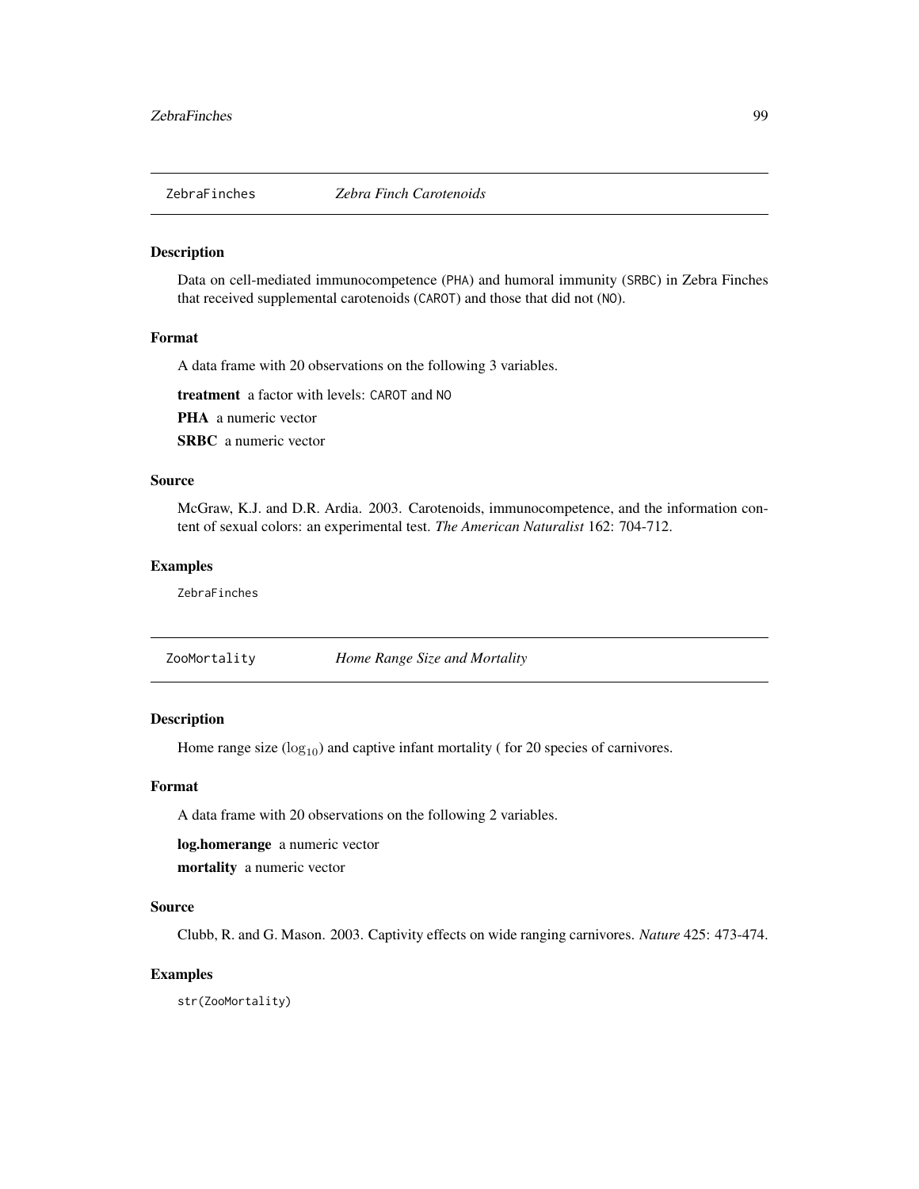## ZebraFinches *Zebra Finch Carotenoids*

### Description

Data on cell-mediated immunocompetence (PHA) and humoral immunity (SRBC) in Zebra Finches that received supplemental carotenoids (CAROT) and those that did not (NO).

### Format

A data frame with 20 observations on the following 3 variables.

**treatment** a factor with levels: CAROT and NO

**PHA** a numeric vector

**SRBC** a numeric vector

### Source

McGraw, K.J. and D.R. Ardia. 2003. Carotenoids, immunocompetence, and the information content of sexual colors: an experimental test. *The American Naturalist* 162: 704-712.

### Examples

```
ZebraFinches
```

## ZooMortality *Home Range Size and Mortality*

### Description

Home range size ($\log_{10}$) and captive infant mortality ( for 20 species of carnivores.

### Format

A data frame with 20 observations on the following 2 variables.

**log.homerange** a numeric vector

**mortality** a numeric vector

### Source

Clubb, R. and G. Mason. 2003. Captivity effects on wide ranging carnivores. *Nature* 425: 473-474.

### Examples

```
str(ZooMortality)
```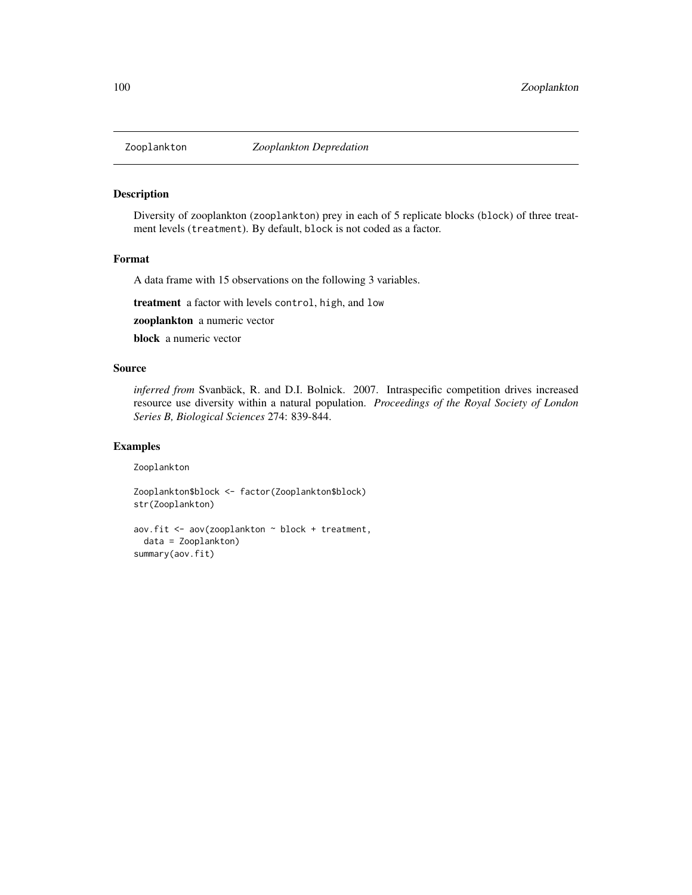Zooplankton *Zooplankton Depredation*

## Description

Diversity of zooplankton (zooplankton) prey in each of 5 replicate blocks (block) of three treatment levels (treatment). By default, block is not coded as a factor.

## Format

A data frame with 15 observations on the following 3 variables.

**treatment** a factor with levels control, high, and low

**zooplankton** a numeric vector

**block** a numeric vector

## Source

*inferred from* Svanbäck, R. and D.I. Bolnick. 2007. Intraspecific competition drives increased resource use diversity within a natural population. *Proceedings of the Royal Society of London Series B, Biological Sciences* 274: 839-844.

## Examples

```
Zooplankton

Zooplankton$block <- factor(Zooplankton$block)
str(Zooplankton)

aov.fit <- aov(zooplankton ~ block + treatment,
  data = Zooplankton)
summary(aov.fit)
```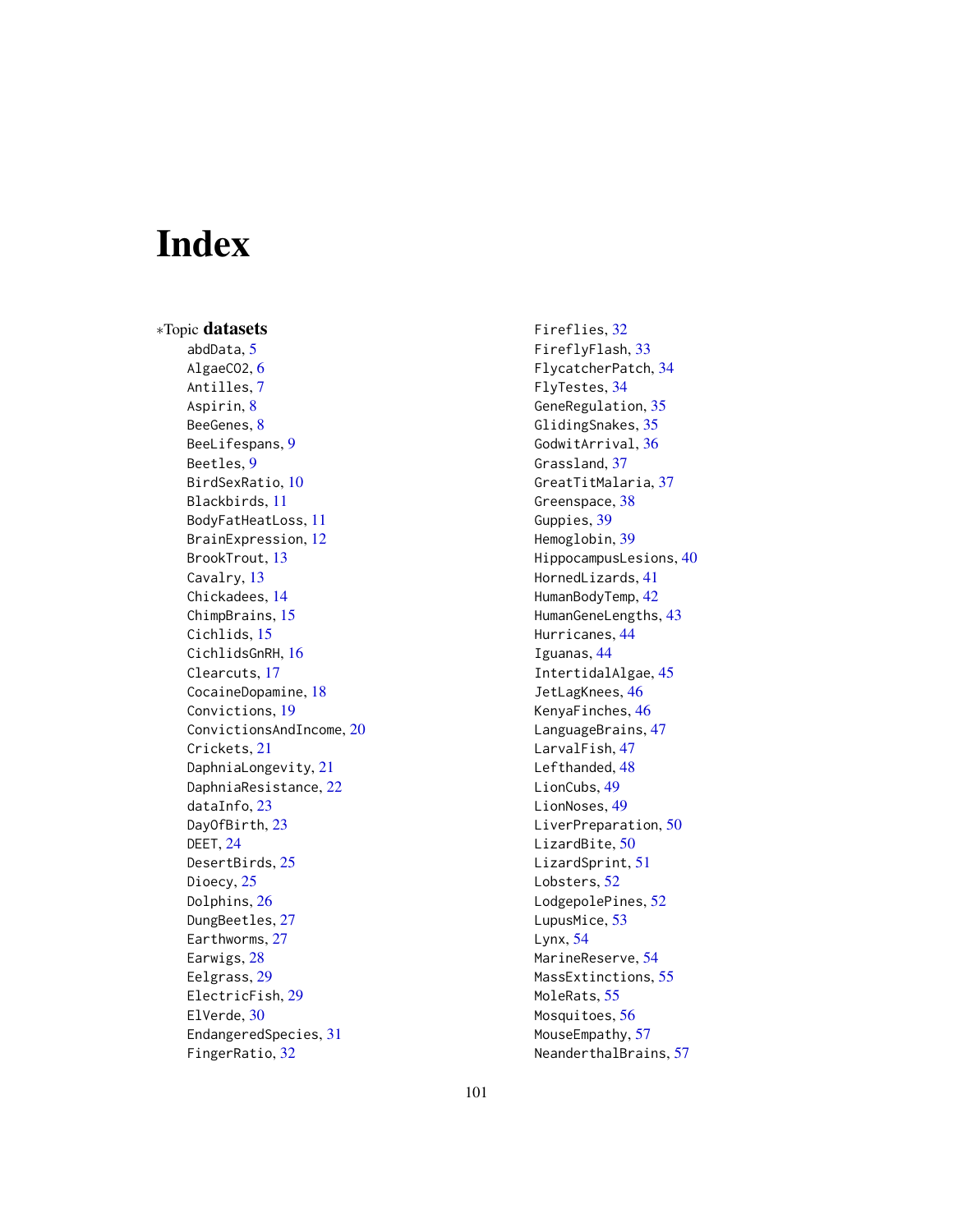# Index

∗Topic **datasets**

abdData, 5
AlgaeCO2, 6
Antilles, 7
Aspirin, 8
BeeGenes, 8
BeeLifespans, 9
Beetles, 9
BirdSexRatio, 10
Blackbirds, 11
BodyFatHeatLoss, 11
BrainExpression, 12
BrookTrout, 13
Cavalry, 13
Chickadees, 14
ChimpBrains, 15
Cichlids, 15
CichlidsGnRH, 16
Clearcuts, 17
CocaineDopamine, 18
Convictions, 19
ConvictionsAndIncome, 20
Crickets, 21
DaphniaLongevity, 21
DaphniaResistance, 22
dataInfo, 23
DayOfBirth, 23
DEET, 24
DesertBirds, 25
Dioecy, 25
Dolphins, 26
DungBeetles, 27
Earthworms, 27
Earwigs, 28
Eelgrass, 29
ElectricFish, 29
ElVerde, 30
EndangeredSpecies, 31
FingerRatio, 32
Fireflies, 32
FireflyFlash, 33
FlycatcherPatch, 34
FlyTestes, 34
GeneRegulation, 35
GlidingSnakes, 35
GodwitArrival, 36
Grassland, 37
GreatTitMalaria, 37
Greenspace, 38
Guppies, 39
Hemoglobin, 39
HippocampusLesions, 40
HornedLizards, 41
HumanBodyTemp, 42
HumanGeneLengths, 43
Hurricanes, 44
Iguanas, 44
IntertidalAlgae, 45
JetLagKnees, 46
KenyaFinches, 46
LanguageBrains, 47
LarvalFish, 47
Lefthanded, 48
LionCubs, 49
LionNoses, 49
LiverPreparation, 50
LizardBite, 50
LizardSprint, 51
Lobsters, 52
LodgepolePines, 52
LupusMice, 53
Lynx, 54
MarineReserve, 54
MassExtinctions, 55
MoleRats, 55
Mosquitoes, 56
MouseEmpathy, 57
NeanderthalBrains, 57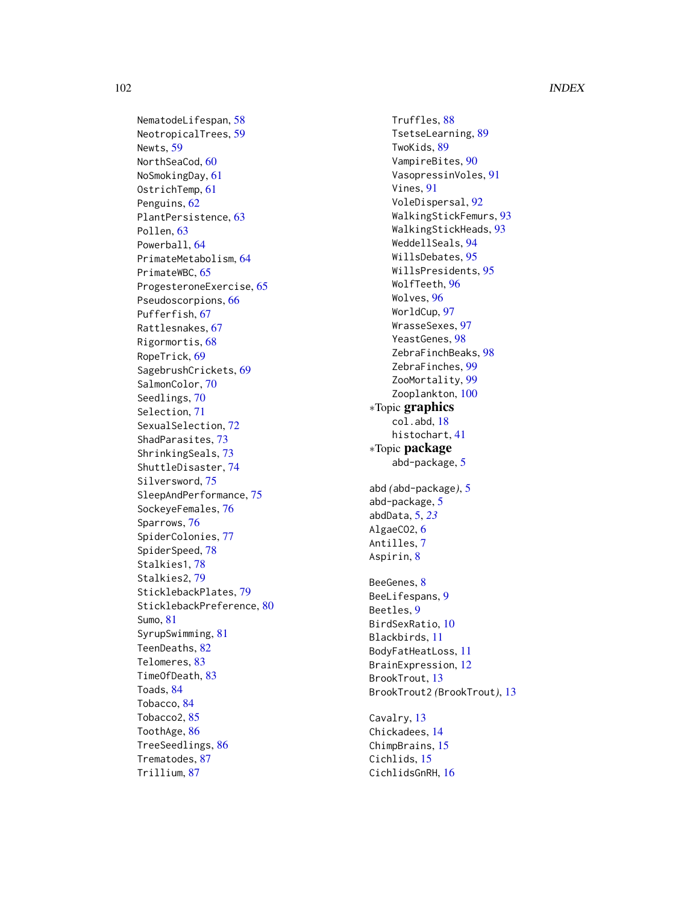NematodeLifespan, 58
NeotropicalTrees, 59
Newts, 59
NorthSeaCod, 60
NoSmokingDay, 61
OstrichTemp, 61
Penguins, 62
PlantPersistence, 63
Pollen, 63
Powerball, 64
PrimateMetabolism, 64
PrimateWBC, 65
ProgesteroneExercise, 65
Pseudoscorpions, 66
Pufferfish, 67
Rattlesnakes, 67
Rigormortis, 68
RopeTrick, 69
SagebrushCrickets, 69
SalmonColor, 70
Seedlings, 70
Selection, 71
SexualSelection, 72
ShadParasites, 73
ShrinkingSeals, 73
ShuttleDisaster, 74
Silversword, 75
SleepAndPerformance, 75
SockeyeFemales, 76
Sparrows, 76
SpiderColonies, 77
SpiderSpeed, 78
Stalkies1, 78
Stalkies2, 79
SticklebackPlates, 79
SticklebackPreference, 80
Sumo, 81
SyrupSwimming, 81
TeenDeaths, 82
Telomeres, 83
TimeOfDeath, 83
Toads, 84
Tobacco, 84
Tobacco2, 85
ToothAge, 86
TreeSeedlings, 86
Trematodes, 87
Trillium, 87
Truffles, 88
TsetseLearning, 89
TwoKids, 89
VampireBites, 90
VasopressinVoles, 91
Vines, 91
VoleDispersal, 92
WalkingStickFemurs, 93
WalkingStickHeads, 93
WeddellSeals, 94
WillsDebates, 95
WillsPresidents, 95
WolfTeeth, 96
Wolves, 96
WorldCup, 97
WrasseSexes, 97
YeastGenes, 98
ZebraFinchBeaks, 98
ZebraFinches, 99
ZooMortality, 99
Zooplankton, 100

*Topic **graphics**
col.abd, 18
histochart, 41

*Topic **package**
abd-package, 5

abd *(*abd-package*)*, 5
abd-package, 5
abdData, 5, *23*
AlgaeCO2, 6
Antilles, 7
Aspirin, 8

BeeGenes, 8
BeeLifespans, 9
Beetles, 9
BirdSexRatio, 10
Blackbirds, 11
BodyFatHeatLoss, 11
BrainExpression, 12
BrookTrout, 13
BrookTrout2 *(*BrookTrout*)*, 13

Cavalry, 13
Chickadees, 14
ChimpBrains, 15
Cichlids, 15
CichlidsGnRH, 16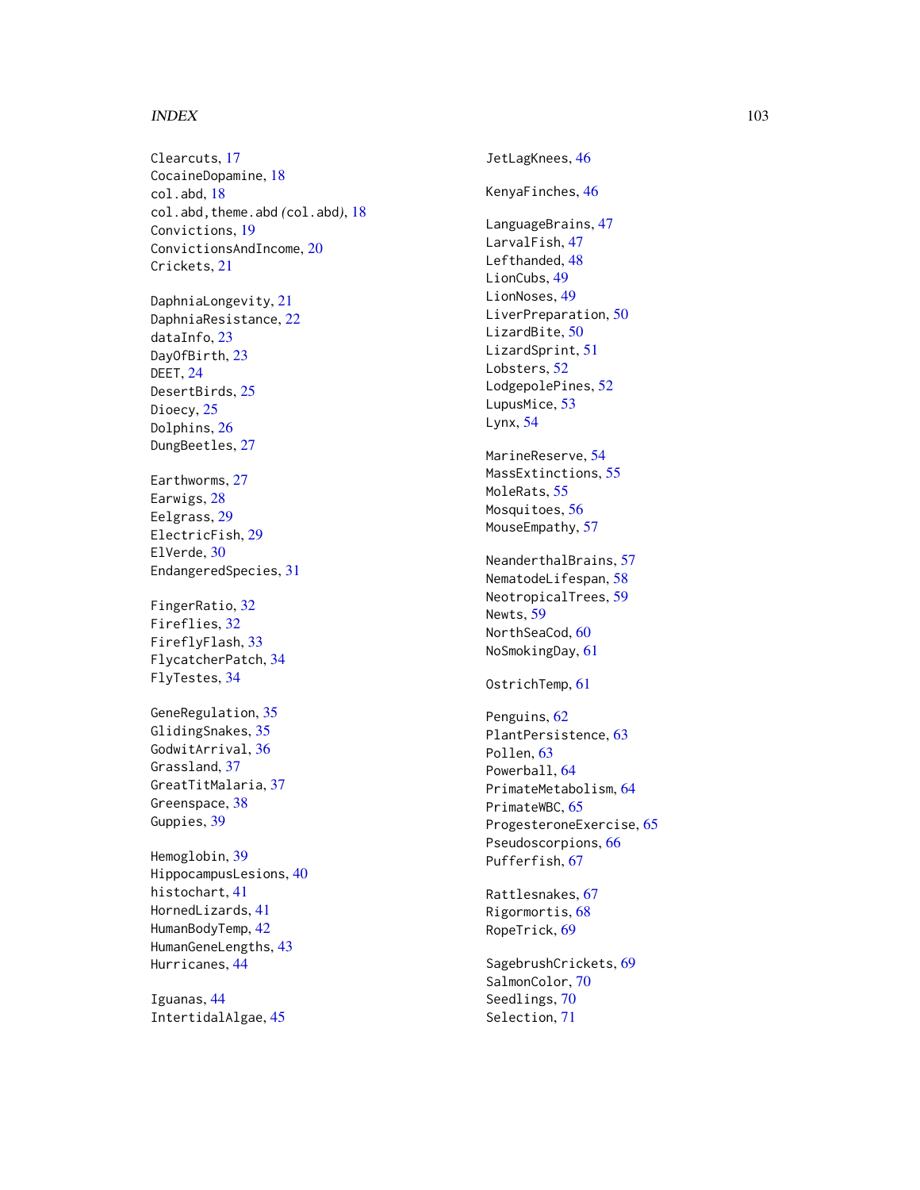Clearcuts, 17
CocaineDopamine, 18
col.abd, 18
col.abd,theme.abd *(col.abd)*, 18
Convictions, 19
ConvictionsAndIncome, 20
Crickets, 21

DaphniaLongevity, 21
DaphniaResistance, 22
dataInfo, 23
DayOfBirth, 23
DEET, 24
DesertBirds, 25
Dioecy, 25
Dolphins, 26
DungBeetles, 27

Earthworms, 27
Earwigs, 28
Eelgrass, 29
ElectricFish, 29
ElVerde, 30
EndangeredSpecies, 31

FingerRatio, 32
Fireflies, 32
FireflyFlash, 33
FlycatcherPatch, 34
FlyTestes, 34

GeneRegulation, 35
GlidingSnakes, 35
GodwitArrival, 36
Grassland, 37
GreatTitMalaria, 37
Greenspace, 38
Guppies, 39

Hemoglobin, 39
HippocampusLesions, 40
histochart, 41
HornedLizards, 41
HumanBodyTemp, 42
HumanGeneLengths, 43
Hurricanes, 44

Iguanas, 44
IntertidalAlgae, 45

JetLagKnees, 46

KenyaFinches, 46

LanguageBrains, 47
LarvalFish, 47
Lefthanded, 48
LionCubs, 49
LionNoses, 49
LiverPreparation, 50
LizardBite, 50
LizardSprint, 51
Lobsters, 52
LodgepolePines, 52
LupusMice, 53
Lynx, 54

MarineReserve, 54
MassExtinctions, 55
MoleRats, 55
Mosquitoes, 56
MouseEmpathy, 57

NeanderthalBrains, 57
NematodeLifespan, 58
NeotropicalTrees, 59
Newts, 59
NorthSeaCod, 60
NoSmokingDay, 61

OstrichTemp, 61

Penguins, 62
PlantPersistence, 63
Pollen, 63
Powerball, 64
PrimateMetabolism, 64
PrimateWBC, 65
ProgesteroneExercise, 65
Pseudoscorpions, 66
Pufferfish, 67

Rattlesnakes, 67
Rigormortis, 68
RopeTrick, 69

SagebrushCrickets, 69
SalmonColor, 70
Seedlings, 70
Selection, 71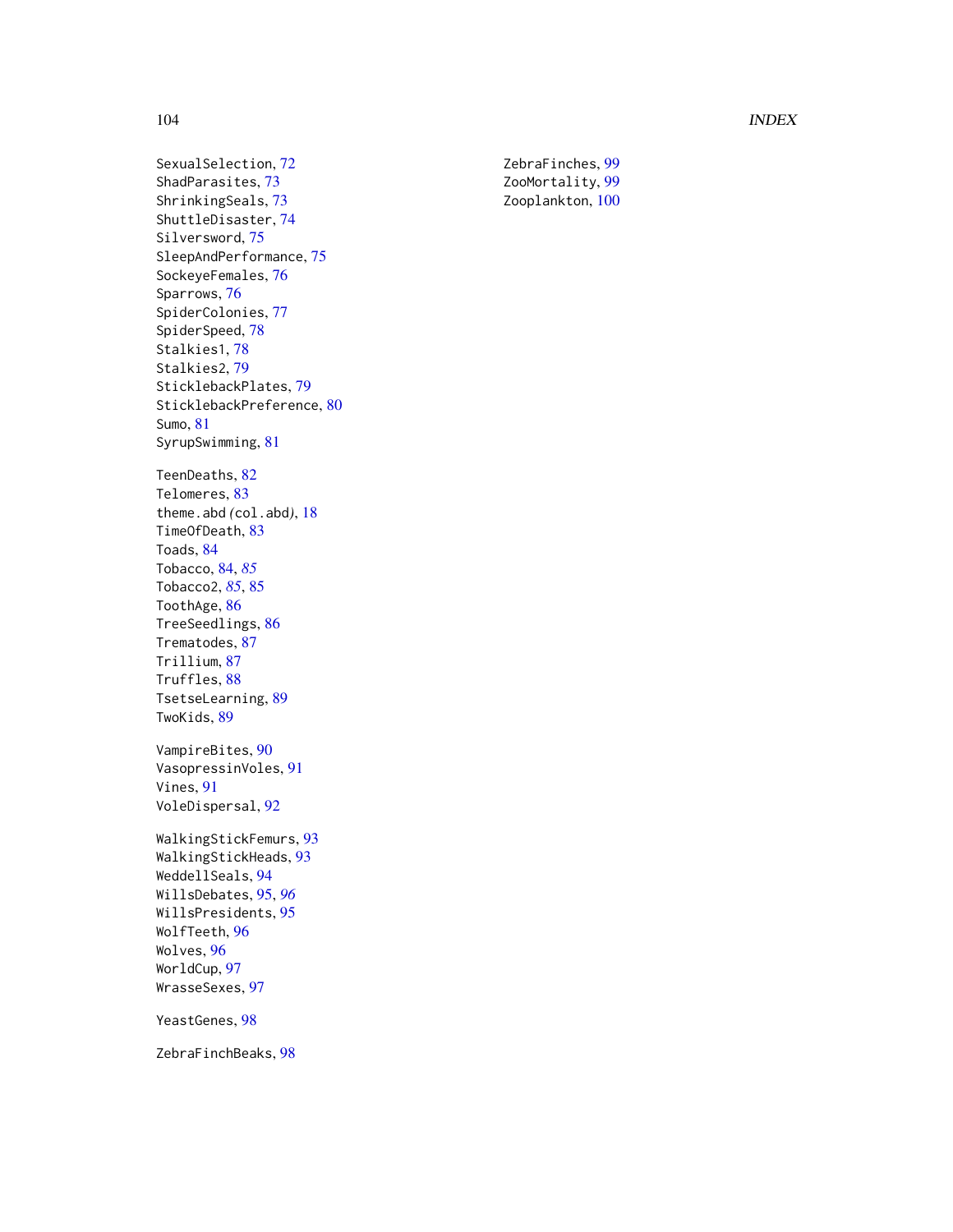SexualSelection, 72
ShadParasites, 73
ShrinkingSeals, 73
ShuttleDisaster, 74
Silversword, 75
SleepAndPerformance, 75
SockeyeFemales, 76
Sparrows, 76
SpiderColonies, 77
SpiderSpeed, 78
Stalkies1, 78
Stalkies2, 79
SticklebackPlates, 79
SticklebackPreference, 80
Sumo, 81
SyrupSwimming, 81

TeenDeaths, 82
Telomeres, 83
theme.abd *(*col.abd*)*, 18
TimeOfDeath, 83
Toads, 84
Tobacco, 84, *85*
Tobacco2, *85*, 85
ToothAge, 86
TreeSeedlings, 86
Trematodes, 87
Trillium, 87
Truffles, 88
TsetseLearning, 89
TwoKids, 89

VampireBites, 90
VasopressinVoles, 91
Vines, 91
VoleDispersal, 92

WalkingStickFemurs, 93
WalkingStickHeads, 93
WeddellSeals, 94
WillsDebates, 95, *96*
WillsPresidents, 95
WolfTeeth, 96
Wolves, 96
WorldCup, 97
WrasseSexes, 97

YeastGenes, 98

ZebraFinchBeaks, 98
ZebraFinches, 99
ZooMortality, 99
Zooplankton, 100